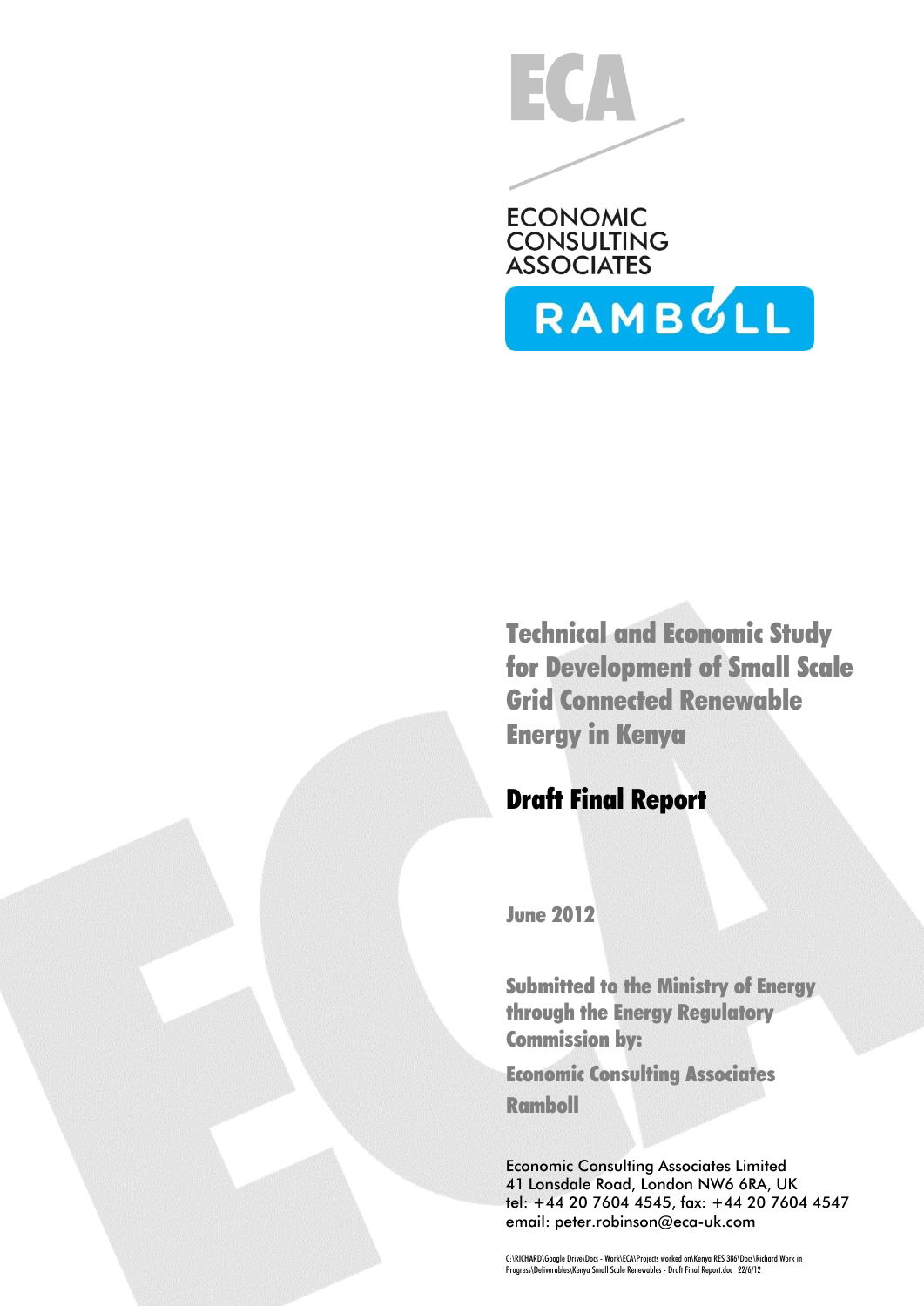ECA

ECONOMIC
CONSULTING
ASSOCIATES

RAMBOLL

# Technical and Economic Study for Development of Small Scale Grid Connected Renewable Energy in Kenya

## Draft Final Report

**June 2012**

**Submitted to the Ministry of Energy through the Energy Regulatory Commission by:**

**Economic Consulting Associates**

**Ramboll**

Economic Consulting Associates Limited
41 Lonsdale Road, London NW6 6RA, UK
tel: +44 20 7604 4545, fax: +44 20 7604 4547
email: peter.robinson@eca-uk.com

C:\RICHARD\Google Drive\Docs - Work\ECA\Projects worked on\Kenya RES 386\Docs\Richard Work in Progress\Deliverables\Kenya Small Scale Renewables - Draft Final Report.doc 22/6/12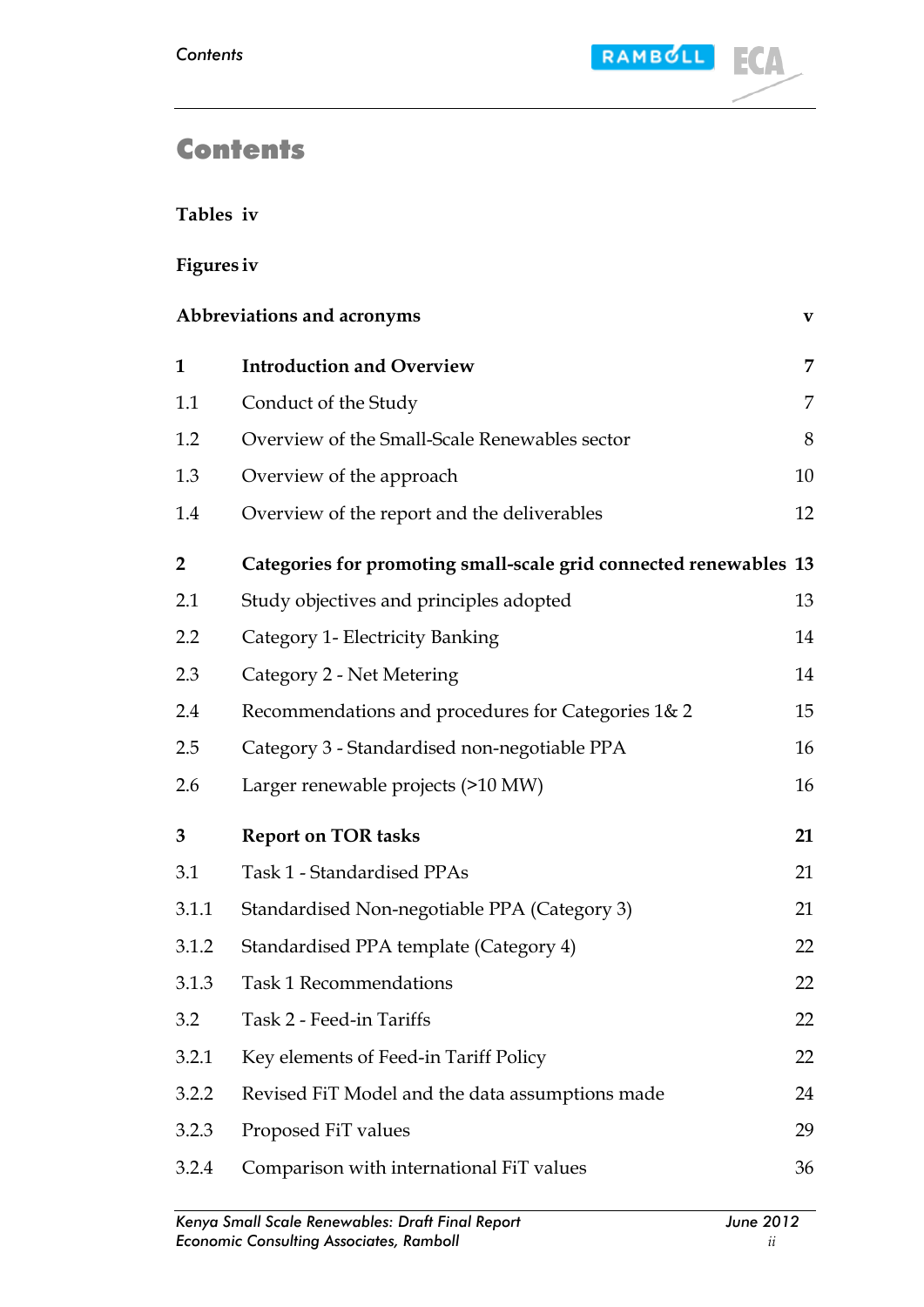# Contents

**Tables iv**

**Figures iv**

**Abbreviations and acronyms** **v**

| | | |
|---|---|---|
| **1** | **Introduction and Overview** | **7** |
| 1.1 | Conduct of the Study | 7 |
| 1.2 | Overview of the Small-Scale Renewables sector | 8 |
| 1.3 | Overview of the approach | 10 |
| 1.4 | Overview of the report and the deliverables | 12 |
| **2** | **Categories for promoting small-scale grid connected renewables** | **13** |
| 2.1 | Study objectives and principles adopted | 13 |
| 2.2 | Category 1- Electricity Banking | 14 |
| 2.3 | Category 2 - Net Metering | 14 |
| 2.4 | Recommendations and procedures for Categories 1& 2 | 15 |
| 2.5 | Category 3 - Standardised non-negotiable PPA | 16 |
| 2.6 | Larger renewable projects (>10 MW) | 16 |
| **3** | **Report on TOR tasks** | **21** |
| 3.1 | Task 1 - Standardised PPAs | 21 |
| 3.1.1 | Standardised Non-negotiable PPA (Category 3) | 21 |
| 3.1.2 | Standardised PPA template (Category 4) | 22 |
| 3.1.3 | Task 1 Recommendations | 22 |
| 3.2 | Task 2 - Feed-in Tariffs | 22 |
| 3.2.1 | Key elements of Feed-in Tariff Policy | 22 |
| 3.2.2 | Revised FiT Model and the data assumptions made | 24 |
| 3.2.3 | Proposed FiT values | 29 |
| 3.2.4 | Comparison with international FiT values | 36 |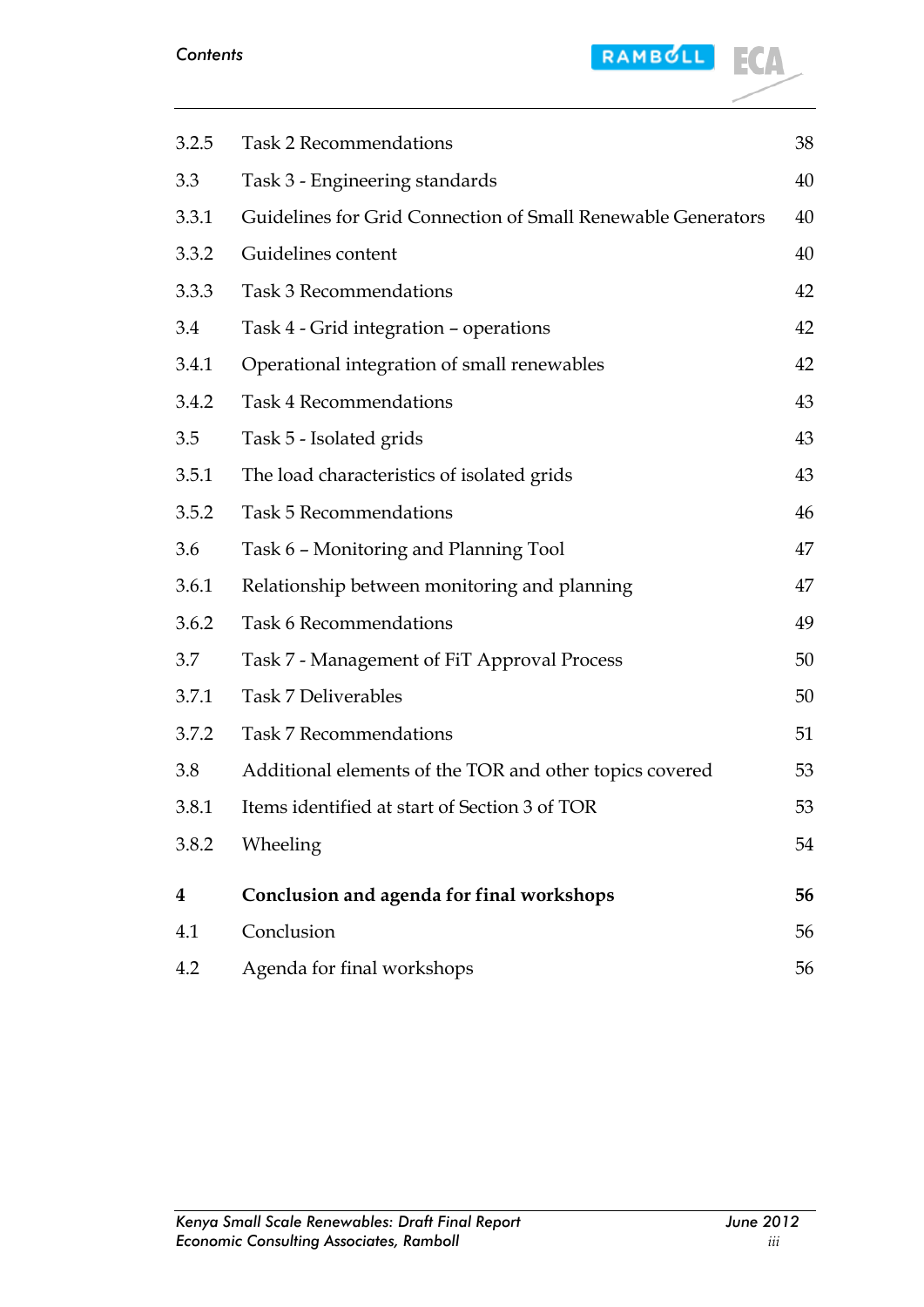| | | |
|---|---|---|
| 3.2.5 | Task 2 Recommendations | 38 |
| 3.3 | Task 3 - Engineering standards | 40 |
| 3.3.1 | Guidelines for Grid Connection of Small Renewable Generators | 40 |
| 3.3.2 | Guidelines content | 40 |
| 3.3.3 | Task 3 Recommendations | 42 |
| 3.4 | Task 4 - Grid integration – operations | 42 |
| 3.4.1 | Operational integration of small renewables | 42 |
| 3.4.2 | Task 4 Recommendations | 43 |
| 3.5 | Task 5 - Isolated grids | 43 |
| 3.5.1 | The load characteristics of isolated grids | 43 |
| 3.5.2 | Task 5 Recommendations | 46 |
| 3.6 | Task 6 – Monitoring and Planning Tool | 47 |
| 3.6.1 | Relationship between monitoring and planning | 47 |
| 3.6.2 | Task 6 Recommendations | 49 |
| 3.7 | Task 7 - Management of FiT Approval Process | 50 |
| 3.7.1 | Task 7 Deliverables | 50 |
| 3.7.2 | Task 7 Recommendations | 51 |
| 3.8 | Additional elements of the TOR and other topics covered | 53 |
| 3.8.1 | Items identified at start of Section 3 of TOR | 53 |
| 3.8.2 | Wheeling | 54 |
| **4** | **Conclusion and agenda for final workshops** | **56** |
| 4.1 | Conclusion | 56 |
| 4.2 | Agenda for final workshops | 56 |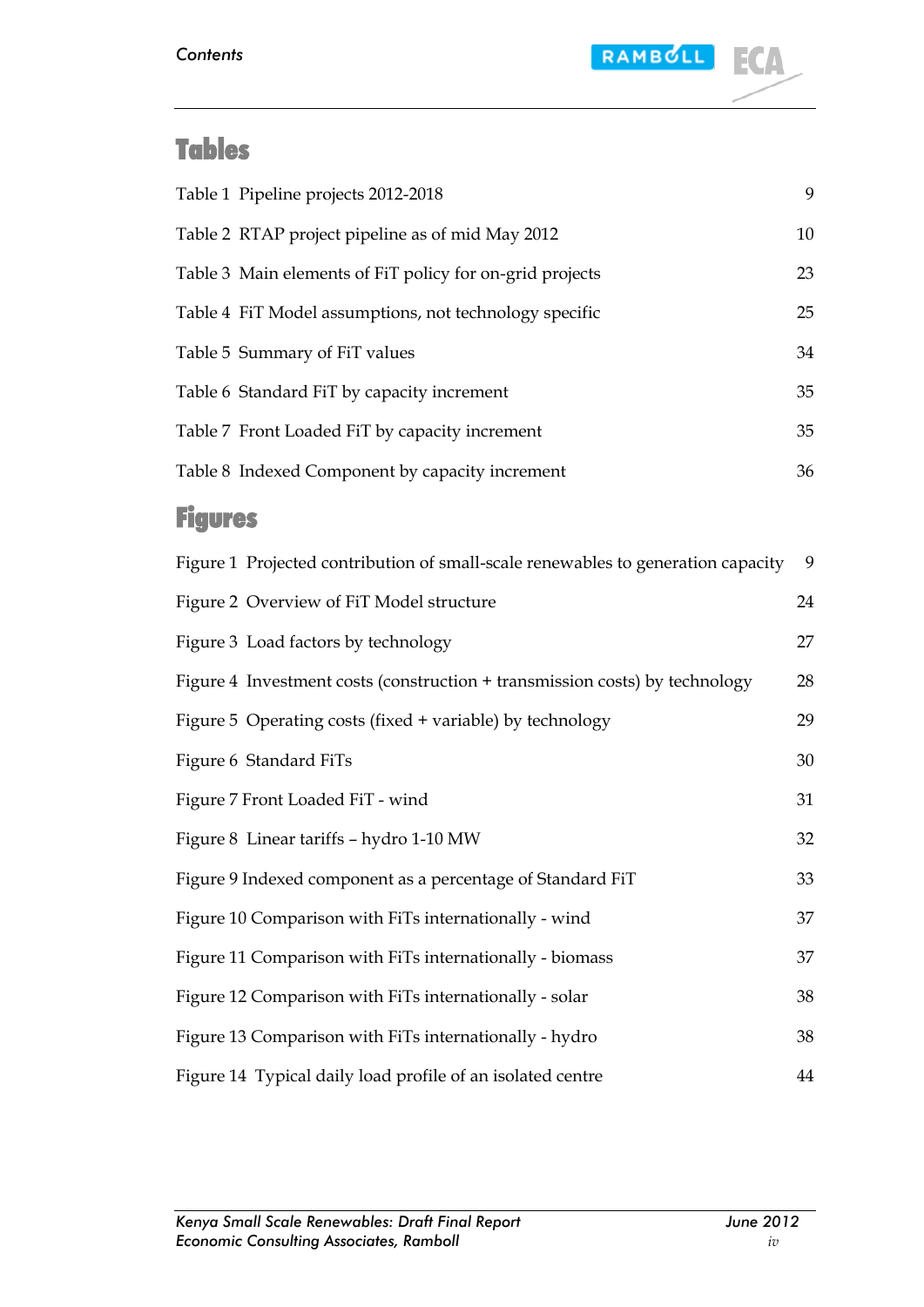# Tables

Table 1  Pipeline projects 2012-2018 9

Table 2  RTAP project pipeline as of mid May 2012 10

Table 3  Main elements of FiT policy for on-grid projects 23

Table 4  FiT Model assumptions, not technology specific 25

Table 5  Summary of FiT values 34

Table 6  Standard FiT by capacity increment 35

Table 7  Front Loaded FiT by capacity increment 35

Table 8  Indexed Component by capacity increment 36

# Figures

Figure 1  Projected contribution of small-scale renewables to generation capacity 9

Figure 2  Overview of FiT Model structure 24

Figure 3  Load factors by technology 27

Figure 4  Investment costs (construction + transmission costs) by technology 28

Figure 5  Operating costs (fixed + variable) by technology 29

Figure 6  Standard FiTs 30

Figure 7 Front Loaded FiT - wind 31

Figure 8  Linear tariffs – hydro 1-10 MW 32

Figure 9 Indexed component as a percentage of Standard FiT 33

Figure 10 Comparison with FiTs internationally - wind 37

Figure 11 Comparison with FiTs internationally - biomass 37

Figure 12 Comparison with FiTs internationally - solar 38

Figure 13 Comparison with FiTs internationally - hydro 38

Figure 14  Typical daily load profile of an isolated centre 44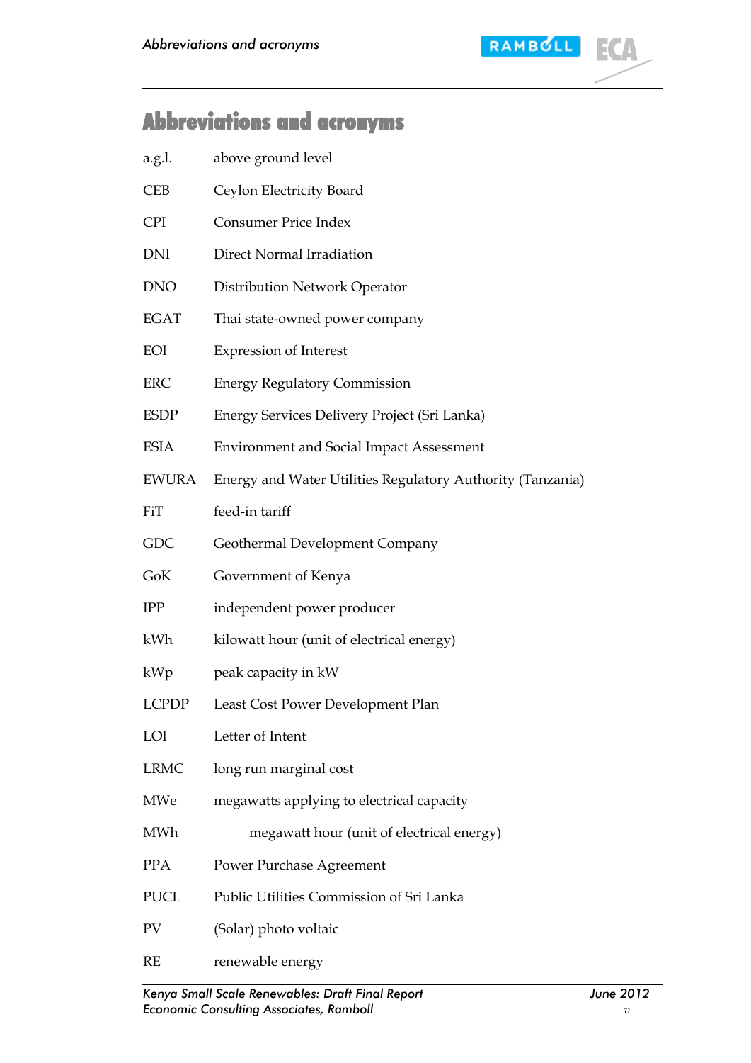# Abbreviations and acronyms

| | |
|---|---|
| a.g.l. | above ground level |
| CEB | Ceylon Electricity Board |
| CPI | Consumer Price Index |
| DNI | Direct Normal Irradiation |
| DNO | Distribution Network Operator |
| EGAT | Thai state-owned power company |
| EOI | Expression of Interest |
| ERC | Energy Regulatory Commission |
| ESDP | Energy Services Delivery Project (Sri Lanka) |
| ESIA | Environment and Social Impact Assessment |
| EWURA | Energy and Water Utilities Regulatory Authority (Tanzania) |
| FiT | feed-in tariff |
| GDC | Geothermal Development Company |
| GoK | Government of Kenya |
| IPP | independent power producer |
| kWh | kilowatt hour (unit of electrical energy) |
| kWp | peak capacity in kW |
| LCPDP | Least Cost Power Development Plan |
| LOI | Letter of Intent |
| LRMC | long run marginal cost |
| MWe | megawatts applying to electrical capacity |
| MWh | megawatt hour (unit of electrical energy) |
| PPA | Power Purchase Agreement |
| PUCL | Public Utilities Commission of Sri Lanka |
| PV | (Solar) photo voltaic |
| RE | renewable energy |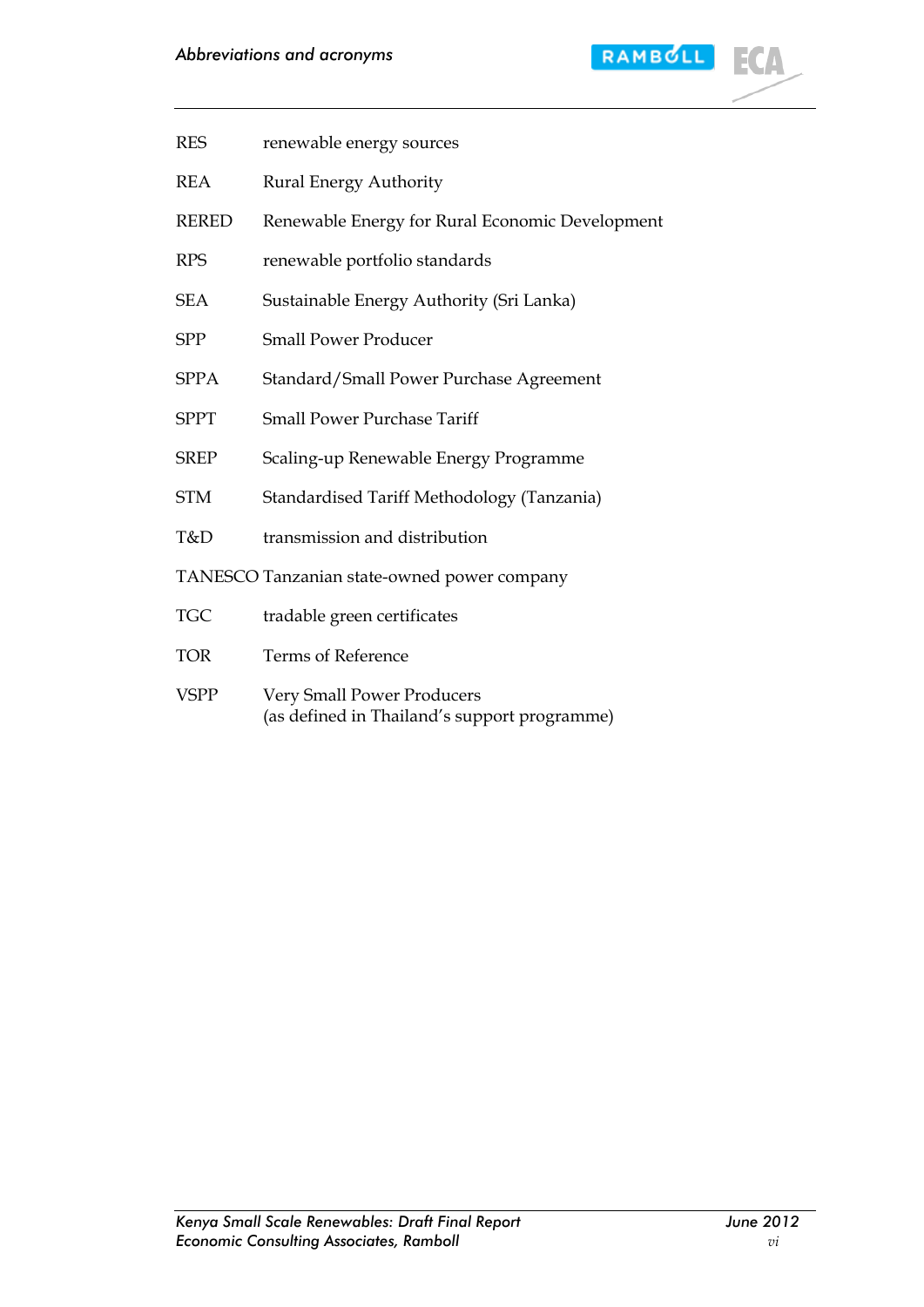| | |
|---|---|
| RES | renewable energy sources |
| REA | Rural Energy Authority |
| RERED | Renewable Energy for Rural Economic Development |
| RPS | renewable portfolio standards |
| SEA | Sustainable Energy Authority (Sri Lanka) |
| SPP | Small Power Producer |
| SPPA | Standard/Small Power Purchase Agreement |
| SPPT | Small Power Purchase Tariff |
| SREP | Scaling-up Renewable Energy Programme |
| STM | Standardised Tariff Methodology (Tanzania) |
| T&D | transmission and distribution |
| TANESCO | Tanzanian state-owned power company |
| TGC | tradable green certificates |
| TOR | Terms of Reference |
| VSPP | Very Small Power Producers (as defined in Thailand's support programme) |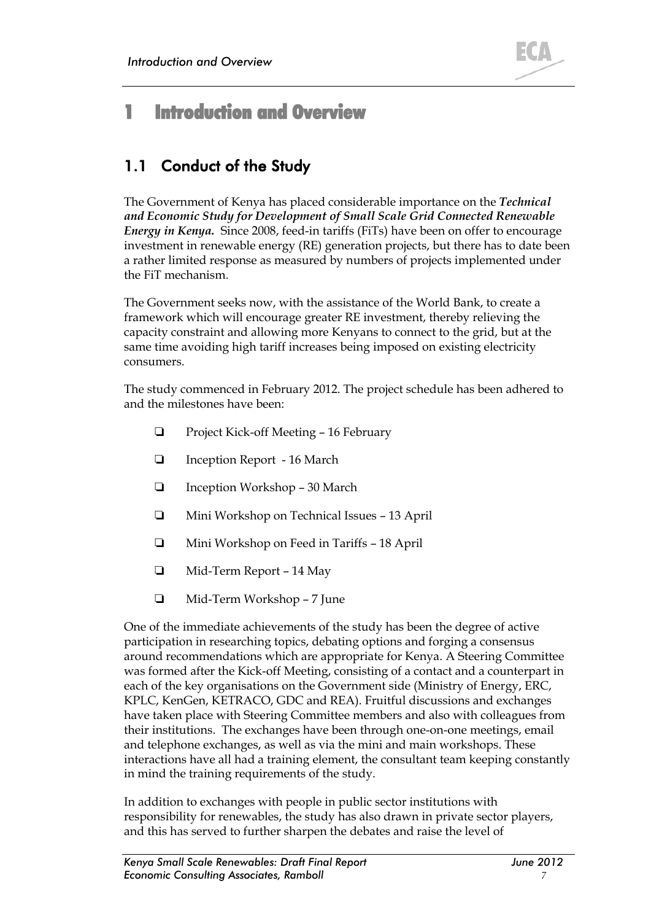# 1 Introduction and Overview

## 1.1 Conduct of the Study

The Government of Kenya has placed considerable importance on the ***Technical and Economic Study for Development of Small Scale Grid Connected Renewable Energy in Kenya.*** Since 2008, feed-in tariffs (FiTs) have been on offer to encourage investment in renewable energy (RE) generation projects, but there has to date been a rather limited response as measured by numbers of projects implemented under the FiT mechanism.

The Government seeks now, with the assistance of the World Bank, to create a framework which will encourage greater RE investment, thereby relieving the capacity constraint and allowing more Kenyans to connect to the grid, but at the same time avoiding high tariff increases being imposed on existing electricity consumers.

The study commenced in February 2012. The project schedule has been adhered to and the milestones have been:

- Project Kick-off Meeting – 16 February
- Inception Report - 16 March
- Inception Workshop – 30 March
- Mini Workshop on Technical Issues – 13 April
- Mini Workshop on Feed in Tariffs – 18 April
- Mid-Term Report – 14 May
- Mid-Term Workshop – 7 June

One of the immediate achievements of the study has been the degree of active participation in researching topics, debating options and forging a consensus around recommendations which are appropriate for Kenya. A Steering Committee was formed after the Kick-off Meeting, consisting of a contact and a counterpart in each of the key organisations on the Government side (Ministry of Energy, ERC, KPLC, KenGen, KETRACO, GDC and REA). Fruitful discussions and exchanges have taken place with Steering Committee members and also with colleagues from their institutions. The exchanges have been through one-on-one meetings, email and telephone exchanges, as well as via the mini and main workshops. These interactions have all had a training element, the consultant team keeping constantly in mind the training requirements of the study.

In addition to exchanges with people in public sector institutions with responsibility for renewables, the study has also drawn in private sector players, and this has served to further sharpen the debates and raise the level of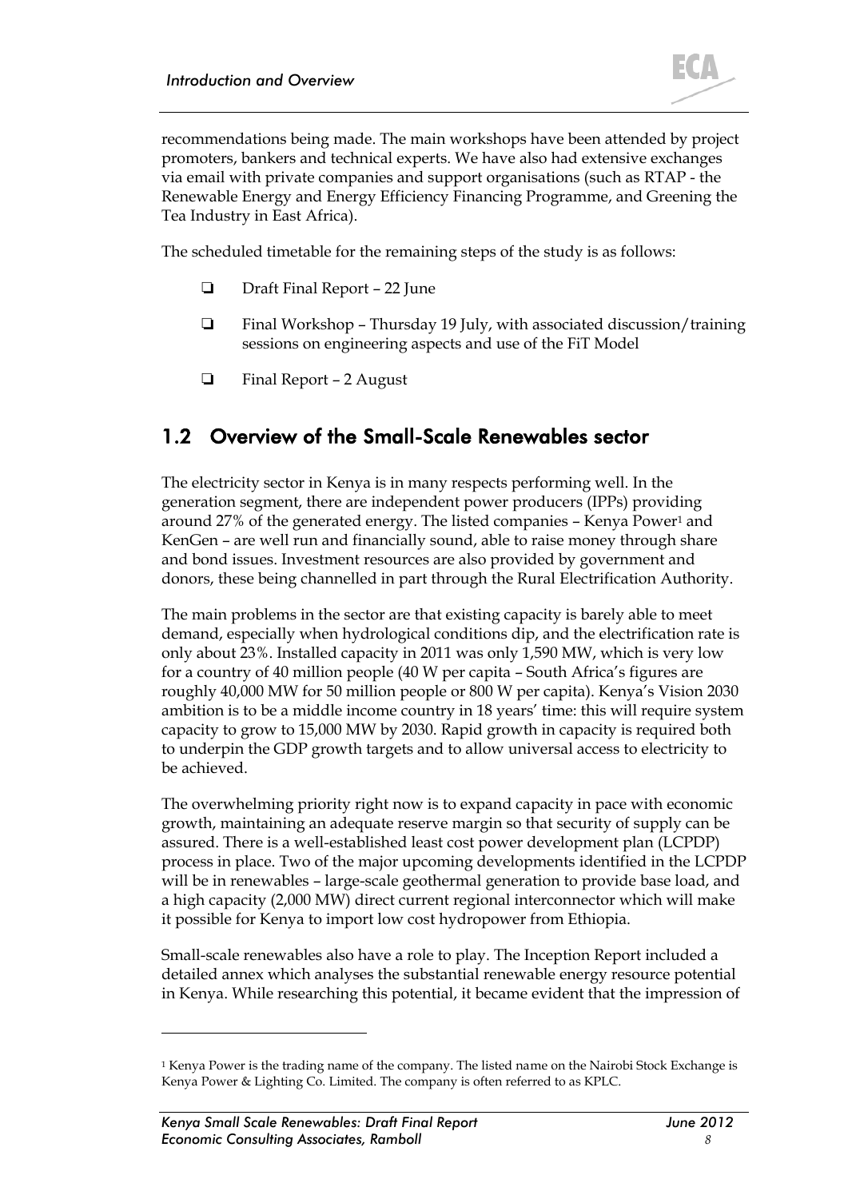recommendations being made. The main workshops have been attended by project promoters, bankers and technical experts. We have also had extensive exchanges via email with private companies and support organisations (such as RTAP - the Renewable Energy and Energy Efficiency Financing Programme, and Greening the Tea Industry in East Africa).

The scheduled timetable for the remaining steps of the study is as follows:

- Draft Final Report – 22 June
- Final Workshop – Thursday 19 July, with associated discussion/training sessions on engineering aspects and use of the FiT Model
- Final Report – 2 August

## 1.2 Overview of the Small-Scale Renewables sector

The electricity sector in Kenya is in many respects performing well. In the generation segment, there are independent power producers (IPPs) providing around 27% of the generated energy. The listed companies – Kenya Power[1] and KenGen – are well run and financially sound, able to raise money through share and bond issues. Investment resources are also provided by government and donors, these being channelled in part through the Rural Electrification Authority.

The main problems in the sector are that existing capacity is barely able to meet demand, especially when hydrological conditions dip, and the electrification rate is only about 23%. Installed capacity in 2011 was only 1,590 MW, which is very low for a country of 40 million people (40 W per capita – South Africa's figures are roughly 40,000 MW for 50 million people or 800 W per capita). Kenya's Vision 2030 ambition is to be a middle income country in 18 years' time: this will require system capacity to grow to 15,000 MW by 2030. Rapid growth in capacity is required both to underpin the GDP growth targets and to allow universal access to electricity to be achieved.

The overwhelming priority right now is to expand capacity in pace with economic growth, maintaining an adequate reserve margin so that security of supply can be assured. There is a well-established least cost power development plan (LCPDP) process in place. Two of the major upcoming developments identified in the LCPDP will be in renewables – large-scale geothermal generation to provide base load, and a high capacity (2,000 MW) direct current regional interconnector which will make it possible for Kenya to import low cost hydropower from Ethiopia.

Small-scale renewables also have a role to play. The Inception Report included a detailed annex which analyses the substantial renewable energy resource potential in Kenya. While researching this potential, it became evident that the impression of

[1] Kenya Power is the trading name of the company. The listed name on the Nairobi Stock Exchange is Kenya Power & Lighting Co. Limited. The company is often referred to as KPLC.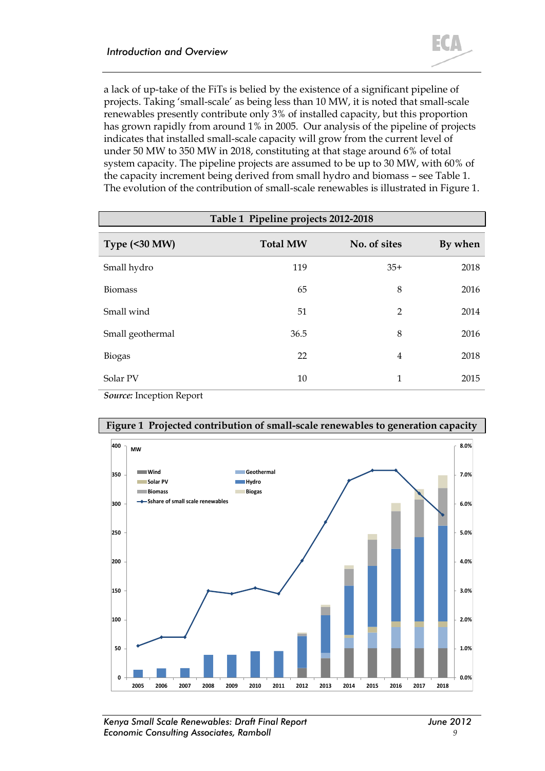a lack of up-take of the FiTs is belied by the existence of a significant pipeline of projects. Taking 'small-scale' as being less than 10 MW, it is noted that small-scale renewables presently contribute only 3% of installed capacity, but this proportion has grown rapidly from around 1% in 2005. Our analysis of the pipeline of projects indicates that installed small-scale capacity will grow from the current level of under 50 MW to 350 MW in 2018, constituting at that stage around 6% of total system capacity. The pipeline projects are assumed to be up to 30 MW, with 60% of the capacity increment being derived from small hydro and biomass – see Table 1. The evolution of the contribution of small-scale renewables is illustrated in Figure 1.

**Table 1 Pipeline projects 2012-2018**

| Type (<30 MW) | Total MW | No. of sites | By when |
|---|---|---|---|
| Small hydro | 119 | 35+ | 2018 |
| Biomass | 65 | 8 | 2016 |
| Small wind | 51 | 2 | 2014 |
| Small geothermal | 36.5 | 8 | 2016 |
| Biogas | 22 | 4 | 2018 |
| Solar PV | 10 | 1 | 2015 |

*Source:* Inception Report

**Figure 1 Projected contribution of small-scale renewables to generation capacity**

MW

400
350
300
250
200
150
100
50
0

8.0%
7.0%
6.0%
5.0%
4.0%
3.0%
2.0%
1.0%
0.0%

Wind
Solar PV
Biomass
Sshare of small scale renewables
Geothermal
Hydro
Biogas

2005 2006 2007 2008 2009 2010 2011 2012 2013 2014 2015 2016 2017 2018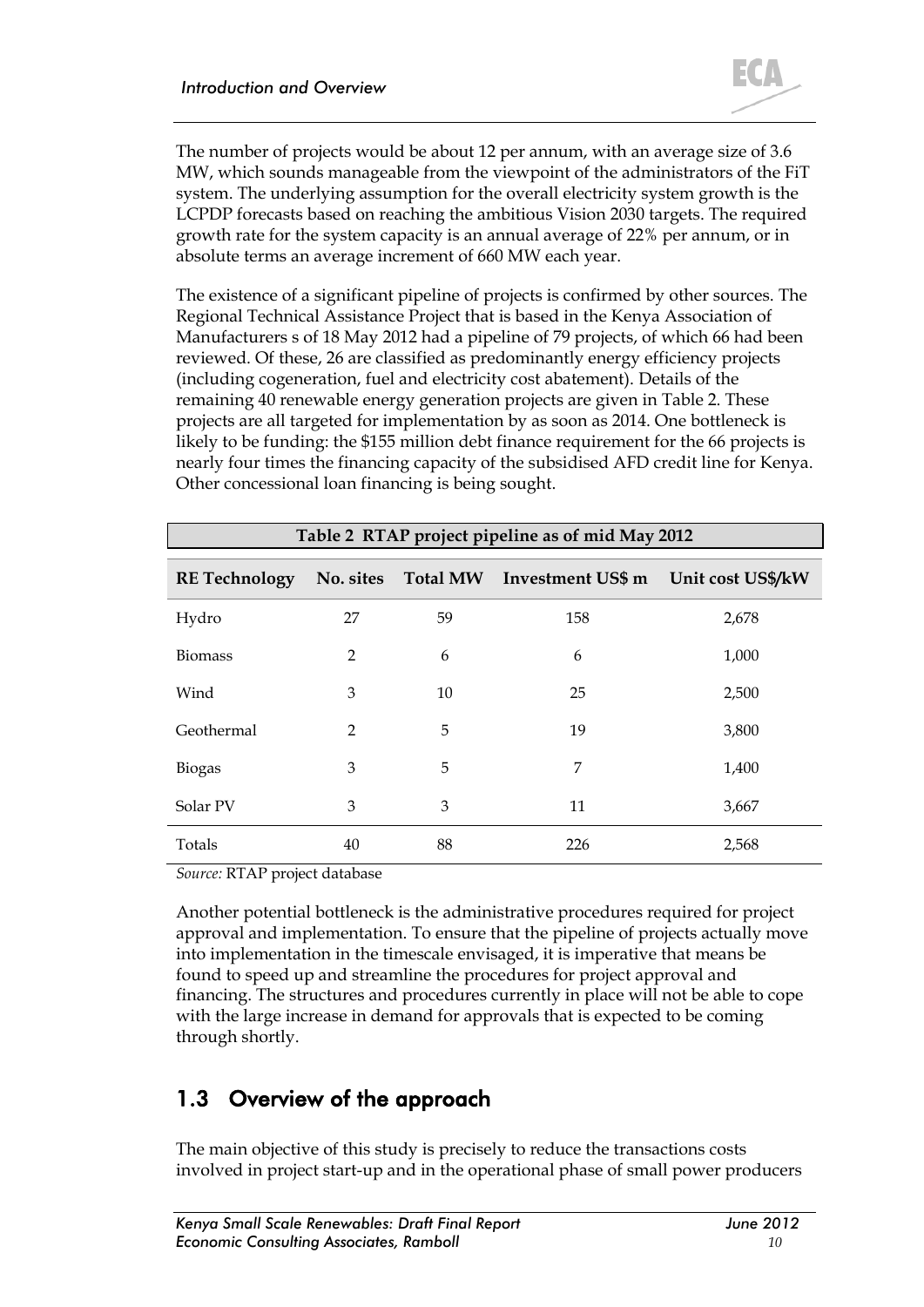The number of projects would be about 12 per annum, with an average size of 3.6 MW, which sounds manageable from the viewpoint of the administrators of the FiT system. The underlying assumption for the overall electricity system growth is the LCPDP forecasts based on reaching the ambitious Vision 2030 targets. The required growth rate for the system capacity is an annual average of 22% per annum, or in absolute terms an average increment of 660 MW each year.

The existence of a significant pipeline of projects is confirmed by other sources. The Regional Technical Assistance Project that is based in the Kenya Association of Manufacturers s of 18 May 2012 had a pipeline of 79 projects, of which 66 had been reviewed. Of these, 26 are classified as predominantly energy efficiency projects (including cogeneration, fuel and electricity cost abatement). Details of the remaining 40 renewable energy generation projects are given in Table 2. These projects are all targeted for implementation by as soon as 2014. One bottleneck is likely to be funding: the $155 million debt finance requirement for the 66 projects is nearly four times the financing capacity of the subsidised AFD credit line for Kenya. Other concessional loan financing is being sought.

**Table 2 RTAP project pipeline as of mid May 2012**

| RE Technology | No. sites | Total MW | Investment US$ m | Unit cost US$/kW |
|---|---|---|---|---|
| Hydro | 27 | 59 | 158 | 2,678 |
| Biomass | 2 | 6 | 6 | 1,000 |
| Wind | 3 | 10 | 25 | 2,500 |
| Geothermal | 2 | 5 | 19 | 3,800 |
| Biogas | 3 | 5 | 7 | 1,400 |
| Solar PV | 3 | 3 | 11 | 3,667 |
| Totals | 40 | 88 | 226 | 2,568 |

*Source:* RTAP project database

Another potential bottleneck is the administrative procedures required for project approval and implementation. To ensure that the pipeline of projects actually move into implementation in the timescale envisaged, it is imperative that means be found to speed up and streamline the procedures for project approval and financing. The structures and procedures currently in place will not be able to cope with the large increase in demand for approvals that is expected to be coming through shortly.

## 1.3 Overview of the approach

The main objective of this study is precisely to reduce the transactions costs involved in project start-up and in the operational phase of small power producers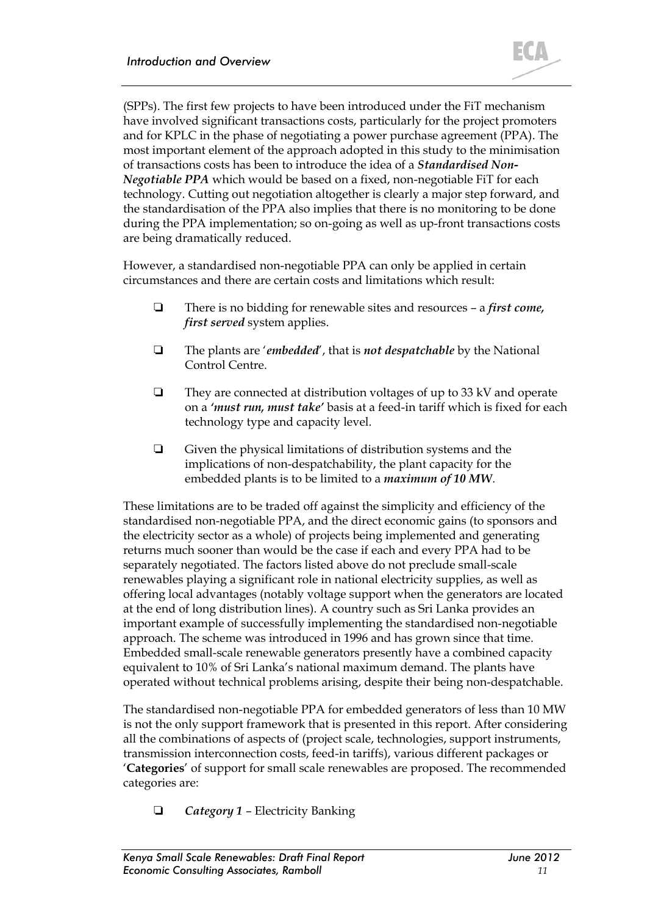(SPPs). The first few projects to have been introduced under the FiT mechanism have involved significant transactions costs, particularly for the project promoters and for KPLC in the phase of negotiating a power purchase agreement (PPA). The most important element of the approach adopted in this study to the minimisation of transactions costs has been to introduce the idea of a ***Standardised Non-Negotiable PPA*** which would be based on a fixed, non-negotiable FiT for each technology. Cutting out negotiation altogether is clearly a major step forward, and the standardisation of the PPA also implies that there is no monitoring to be done during the PPA implementation; so on-going as well as up-front transactions costs are being dramatically reduced.

However, a standardised non-negotiable PPA can only be applied in certain circumstances and there are certain costs and limitations which result:

- There is no bidding for renewable sites and resources – a ***first come, first served*** system applies.
- The plants are '***embedded***', that is ***not despatchable*** by the National Control Centre.
- They are connected at distribution voltages of up to 33 kV and operate on a ***'must run, must take'*** basis at a feed-in tariff which is fixed for each technology type and capacity level.
- Given the physical limitations of distribution systems and the implications of non-despatchability, the plant capacity for the embedded plants is to be limited to a ***maximum of 10 MW***.

These limitations are to be traded off against the simplicity and efficiency of the standardised non-negotiable PPA, and the direct economic gains (to sponsors and the electricity sector as a whole) of projects being implemented and generating returns much sooner than would be the case if each and every PPA had to be separately negotiated. The factors listed above do not preclude small-scale renewables playing a significant role in national electricity supplies, as well as offering local advantages (notably voltage support when the generators are located at the end of long distribution lines). A country such as Sri Lanka provides an important example of successfully implementing the standardised non-negotiable approach. The scheme was introduced in 1996 and has grown since that time. Embedded small-scale renewable generators presently have a combined capacity equivalent to 10% of Sri Lanka's national maximum demand. The plants have operated without technical problems arising, despite their being non-despatchable.

The standardised non-negotiable PPA for embedded generators of less than 10 MW is not the only support framework that is presented in this report. After considering all the combinations of aspects of (project scale, technologies, support instruments, transmission interconnection costs, feed-in tariffs), various different packages or '**Categories**' of support for small scale renewables are proposed. The recommended categories are:

- *Category 1* – Electricity Banking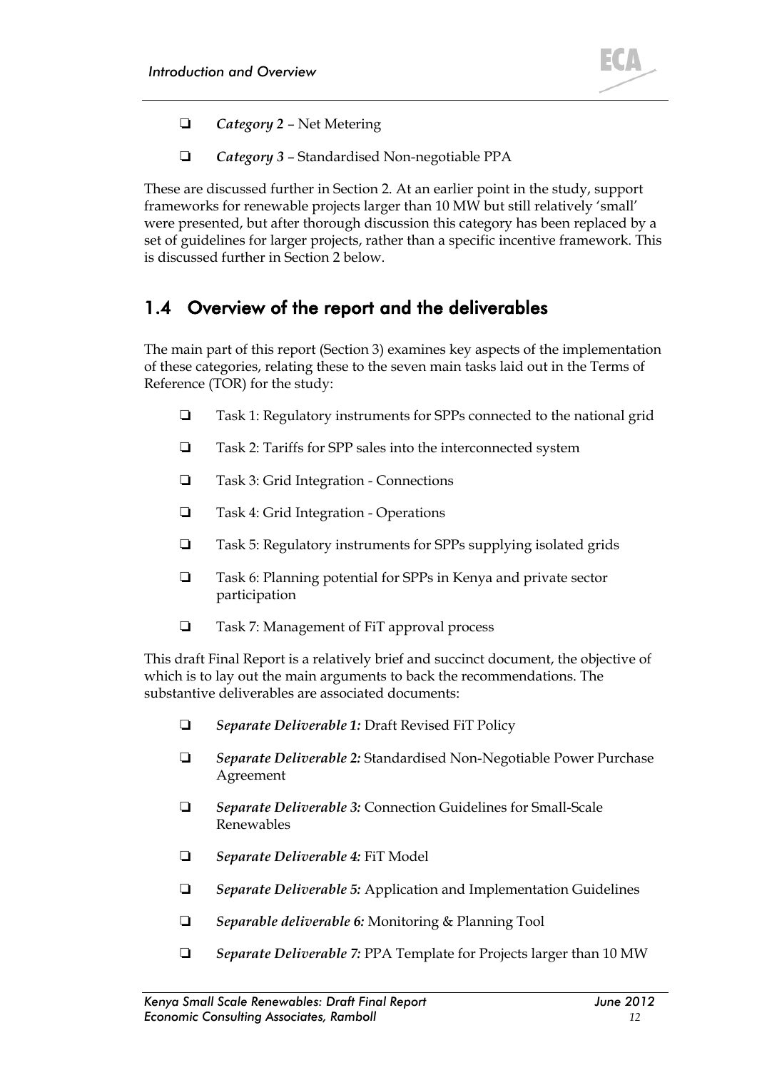- *Category 2* – Net Metering
- *Category 3* – Standardised Non-negotiable PPA

These are discussed further in Section 2. At an earlier point in the study, support frameworks for renewable projects larger than 10 MW but still relatively 'small' were presented, but after thorough discussion this category has been replaced by a set of guidelines for larger projects, rather than a specific incentive framework. This is discussed further in Section 2 below.

## 1.4 Overview of the report and the deliverables

The main part of this report (Section 3) examines key aspects of the implementation of these categories, relating these to the seven main tasks laid out in the Terms of Reference (TOR) for the study:

- Task 1: Regulatory instruments for SPPs connected to the national grid
- Task 2: Tariffs for SPP sales into the interconnected system
- Task 3: Grid Integration - Connections
- Task 4: Grid Integration - Operations
- Task 5: Regulatory instruments for SPPs supplying isolated grids
- Task 6: Planning potential for SPPs in Kenya and private sector participation
- Task 7: Management of FiT approval process

This draft Final Report is a relatively brief and succinct document, the objective of which is to lay out the main arguments to back the recommendations. The substantive deliverables are associated documents:

- *Separate Deliverable 1:* Draft Revised FiT Policy
- *Separate Deliverable 2:* Standardised Non-Negotiable Power Purchase Agreement
- *Separate Deliverable 3:* Connection Guidelines for Small-Scale Renewables
- *Separate Deliverable 4:* FiT Model
- *Separate Deliverable 5:* Application and Implementation Guidelines
- *Separable deliverable 6:* Monitoring & Planning Tool
- *Separate Deliverable 7:* PPA Template for Projects larger than 10 MW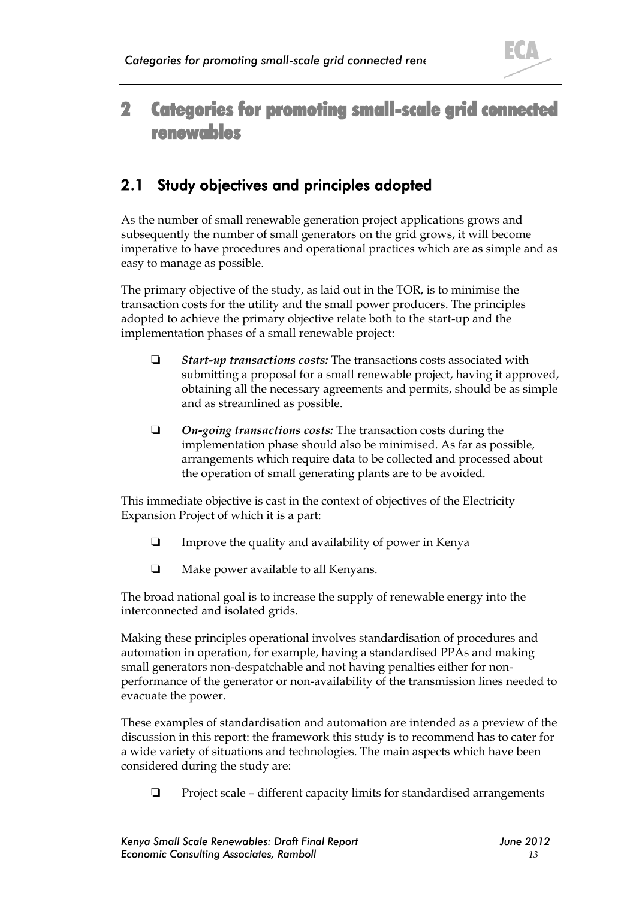# 2 Categories for promoting small-scale grid connected renewables

## 2.1 Study objectives and principles adopted

As the number of small renewable generation project applications grows and subsequently the number of small generators on the grid grows, it will become imperative to have procedures and operational practices which are as simple and as easy to manage as possible.

The primary objective of the study, as laid out in the TOR, is to minimise the transaction costs for the utility and the small power producers. The principles adopted to achieve the primary objective relate both to the start-up and the implementation phases of a small renewable project:

- ***Start-up transactions costs:*** The transactions costs associated with submitting a proposal for a small renewable project, having it approved, obtaining all the necessary agreements and permits, should be as simple and as streamlined as possible.
- ***On-going transactions costs:*** The transaction costs during the implementation phase should also be minimised. As far as possible, arrangements which require data to be collected and processed about the operation of small generating plants are to be avoided.

This immediate objective is cast in the context of objectives of the Electricity Expansion Project of which it is a part:

- Improve the quality and availability of power in Kenya
- Make power available to all Kenyans.

The broad national goal is to increase the supply of renewable energy into the interconnected and isolated grids.

Making these principles operational involves standardisation of procedures and automation in operation, for example, having a standardised PPAs and making small generators non-despatchable and not having penalties either for non-performance of the generator or non-availability of the transmission lines needed to evacuate the power.

These examples of standardisation and automation are intended as a preview of the discussion in this report: the framework this study is to recommend has to cater for a wide variety of situations and technologies. The main aspects which have been considered during the study are:

- Project scale – different capacity limits for standardised arrangements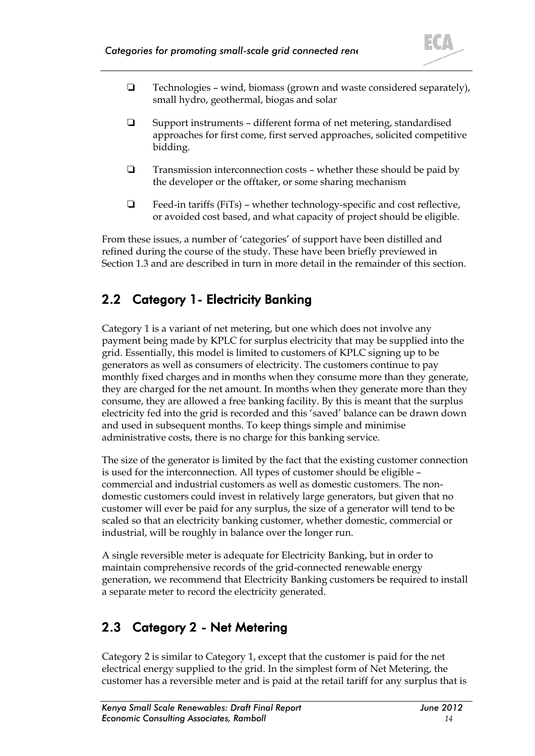- Technologies – wind, biomass (grown and waste considered separately), small hydro, geothermal, biogas and solar
- Support instruments – different forma of net metering, standardised approaches for first come, first served approaches, solicited competitive bidding.
- Transmission interconnection costs – whether these should be paid by the developer or the offtaker, or some sharing mechanism
- Feed-in tariffs (FiTs) – whether technology-specific and cost reflective, or avoided cost based, and what capacity of project should be eligible.

From these issues, a number of 'categories' of support have been distilled and refined during the course of the study. These have been briefly previewed in Section 1.3 and are described in turn in more detail in the remainder of this section.

## 2.2 Category 1- Electricity Banking

Category 1 is a variant of net metering, but one which does not involve any payment being made by KPLC for surplus electricity that may be supplied into the grid. Essentially, this model is limited to customers of KPLC signing up to be generators as well as consumers of electricity. The customers continue to pay monthly fixed charges and in months when they consume more than they generate, they are charged for the net amount. In months when they generate more than they consume, they are allowed a free banking facility. By this is meant that the surplus electricity fed into the grid is recorded and this 'saved' balance can be drawn down and used in subsequent months. To keep things simple and minimise administrative costs, there is no charge for this banking service.

The size of the generator is limited by the fact that the existing customer connection is used for the interconnection. All types of customer should be eligible – commercial and industrial customers as well as domestic customers. The non-domestic customers could invest in relatively large generators, but given that no customer will ever be paid for any surplus, the size of a generator will tend to be scaled so that an electricity banking customer, whether domestic, commercial or industrial, will be roughly in balance over the longer run.

A single reversible meter is adequate for Electricity Banking, but in order to maintain comprehensive records of the grid-connected renewable energy generation, we recommend that Electricity Banking customers be required to install a separate meter to record the electricity generated.

## 2.3 Category 2 - Net Metering

Category 2 is similar to Category 1, except that the customer is paid for the net electrical energy supplied to the grid. In the simplest form of Net Metering, the customer has a reversible meter and is paid at the retail tariff for any surplus that is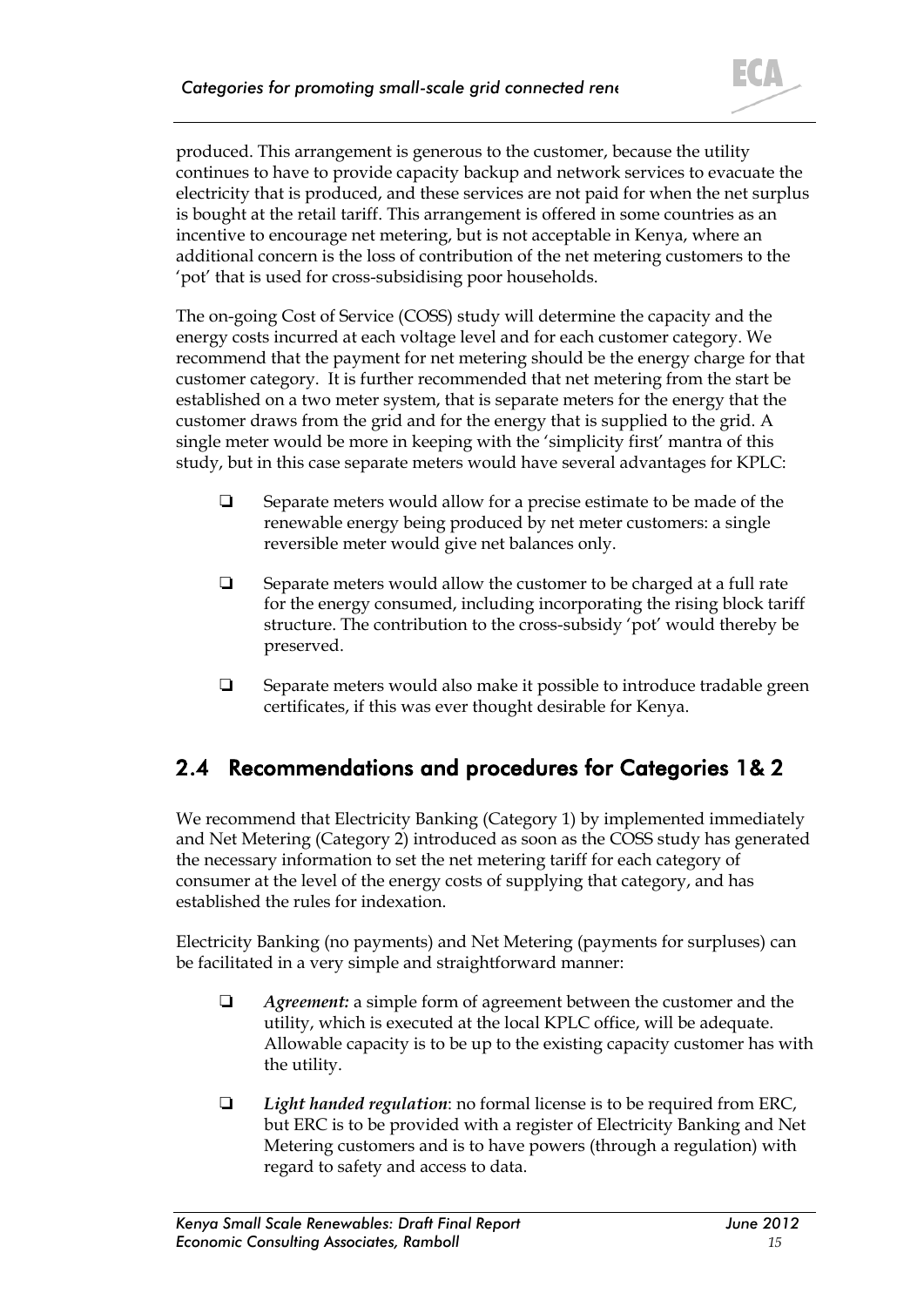produced. This arrangement is generous to the customer, because the utility continues to have to provide capacity backup and network services to evacuate the electricity that is produced, and these services are not paid for when the net surplus is bought at the retail tariff. This arrangement is offered in some countries as an incentive to encourage net metering, but is not acceptable in Kenya, where an additional concern is the loss of contribution of the net metering customers to the 'pot' that is used for cross-subsidising poor households.

The on-going Cost of Service (COSS) study will determine the capacity and the energy costs incurred at each voltage level and for each customer category. We recommend that the payment for net metering should be the energy charge for that customer category. It is further recommended that net metering from the start be established on a two meter system, that is separate meters for the energy that the customer draws from the grid and for the energy that is supplied to the grid. A single meter would be more in keeping with the 'simplicity first' mantra of this study, but in this case separate meters would have several advantages for KPLC:

- Separate meters would allow for a precise estimate to be made of the renewable energy being produced by net meter customers: a single reversible meter would give net balances only.
- Separate meters would allow the customer to be charged at a full rate for the energy consumed, including incorporating the rising block tariff structure. The contribution to the cross-subsidy 'pot' would thereby be preserved.
- Separate meters would also make it possible to introduce tradable green certificates, if this was ever thought desirable for Kenya.

## 2.4 Recommendations and procedures for Categories 1& 2

We recommend that Electricity Banking (Category 1) by implemented immediately and Net Metering (Category 2) introduced as soon as the COSS study has generated the necessary information to set the net metering tariff for each category of consumer at the level of the energy costs of supplying that category, and has established the rules for indexation.

Electricity Banking (no payments) and Net Metering (payments for surpluses) can be facilitated in a very simple and straightforward manner:

- *Agreement:* a simple form of agreement between the customer and the utility, which is executed at the local KPLC office, will be adequate. Allowable capacity is to be up to the existing capacity customer has with the utility.
- *Light handed regulation*: no formal license is to be required from ERC, but ERC is to be provided with a register of Electricity Banking and Net Metering customers and is to have powers (through a regulation) with regard to safety and access to data.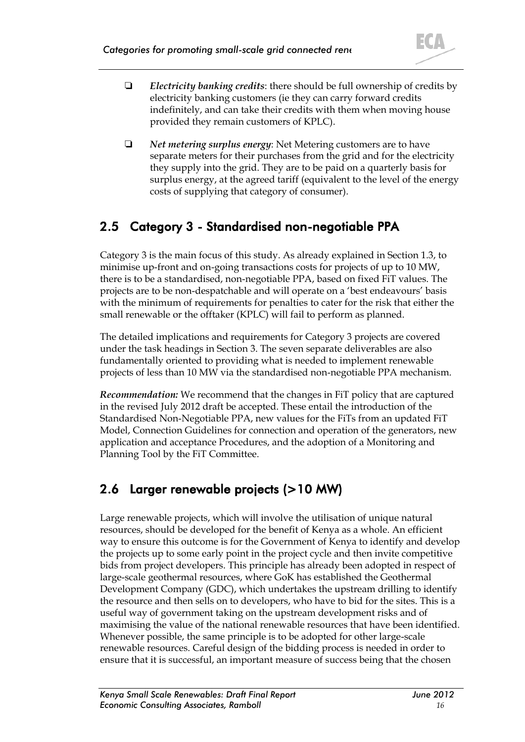- ***Electricity banking credits***: there should be full ownership of credits by electricity banking customers (ie they can carry forward credits indefinitely, and can take their credits with them when moving house provided they remain customers of KPLC).

- ***Net metering surplus energy***: Net Metering customers are to have separate meters for their purchases from the grid and for the electricity they supply into the grid. They are to be paid on a quarterly basis for surplus energy, at the agreed tariff (equivalent to the level of the energy costs of supplying that category of consumer).

## 2.5 Category 3 - Standardised non-negotiable PPA

Category 3 is the main focus of this study. As already explained in Section 1.3, to minimise up-front and on-going transactions costs for projects of up to 10 MW, there is to be a standardised, non-negotiable PPA, based on fixed FiT values. The projects are to be non-despatchable and will operate on a 'best endeavours' basis with the minimum of requirements for penalties to cater for the risk that either the small renewable or the offtaker (KPLC) will fail to perform as planned.

The detailed implications and requirements for Category 3 projects are covered under the task headings in Section 3. The seven separate deliverables are also fundamentally oriented to providing what is needed to implement renewable projects of less than 10 MW via the standardised non-negotiable PPA mechanism.

***Recommendation:*** We recommend that the changes in FiT policy that are captured in the revised July 2012 draft be accepted. These entail the introduction of the Standardised Non-Negotiable PPA, new values for the FiTs from an updated FiT Model, Connection Guidelines for connection and operation of the generators, new application and acceptance Procedures, and the adoption of a Monitoring and Planning Tool by the FiT Committee.

## 2.6 Larger renewable projects (>10 MW)

Large renewable projects, which will involve the utilisation of unique natural resources, should be developed for the benefit of Kenya as a whole. An efficient way to ensure this outcome is for the Government of Kenya to identify and develop the projects up to some early point in the project cycle and then invite competitive bids from project developers. This principle has already been adopted in respect of large-scale geothermal resources, where GoK has established the Geothermal Development Company (GDC), which undertakes the upstream drilling to identify the resource and then sells on to developers, who have to bid for the sites. This is a useful way of government taking on the upstream development risks and of maximising the value of the national renewable resources that have been identified. Whenever possible, the same principle is to be adopted for other large-scale renewable resources. Careful design of the bidding process is needed in order to ensure that it is successful, an important measure of success being that the chosen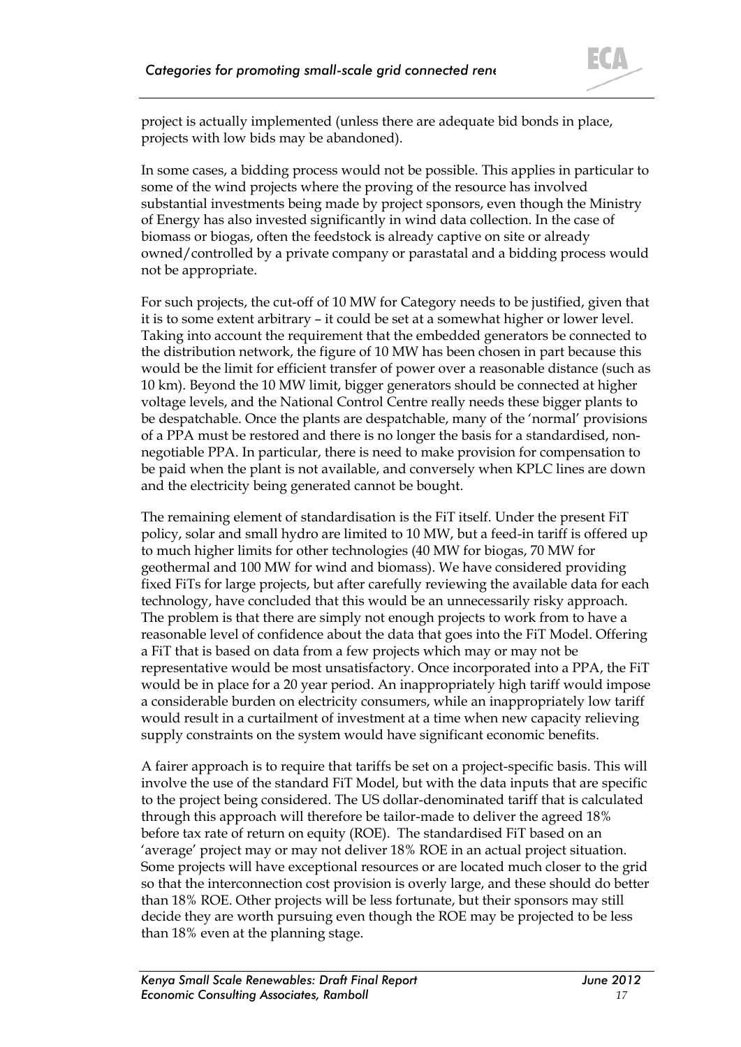project is actually implemented (unless there are adequate bid bonds in place, projects with low bids may be abandoned).

In some cases, a bidding process would not be possible. This applies in particular to some of the wind projects where the proving of the resource has involved substantial investments being made by project sponsors, even though the Ministry of Energy has also invested significantly in wind data collection. In the case of biomass or biogas, often the feedstock is already captive on site or already owned/controlled by a private company or parastatal and a bidding process would not be appropriate.

For such projects, the cut-off of 10 MW for Category needs to be justified, given that it is to some extent arbitrary – it could be set at a somewhat higher or lower level. Taking into account the requirement that the embedded generators be connected to the distribution network, the figure of 10 MW has been chosen in part because this would be the limit for efficient transfer of power over a reasonable distance (such as 10 km). Beyond the 10 MW limit, bigger generators should be connected at higher voltage levels, and the National Control Centre really needs these bigger plants to be despatchable. Once the plants are despatchable, many of the 'normal' provisions of a PPA must be restored and there is no longer the basis for a standardised, non-negotiable PPA. In particular, there is need to make provision for compensation to be paid when the plant is not available, and conversely when KPLC lines are down and the electricity being generated cannot be bought.

The remaining element of standardisation is the FiT itself. Under the present FiT policy, solar and small hydro are limited to 10 MW, but a feed-in tariff is offered up to much higher limits for other technologies (40 MW for biogas, 70 MW for geothermal and 100 MW for wind and biomass). We have considered providing fixed FiTs for large projects, but after carefully reviewing the available data for each technology, have concluded that this would be an unnecessarily risky approach. The problem is that there are simply not enough projects to work from to have a reasonable level of confidence about the data that goes into the FiT Model. Offering a FiT that is based on data from a few projects which may or may not be representative would be most unsatisfactory. Once incorporated into a PPA, the FiT would be in place for a 20 year period. An inappropriately high tariff would impose a considerable burden on electricity consumers, while an inappropriately low tariff would result in a curtailment of investment at a time when new capacity relieving supply constraints on the system would have significant economic benefits.

A fairer approach is to require that tariffs be set on a project-specific basis. This will involve the use of the standard FiT Model, but with the data inputs that are specific to the project being considered. The US dollar-denominated tariff that is calculated through this approach will therefore be tailor-made to deliver the agreed 18% before tax rate of return on equity (ROE). The standardised FiT based on an 'average' project may or may not deliver 18% ROE in an actual project situation. Some projects will have exceptional resources or are located much closer to the grid so that the interconnection cost provision is overly large, and these should do better than 18% ROE. Other projects will be less fortunate, but their sponsors may still decide they are worth pursuing even though the ROE may be projected to be less than 18% even at the planning stage.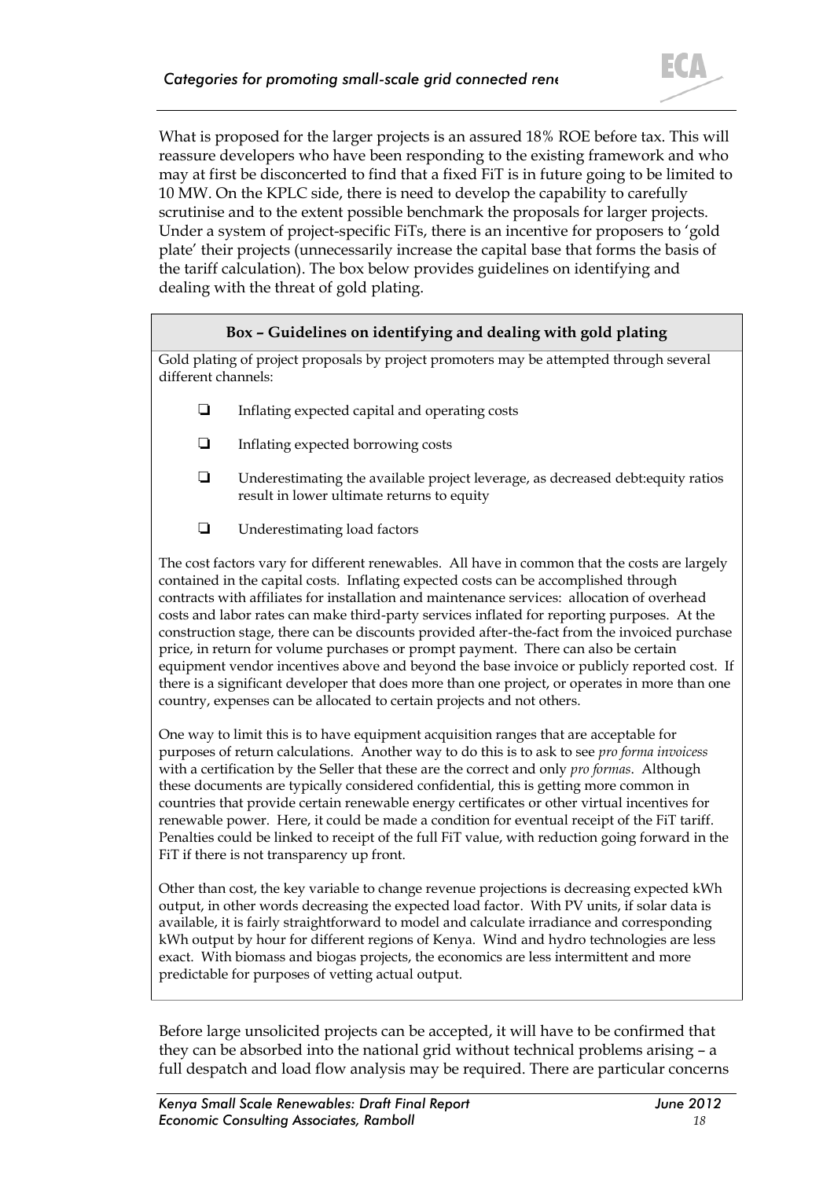What is proposed for the larger projects is an assured 18% ROE before tax. This will reassure developers who have been responding to the existing framework and who may at first be disconcerted to find that a fixed FiT is in future going to be limited to 10 MW. On the KPLC side, there is need to develop the capability to carefully scrutinise and to the extent possible benchmark the proposals for larger projects. Under a system of project-specific FiTs, there is an incentive for proposers to 'gold plate' their projects (unnecessarily increase the capital base that forms the basis of the tariff calculation). The box below provides guidelines on identifying and dealing with the threat of gold plating.

**Box – Guidelines on identifying and dealing with gold plating**

Gold plating of project proposals by project promoters may be attempted through several different channels:

- Inflating expected capital and operating costs
- Inflating expected borrowing costs
- Underestimating the available project leverage, as decreased debt:equity ratios result in lower ultimate returns to equity
- Underestimating load factors

The cost factors vary for different renewables. All have in common that the costs are largely contained in the capital costs. Inflating expected costs can be accomplished through contracts with affiliates for installation and maintenance services: allocation of overhead costs and labor rates can make third-party services inflated for reporting purposes. At the construction stage, there can be discounts provided after-the-fact from the invoiced purchase price, in return for volume purchases or prompt payment. There can also be certain equipment vendor incentives above and beyond the base invoice or publicly reported cost. If there is a significant developer that does more than one project, or operates in more than one country, expenses can be allocated to certain projects and not others.

One way to limit this is to have equipment acquisition ranges that are acceptable for purposes of return calculations. Another way to do this is to ask to see *pro forma invoicess* with a certification by the Seller that these are the correct and only *pro formas*. Although these documents are typically considered confidential, this is getting more common in countries that provide certain renewable energy certificates or other virtual incentives for renewable power. Here, it could be made a condition for eventual receipt of the FiT tariff. Penalties could be linked to receipt of the full FiT value, with reduction going forward in the FiT if there is not transparency up front.

Other than cost, the key variable to change revenue projections is decreasing expected kWh output, in other words decreasing the expected load factor. With PV units, if solar data is available, it is fairly straightforward to model and calculate irradiance and corresponding kWh output by hour for different regions of Kenya. Wind and hydro technologies are less exact. With biomass and biogas projects, the economics are less intermittent and more predictable for purposes of vetting actual output.

Before large unsolicited projects can be accepted, it will have to be confirmed that they can be absorbed into the national grid without technical problems arising – a full despatch and load flow analysis may be required. There are particular concerns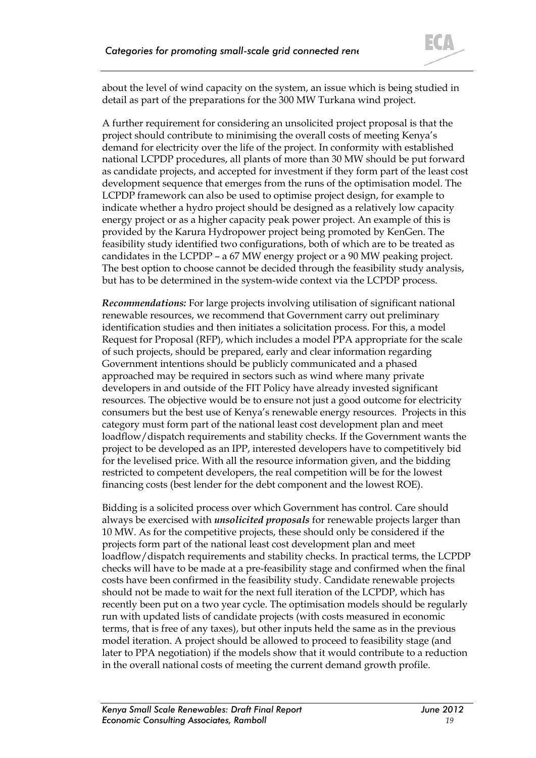about the level of wind capacity on the system, an issue which is being studied in detail as part of the preparations for the 300 MW Turkana wind project.

A further requirement for considering an unsolicited project proposal is that the project should contribute to minimising the overall costs of meeting Kenya's demand for electricity over the life of the project. In conformity with established national LCPDP procedures, all plants of more than 30 MW should be put forward as candidate projects, and accepted for investment if they form part of the least cost development sequence that emerges from the runs of the optimisation model. The LCPDP framework can also be used to optimise project design, for example to indicate whether a hydro project should be designed as a relatively low capacity energy project or as a higher capacity peak power project. An example of this is provided by the Karura Hydropower project being promoted by KenGen. The feasibility study identified two configurations, both of which are to be treated as candidates in the LCPDP – a 67 MW energy project or a 90 MW peaking project. The best option to choose cannot be decided through the feasibility study analysis, but has to be determined in the system-wide context via the LCPDP process.

***Recommendations:*** For large projects involving utilisation of significant national renewable resources, we recommend that Government carry out preliminary identification studies and then initiates a solicitation process. For this, a model Request for Proposal (RFP), which includes a model PPA appropriate for the scale of such projects, should be prepared, early and clear information regarding Government intentions should be publicly communicated and a phased approached may be required in sectors such as wind where many private developers in and outside of the FIT Policy have already invested significant resources. The objective would be to ensure not just a good outcome for electricity consumers but the best use of Kenya's renewable energy resources. Projects in this category must form part of the national least cost development plan and meet loadflow/dispatch requirements and stability checks. If the Government wants the project to be developed as an IPP, interested developers have to competitively bid for the levelised price. With all the resource information given, and the bidding restricted to competent developers, the real competition will be for the lowest financing costs (best lender for the debt component and the lowest ROE).

Bidding is a solicited process over which Government has control. Care should always be exercised with ***unsolicited proposals*** for renewable projects larger than 10 MW. As for the competitive projects, these should only be considered if the projects form part of the national least cost development plan and meet loadflow/dispatch requirements and stability checks. In practical terms, the LCPDP checks will have to be made at a pre-feasibility stage and confirmed when the final costs have been confirmed in the feasibility study. Candidate renewable projects should not be made to wait for the next full iteration of the LCPDP, which has recently been put on a two year cycle. The optimisation models should be regularly run with updated lists of candidate projects (with costs measured in economic terms, that is free of any taxes), but other inputs held the same as in the previous model iteration. A project should be allowed to proceed to feasibility stage (and later to PPA negotiation) if the models show that it would contribute to a reduction in the overall national costs of meeting the current demand growth profile.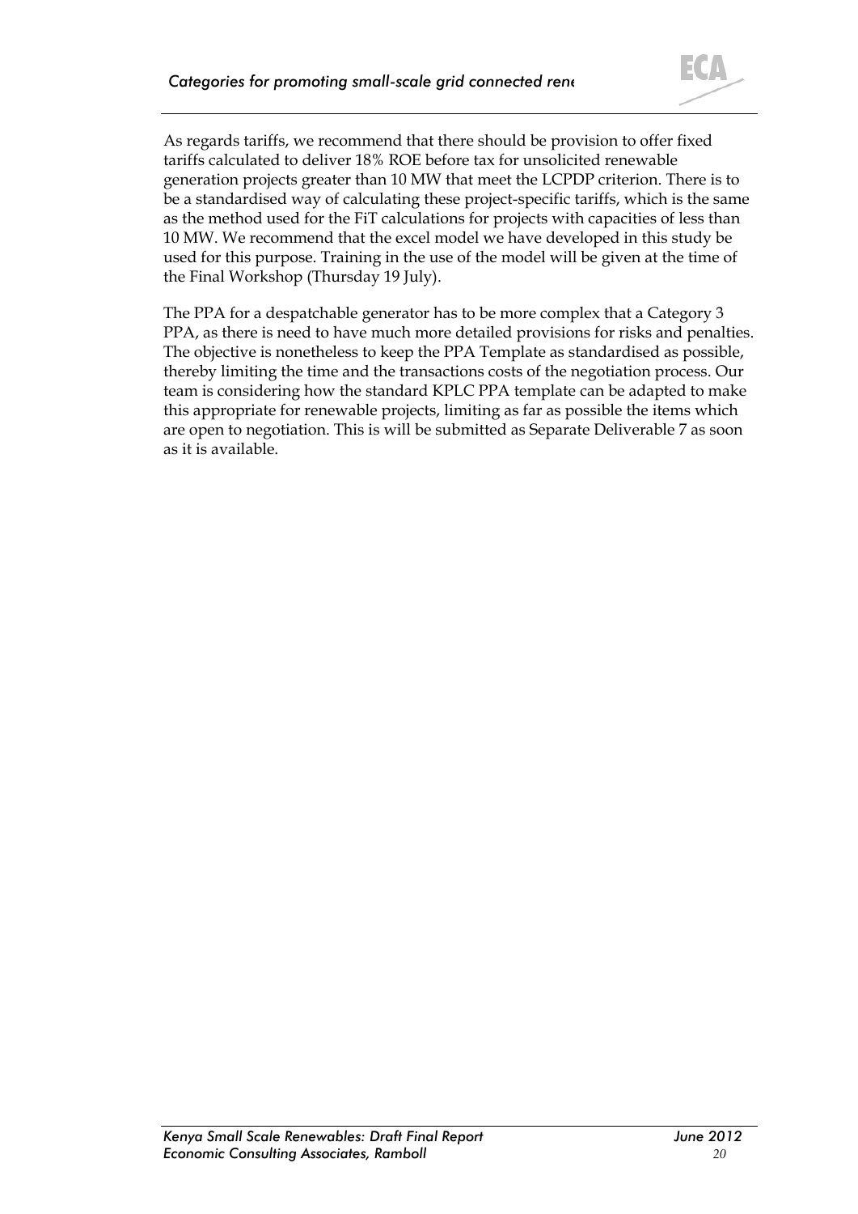As regards tariffs, we recommend that there should be provision to offer fixed tariffs calculated to deliver 18% ROE before tax for unsolicited renewable generation projects greater than 10 MW that meet the LCPDP criterion. There is to be a standardised way of calculating these project-specific tariffs, which is the same as the method used for the FiT calculations for projects with capacities of less than 10 MW. We recommend that the excel model we have developed in this study be used for this purpose. Training in the use of the model will be given at the time of the Final Workshop (Thursday 19 July).

The PPA for a despatchable generator has to be more complex that a Category 3 PPA, as there is need to have much more detailed provisions for risks and penalties. The objective is nonetheless to keep the PPA Template as standardised as possible, thereby limiting the time and the transactions costs of the negotiation process. Our team is considering how the standard KPLC PPA template can be adapted to make this appropriate for renewable projects, limiting as far as possible the items which are open to negotiation. This is will be submitted as Separate Deliverable 7 as soon as it is available.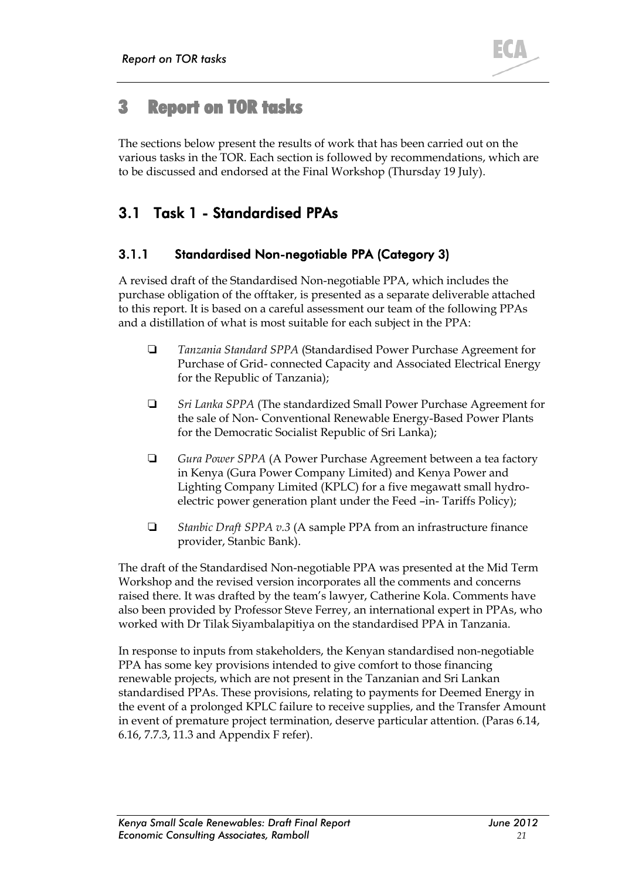# 3 Report on TOR tasks

The sections below present the results of work that has been carried out on the various tasks in the TOR. Each section is followed by recommendations, which are to be discussed and endorsed at the Final Workshop (Thursday 19 July).

## 3.1 Task 1 - Standardised PPAs

### 3.1.1 Standardised Non-negotiable PPA (Category 3)

A revised draft of the Standardised Non-negotiable PPA, which includes the purchase obligation of the offtaker, is presented as a separate deliverable attached to this report. It is based on a careful assessment our team of the following PPAs and a distillation of what is most suitable for each subject in the PPA:

- *Tanzania Standard SPPA* (Standardised Power Purchase Agreement for Purchase of Grid- connected Capacity and Associated Electrical Energy for the Republic of Tanzania);
- *Sri Lanka SPPA* (The standardized Small Power Purchase Agreement for the sale of Non- Conventional Renewable Energy-Based Power Plants for the Democratic Socialist Republic of Sri Lanka);
- *Gura Power SPPA* (A Power Purchase Agreement between a tea factory in Kenya (Gura Power Company Limited) and Kenya Power and Lighting Company Limited (KPLC) for a five megawatt small hydro-electric power generation plant under the Feed –in- Tariffs Policy);
- *Stanbic Draft SPPA v.3* (A sample PPA from an infrastructure finance provider, Stanbic Bank).

The draft of the Standardised Non-negotiable PPA was presented at the Mid Term Workshop and the revised version incorporates all the comments and concerns raised there. It was drafted by the team's lawyer, Catherine Kola. Comments have also been provided by Professor Steve Ferrey, an international expert in PPAs, who worked with Dr Tilak Siyambalapitiya on the standardised PPA in Tanzania.

In response to inputs from stakeholders, the Kenyan standardised non-negotiable PPA has some key provisions intended to give comfort to those financing renewable projects, which are not present in the Tanzanian and Sri Lankan standardised PPAs. These provisions, relating to payments for Deemed Energy in the event of a prolonged KPLC failure to receive supplies, and the Transfer Amount in event of premature project termination, deserve particular attention. (Paras 6.14, 6.16, 7.7.3, 11.3 and Appendix F refer).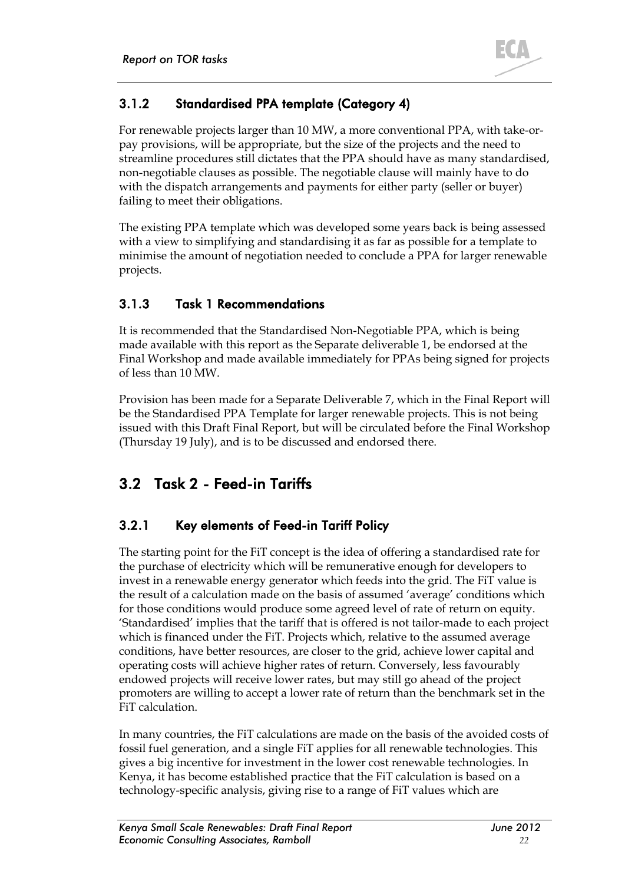### 3.1.2 Standardised PPA template (Category 4)

For renewable projects larger than 10 MW, a more conventional PPA, with take-or-pay provisions, will be appropriate, but the size of the projects and the need to streamline procedures still dictates that the PPA should have as many standardised, non-negotiable clauses as possible. The negotiable clause will mainly have to do with the dispatch arrangements and payments for either party (seller or buyer) failing to meet their obligations.

The existing PPA template which was developed some years back is being assessed with a view to simplifying and standardising it as far as possible for a template to minimise the amount of negotiation needed to conclude a PPA for larger renewable projects.

### 3.1.3 Task 1 Recommendations

It is recommended that the Standardised Non-Negotiable PPA, which is being made available with this report as the Separate deliverable 1, be endorsed at the Final Workshop and made available immediately for PPAs being signed for projects of less than 10 MW.

Provision has been made for a Separate Deliverable 7, which in the Final Report will be the Standardised PPA Template for larger renewable projects. This is not being issued with this Draft Final Report, but will be circulated before the Final Workshop (Thursday 19 July), and is to be discussed and endorsed there.

## 3.2 Task 2 - Feed-in Tariffs

### 3.2.1 Key elements of Feed-in Tariff Policy

The starting point for the FiT concept is the idea of offering a standardised rate for the purchase of electricity which will be remunerative enough for developers to invest in a renewable energy generator which feeds into the grid. The FiT value is the result of a calculation made on the basis of assumed 'average' conditions which for those conditions would produce some agreed level of rate of return on equity. 'Standardised' implies that the tariff that is offered is not tailor-made to each project which is financed under the FiT. Projects which, relative to the assumed average conditions, have better resources, are closer to the grid, achieve lower capital and operating costs will achieve higher rates of return. Conversely, less favourably endowed projects will receive lower rates, but may still go ahead of the project promoters are willing to accept a lower rate of return than the benchmark set in the FiT calculation.

In many countries, the FiT calculations are made on the basis of the avoided costs of fossil fuel generation, and a single FiT applies for all renewable technologies. This gives a big incentive for investment in the lower cost renewable technologies. In Kenya, it has become established practice that the FiT calculation is based on a technology-specific analysis, giving rise to a range of FiT values which are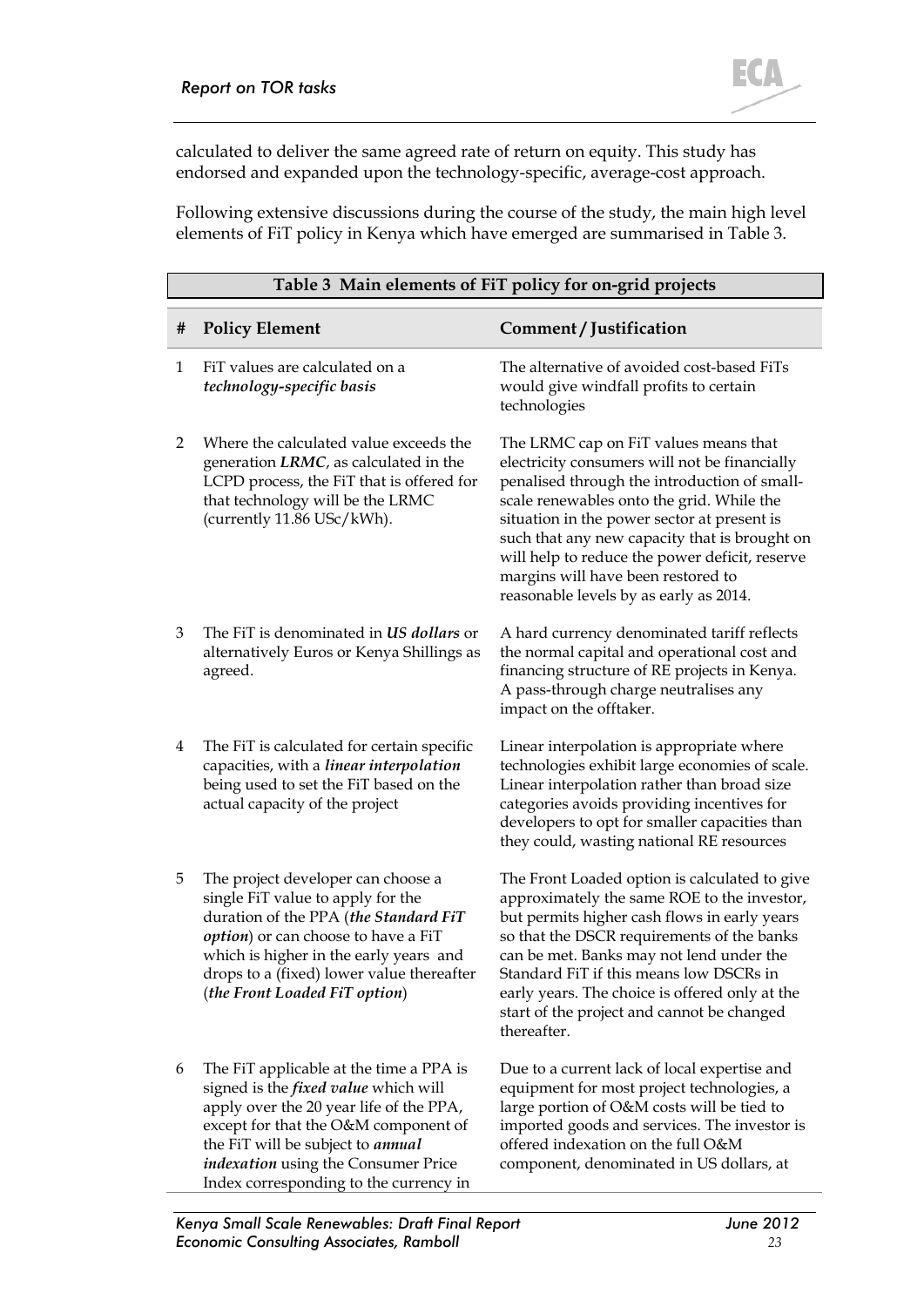calculated to deliver the same agreed rate of return on equity. This study has endorsed and expanded upon the technology-specific, average-cost approach.

Following extensive discussions during the course of the study, the main high level elements of FiT policy in Kenya which have emerged are summarised in Table 3.

**Table 3 Main elements of FiT policy for on-grid projects**

| # | Policy Element | Comment / Justification |
|---|---|---|
| 1 | FiT values are calculated on a ***technology-specific basis*** | The alternative of avoided cost-based FiTs would give windfall profits to certain technologies |
| 2 | Where the calculated value exceeds the generation ***LRMC***, as calculated in the LCPD process, the FiT that is offered for that technology will be the LRMC (currently 11.86 USc/kWh). | The LRMC cap on FiT values means that electricity consumers will not be financially penalised through the introduction of small-scale renewables onto the grid. While the situation in the power sector at present is such that any new capacity that is brought on will help to reduce the power deficit, reserve margins will have been restored to reasonable levels by as early as 2014. |
| 3 | The FiT is denominated in ***US dollars*** or alternatively Euros or Kenya Shillings as agreed. | A hard currency denominated tariff reflects the normal capital and operational cost and financing structure of RE projects in Kenya. A pass-through charge neutralises any impact on the offtaker. |
| 4 | The FiT is calculated for certain specific capacities, with a ***linear interpolation*** being used to set the FiT based on the actual capacity of the project | Linear interpolation is appropriate where technologies exhibit large economies of scale. Linear interpolation rather than broad size categories avoids providing incentives for developers to opt for smaller capacities than they could, wasting national RE resources |
| 5 | The project developer can choose a single FiT value to apply for the duration of the PPA (***the Standard FiT option***) or can choose to have a FiT which is higher in the early years and drops to a (fixed) lower value thereafter (***the Front Loaded FiT option***) | The Front Loaded option is calculated to give approximately the same ROE to the investor, but permits higher cash flows in early years so that the DSCR requirements of the banks can be met. Banks may not lend under the Standard FiT if this means low DSCRs in early years. The choice is offered only at the start of the project and cannot be changed thereafter. |
| 6 | The FiT applicable at the time a PPA is signed is the ***fixed value*** which will apply over the 20 year life of the PPA, except for that the O&M component of the FiT will be subject to ***annual indexation*** using the Consumer Price Index corresponding to the currency in | Due to a current lack of local expertise and equipment for most project technologies, a large portion of O&M costs will be tied to imported goods and services. The investor is offered indexation on the full O&M component, denominated in US dollars, at |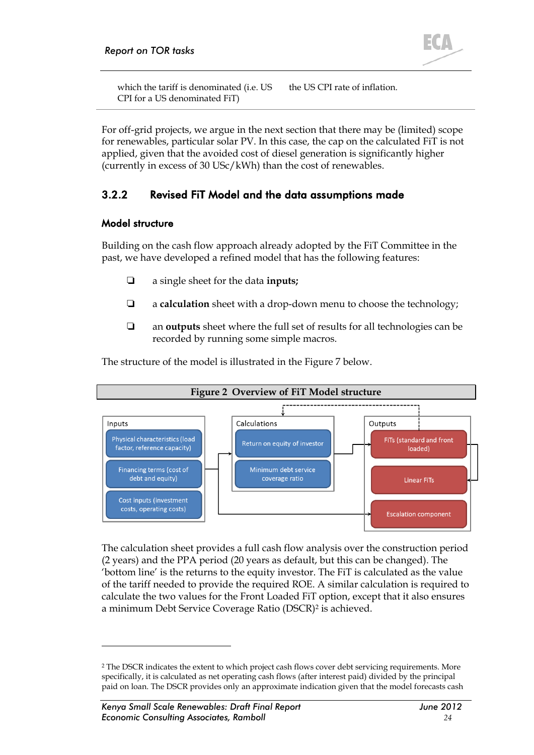| | |
|---|---|
| which the tariff is denominated (i.e. US CPI for a US denominated FiT) | the US CPI rate of inflation. |

For off-grid projects, we argue in the next section that there may be (limited) scope for renewables, particular solar PV. In this case, the cap on the calculated FiT is not applied, given that the avoided cost of diesel generation is significantly higher (currently in excess of 30 USc/kWh) than the cost of renewables.

### 3.2.2 Revised FiT Model and the data assumptions made

#### Model structure

Building on the cash flow approach already adopted by the FiT Committee in the past, we have developed a refined model that has the following features:

- a single sheet for the data **inputs;**
- a **calculation** sheet with a drop-down menu to choose the technology;
- an **outputs** sheet where the full set of results for all technologies can be recorded by running some simple macros.

The structure of the model is illustrated in the Figure 7 below.

**Figure 2 Overview of FiT Model structure**

Inputs
Physical characteristics (load factor, reference capacity)
Financing terms (cost of debt and equity)
Cost inputs (investment costs, operating costs)

Calculations
Return on equity of investor
Minimum debt service coverage ratio

Outputs
FiTs (standard and front loaded)
Linear FiTs
Escalation component

The calculation sheet provides a full cash flow analysis over the construction period (2 years) and the PPA period (20 years as default, but this can be changed). The 'bottom line' is the returns to the equity investor. The FiT is calculated as the value of the tariff needed to provide the required ROE. A similar calculation is required to calculate the two values for the Front Loaded FiT option, except that it also ensures a minimum Debt Service Coverage Ratio (DSCR)[2] is achieved.

---

[2] The DSCR indicates the extent to which project cash flows cover debt servicing requirements. More specifically, it is calculated as net operating cash flows (after interest paid) divided by the principal paid on loan. The DSCR provides only an approximate indication given that the model forecasts cash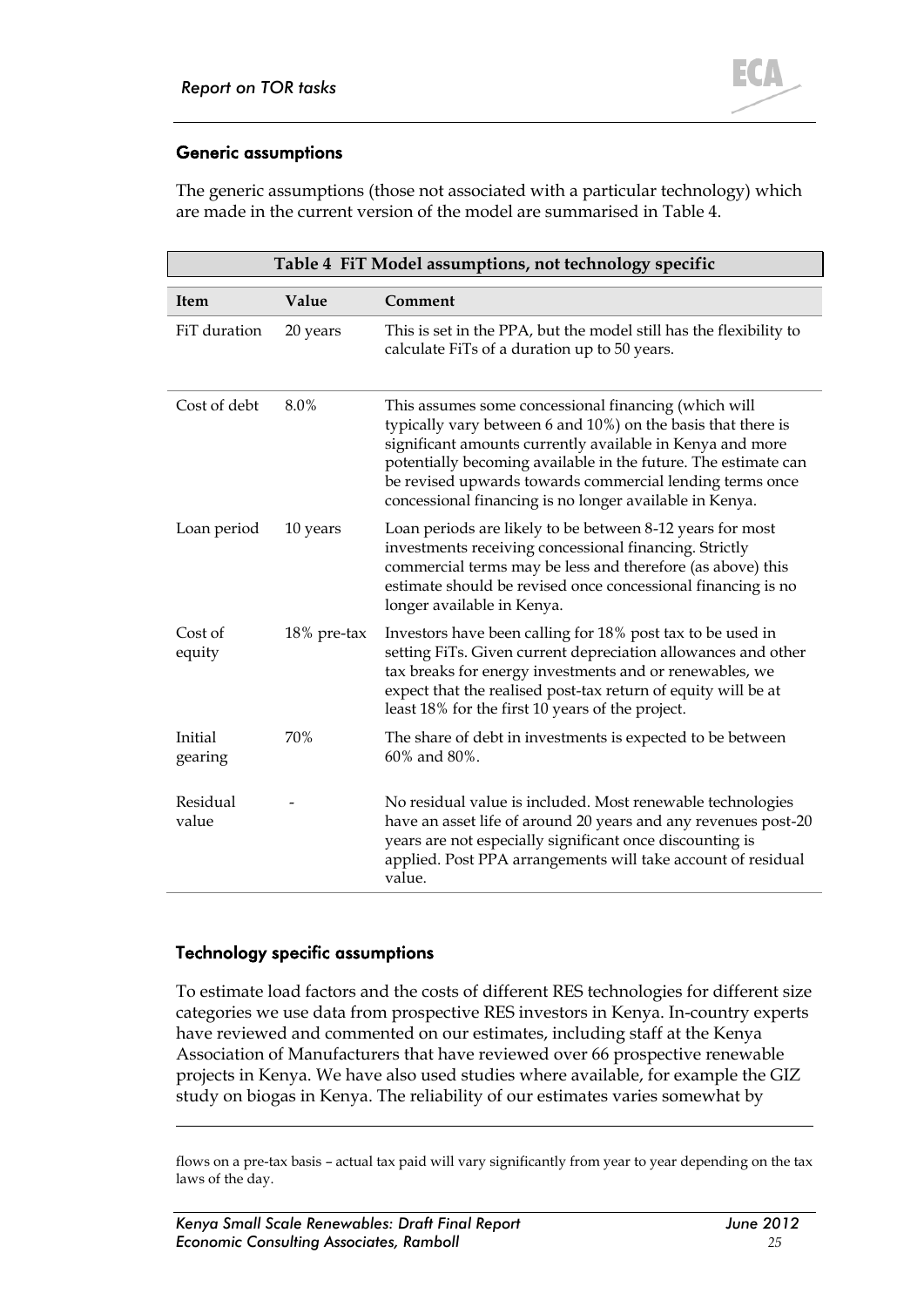### Generic assumptions

The generic assumptions (those not associated with a particular technology) which are made in the current version of the model are summarised in Table 4.

**Table 4 FiT Model assumptions, not technology specific**

| Item | Value | Comment |
|---|---|---|
| FiT duration | 20 years | This is set in the PPA, but the model still has the flexibility to calculate FiTs of a duration up to 50 years. |
| Cost of debt | 8.0% | This assumes some concessional financing (which will typically vary between 6 and 10%) on the basis that there is significant amounts currently available in Kenya and more potentially becoming available in the future. The estimate can be revised upwards towards commercial lending terms once concessional financing is no longer available in Kenya. |
| Loan period | 10 years | Loan periods are likely to be between 8-12 years for most investments receiving concessional financing. Strictly commercial terms may be less and therefore (as above) this estimate should be revised once concessional financing is no longer available in Kenya. |
| Cost of equity | 18% pre-tax | Investors have been calling for 18% post tax to be used in setting FiTs. Given current depreciation allowances and other tax breaks for energy investments and or renewables, we expect that the realised post-tax return of equity will be at least 18% for the first 10 years of the project. |
| Initial gearing | 70% | The share of debt in investments is expected to be between 60% and 80%. |
| Residual value | - | No residual value is included. Most renewable technologies have an asset life of around 20 years and any revenues post-20 years are not especially significant once discounting is applied. Post PPA arrangements will take account of residual value. |

### Technology specific assumptions

To estimate load factors and the costs of different RES technologies for different size categories we use data from prospective RES investors in Kenya. In-country experts have reviewed and commented on our estimates, including staff at the Kenya Association of Manufacturers that have reviewed over 66 prospective renewable projects in Kenya. We have also used studies where available, for example the GIZ study on biogas in Kenya. The reliability of our estimates varies somewhat by

---

flows on a pre-tax basis – actual tax paid will vary significantly from year to year depending on the tax laws of the day.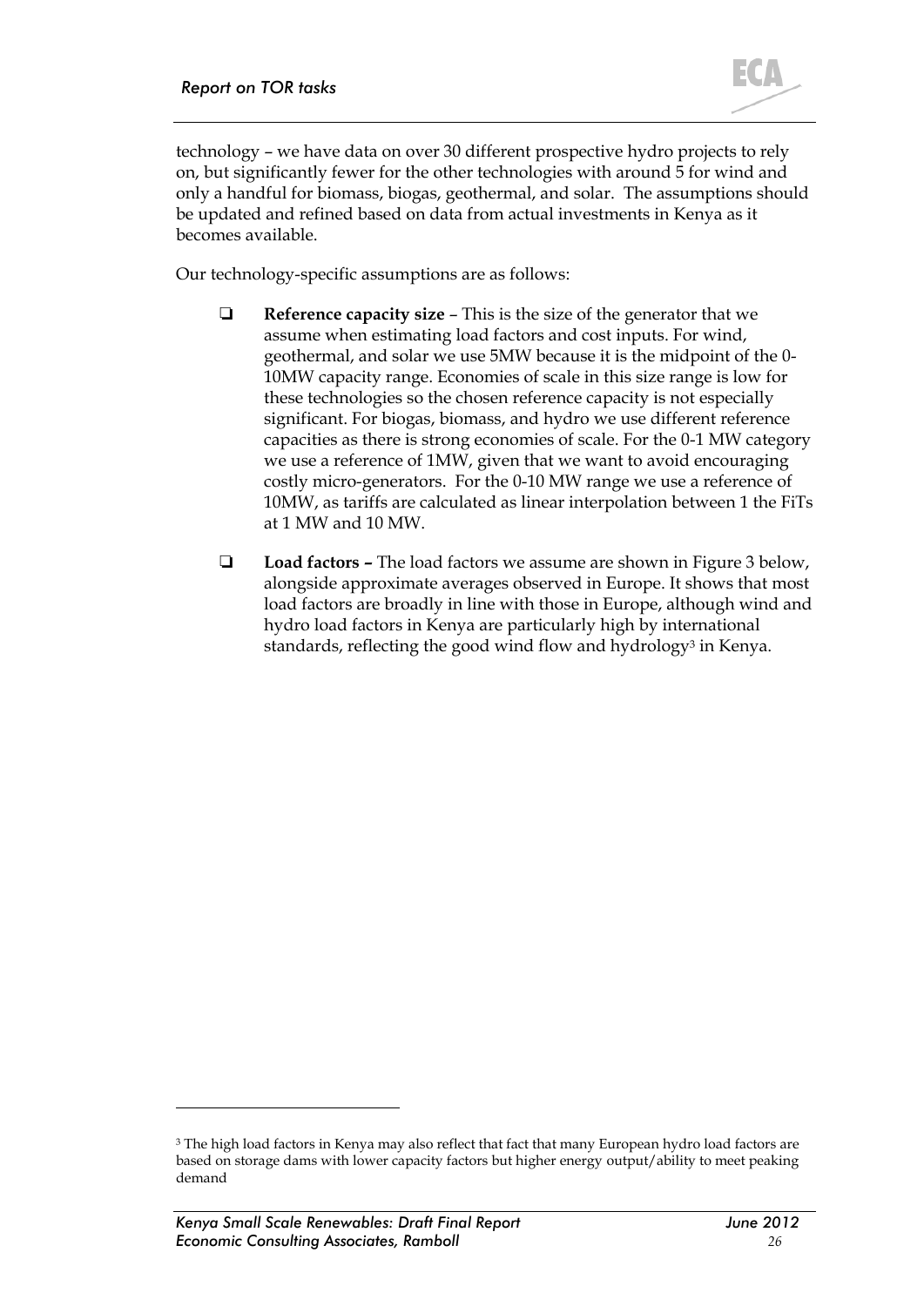technology – we have data on over 30 different prospective hydro projects to rely on, but significantly fewer for the other technologies with around 5 for wind and only a handful for biomass, biogas, geothermal, and solar. The assumptions should be updated and refined based on data from actual investments in Kenya as it becomes available.

Our technology-specific assumptions are as follows:

- **Reference capacity size** – This is the size of the generator that we assume when estimating load factors and cost inputs. For wind, geothermal, and solar we use 5MW because it is the midpoint of the 0-10MW capacity range. Economies of scale in this size range is low for these technologies so the chosen reference capacity is not especially significant. For biogas, biomass, and hydro we use different reference capacities as there is strong economies of scale. For the 0-1 MW category we use a reference of 1MW, given that we want to avoid encouraging costly micro-generators. For the 0-10 MW range we use a reference of 10MW, as tariffs are calculated as linear interpolation between 1 the FiTs at 1 MW and 10 MW.

- **Load factors –** The load factors we assume are shown in Figure 3 below, alongside approximate averages observed in Europe. It shows that most load factors are broadly in line with those in Europe, although wind and hydro load factors in Kenya are particularly high by international standards, reflecting the good wind flow and hydrology[3] in Kenya.

[3] The high load factors in Kenya may also reflect that fact that many European hydro load factors are based on storage dams with lower capacity factors but higher energy output/ability to meet peaking demand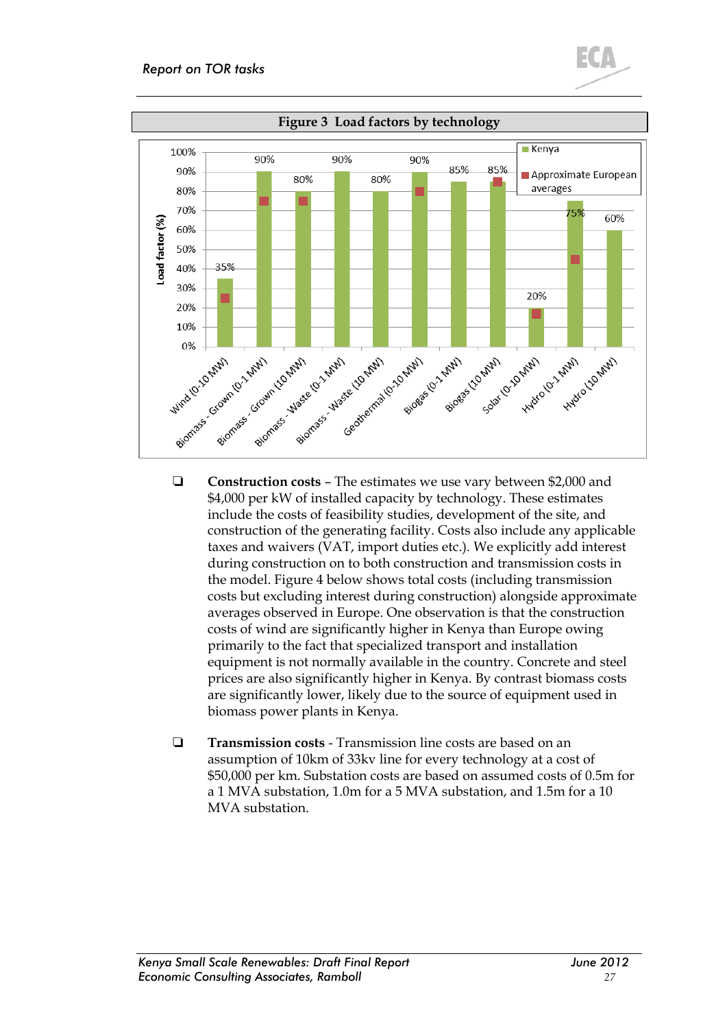**Figure 3 Load factors by technology**

Load factor (%)

100%
90%
80%
70%
60%
50%
40%
30%
20%
10%
0%

Kenya
Approximate European averages

35%
90%
80%
90%
80%
90%
85%
85%
20%
75%
60%

Wind (0-10 MW)
Biomass - Grown (0-1 MW)
Biomass - Grown (10 MW)
Biomass - Waste (0-1 MW)
Biomass - Waste (10 MW)
Geothermal (0-10 MW)
Biogas (0-1 MW)
Biogas (10 MW)
Solar (0-10 MW)
Hydro (0-1 MW)
Hydro (10 MW)

- **Construction costs** – The estimates we use vary between $2,000 and $4,000 per kW of installed capacity by technology. These estimates include the costs of feasibility studies, development of the site, and construction of the generating facility. Costs also include any applicable taxes and waivers (VAT, import duties etc.). We explicitly add interest during construction on to both construction and transmission costs in the model. Figure 4 below shows total costs (including transmission costs but excluding interest during construction) alongside approximate averages observed in Europe. One observation is that the construction costs of wind are significantly higher in Kenya than Europe owing primarily to the fact that specialized transport and installation equipment is not normally available in the country. Concrete and steel prices are also significantly higher in Kenya. By contrast biomass costs are significantly lower, likely due to the source of equipment used in biomass power plants in Kenya.

- **Transmission costs** - Transmission line costs are based on an assumption of 10km of 33kv line for every technology at a cost of $50,000 per km. Substation costs are based on assumed costs of 0.5m for a 1 MVA substation, 1.0m for a 5 MVA substation, and 1.5m for a 10 MVA substation.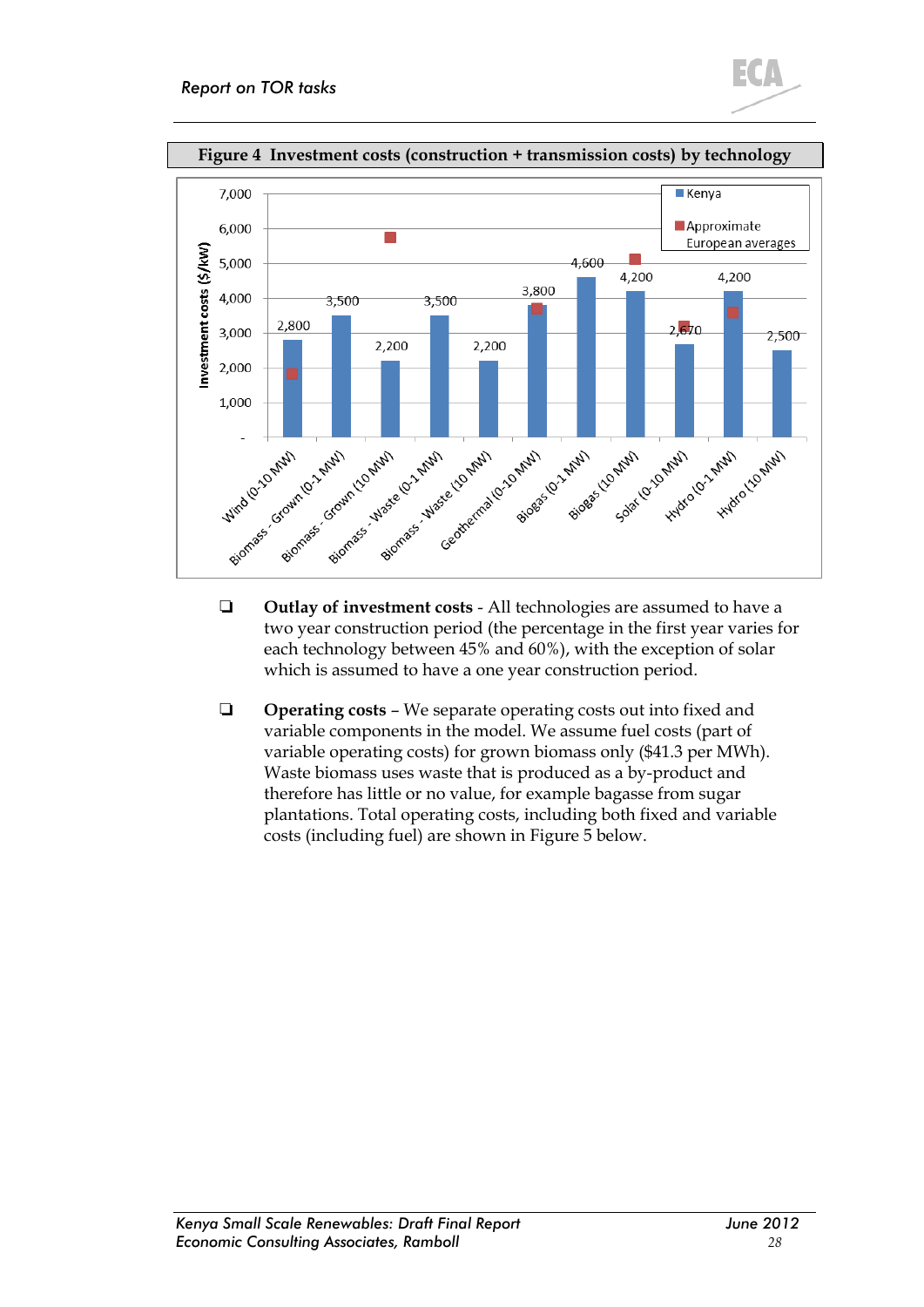**Figure 4 Investment costs (construction + transmission costs) by technology**

Investment costs ($/kW)

7,000
6,000
5,000
4,000
3,000
2,000
1,000
-

Kenya
Approximate European averages

2,800
3,500
2,200
3,500
2,200
3,800
4,600
4,200
2,670
4,200
2,500

Wind (0-10 MW)
Biomass - Grown (0-1 MW)
Biomass - Grown (10 MW)
Biomass - Waste (0-1 MW)
Biomass - Waste (10 MW)
Geothermal (0-10 MW)
Biogas (0-1 MW)
Biogas (10 MW)
Solar (0-10 MW)
Hydro (0-1 MW)
Hydro (10 MW)

- **Outlay of investment costs** - All technologies are assumed to have a two year construction period (the percentage in the first year varies for each technology between 45% and 60%), with the exception of solar which is assumed to have a one year construction period.

- **Operating costs** – We separate operating costs out into fixed and variable components in the model. We assume fuel costs (part of variable operating costs) for grown biomass only ($41.3 per MWh). Waste biomass uses waste that is produced as a by-product and therefore has little or no value, for example bagasse from sugar plantations. Total operating costs, including both fixed and variable costs (including fuel) are shown in Figure 5 below.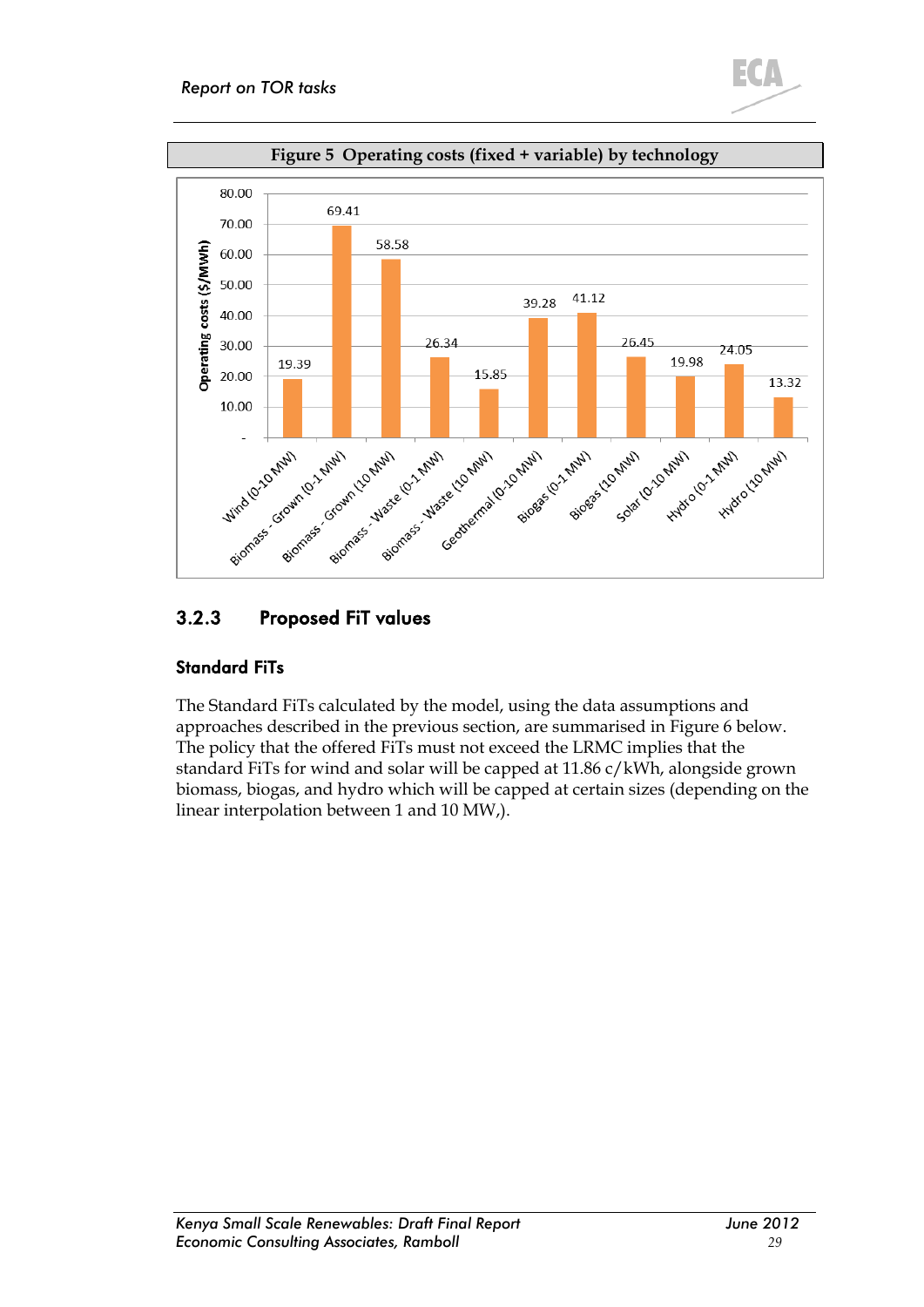**Figure 5 Operating costs (fixed + variable) by technology**

Operating costs ($/MWh)

80.00
70.00
60.00
50.00
40.00
30.00
20.00
10.00
-

19.39
69.41
58.58
26.34
15.85
39.28
41.12
26.45
19.98
24.05
13.32

Wind (0-10 MW)
Biomass - Grown (0-1 MW)
Biomass - Grown (10 MW)
Biomass - Waste (0-1 MW)
Biomass - Waste (10 MW)
Geothermal (0-10 MW)
Biogas (0-1 MW)
Biogas (10 MW)
Solar (0-10 MW)
Hydro (0-1 MW)
Hydro (10 MW)

### 3.2.3 Proposed FiT values

#### Standard FiTs

The Standard FiTs calculated by the model, using the data assumptions and approaches described in the previous section, are summarised in Figure 6 below. The policy that the offered FiTs must not exceed the LRMC implies that the standard FiTs for wind and solar will be capped at 11.86 c/kWh, alongside grown biomass, biogas, and hydro which will be capped at certain sizes (depending on the linear interpolation between 1 and 10 MW,).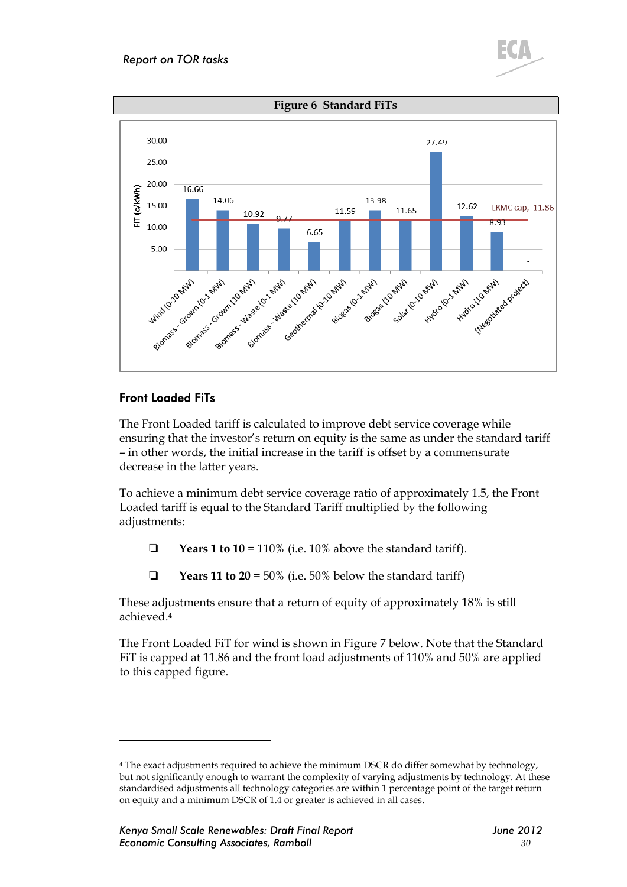**Figure 6 Standard FiTs**

FiT (c/kWh)

30.00
25.00
20.00
15.00
10.00
5.00
-

16.66
14.06
10.92
9.77
6.65
11.59
13.98
11.65
27.49
12.62
8.93
-

LRMC cap, 11.86

Wind (0-10 MW)
Biomass - Grown (0-1 MW)
Biomass - Grown (10 MW)
Biomass - Waste (0-1 MW)
Biomass - Waste (10 MW)
Geothermal (0-10 MW)
Biogas (0-1 MW)
Biogas (10 MW)
Solar (0-10 MW)
Hydro (0-1 MW)
Hydro (10 MW)
[Negotiated project]

### Front Loaded FiTs

The Front Loaded tariff is calculated to improve debt service coverage while ensuring that the investor's return on equity is the same as under the standard tariff – in other words, the initial increase in the tariff is offset by a commensurate decrease in the latter years.

To achieve a minimum debt service coverage ratio of approximately 1.5, the Front Loaded tariff is equal to the Standard Tariff multiplied by the following adjustments:

- **Years 1 to 10** = 110% (i.e. 10% above the standard tariff).
- **Years 11 to 20** = 50% (i.e. 50% below the standard tariff)

These adjustments ensure that a return of equity of approximately 18% is still achieved.[4]

The Front Loaded FiT for wind is shown in Figure 7 below. Note that the Standard FiT is capped at 11.86 and the front load adjustments of 110% and 50% are applied to this capped figure.

[4] The exact adjustments required to achieve the minimum DSCR do differ somewhat by technology, but not significantly enough to warrant the complexity of varying adjustments by technology. At these standardised adjustments all technology categories are within 1 percentage point of the target return on equity and a minimum DSCR of 1.4 or greater is achieved in all cases.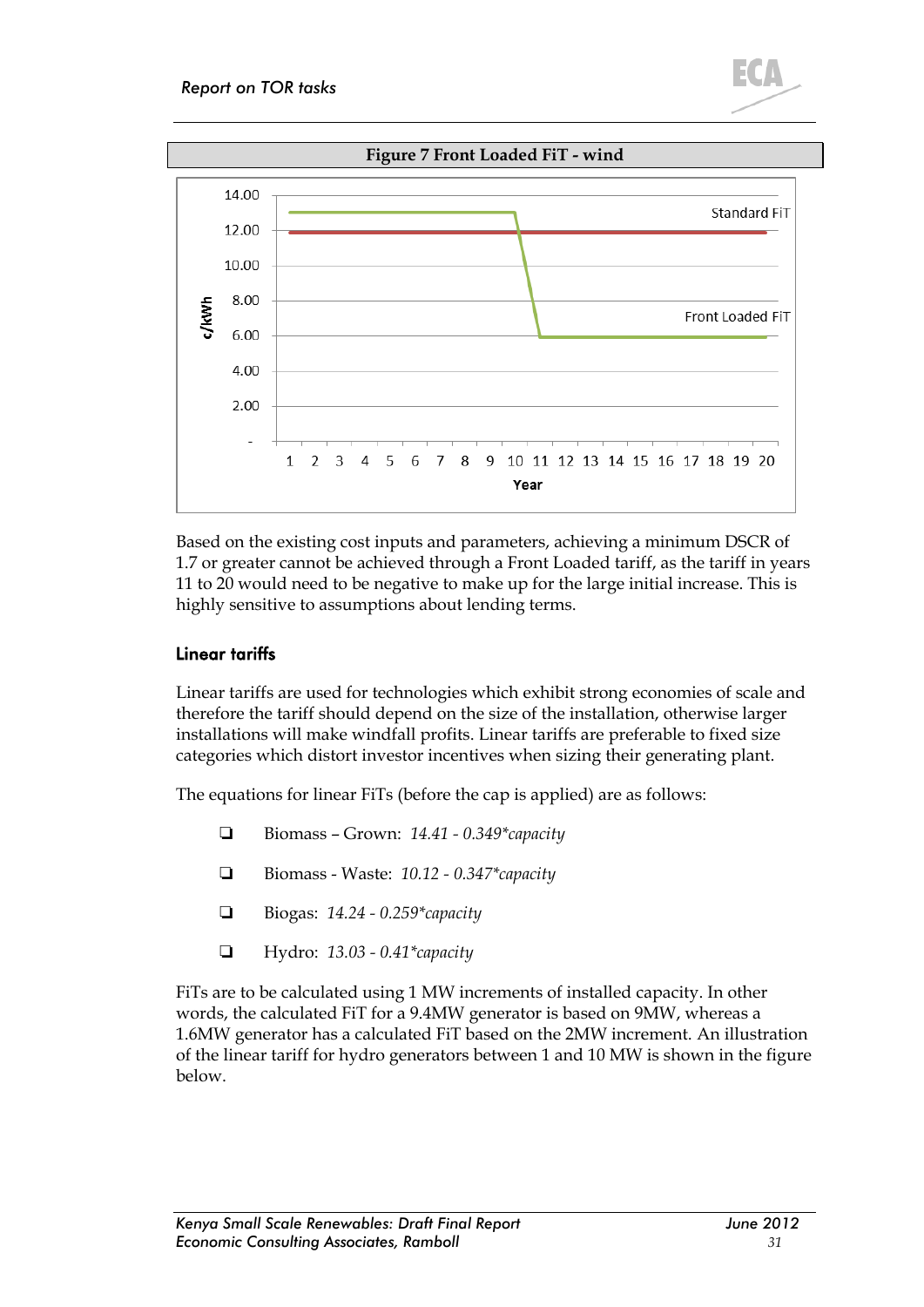**Figure 7 Front Loaded FiT - wind**

14.00
12.00
10.00
8.00
6.00
4.00
2.00
-

c/kWh

Standard FiT

Front Loaded FiT

1 2 3 4 5 6 7 8 9 10 11 12 13 14 15 16 17 18 19 20

Year

Based on the existing cost inputs and parameters, achieving a minimum DSCR of 1.7 or greater cannot be achieved through a Front Loaded tariff, as the tariff in years 11 to 20 would need to be negative to make up for the large initial increase. This is highly sensitive to assumptions about lending terms.

### Linear tariffs

Linear tariffs are used for technologies which exhibit strong economies of scale and therefore the tariff should depend on the size of the installation, otherwise larger installations will make windfall profits. Linear tariffs are preferable to fixed size categories which distort investor incentives when sizing their generating plant.

The equations for linear FiTs (before the cap is applied) are as follows:

- Biomass – Grown: *14.41 - 0.349\*capacity*
- Biomass - Waste: *10.12 - 0.347\*capacity*
- Biogas: *14.24 - 0.259\*capacity*
- Hydro: *13.03 - 0.41\*capacity*

FiTs are to be calculated using 1 MW increments of installed capacity. In other words, the calculated FiT for a 9.4MW generator is based on 9MW, whereas a 1.6MW generator has a calculated FiT based on the 2MW increment. An illustration of the linear tariff for hydro generators between 1 and 10 MW is shown in the figure below.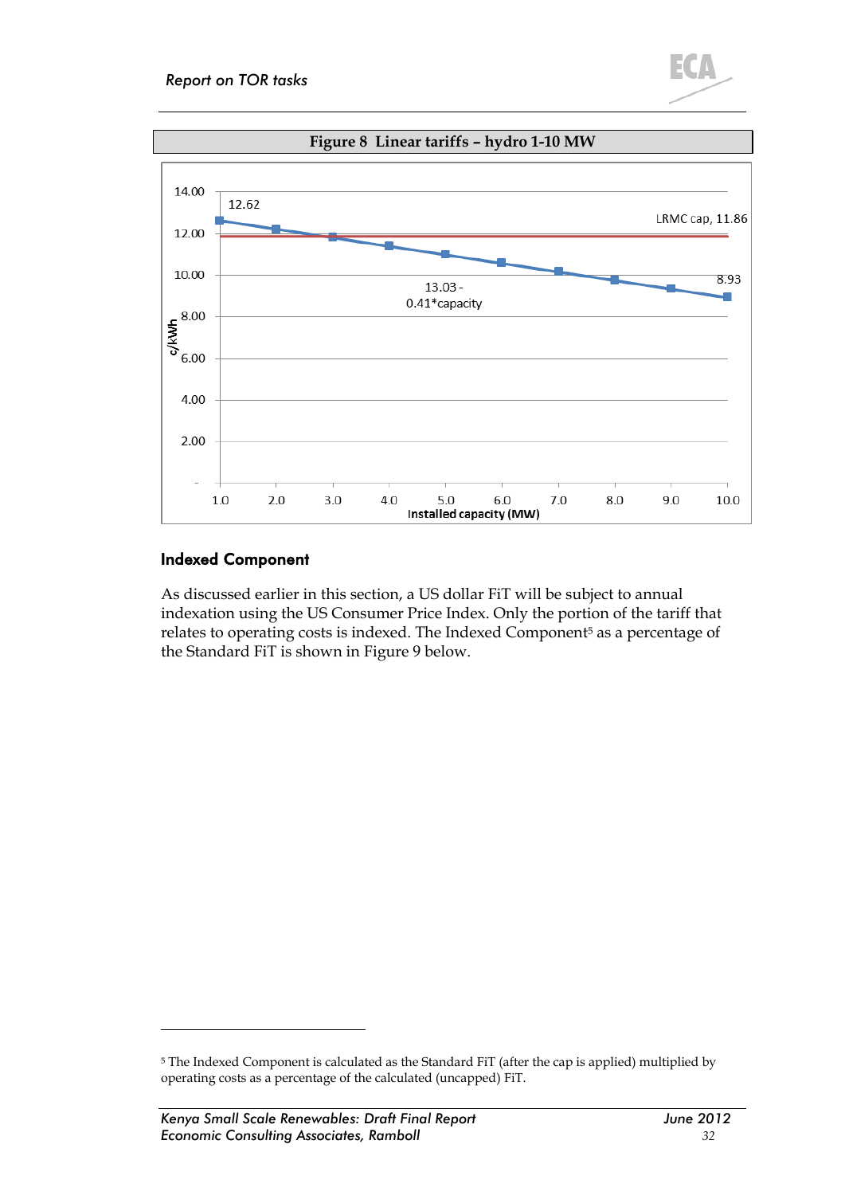**Figure 8 Linear tariffs – hydro 1-10 MW**

14.00
12.00
10.00
8.00
6.00
4.00
2.00
-

c/kWh

12.62

LRMC cap, 11.86

8.93

13.03 -
0.41*capacity

1.0 2.0 3.0 4.0 5.0 6.0 7.0 8.0 9.0 10.0

Installed capacity (MW)

## Indexed Component

As discussed earlier in this section, a US dollar FiT will be subject to annual indexation using the US Consumer Price Index. Only the portion of the tariff that relates to operating costs is indexed. The Indexed Component[5] as a percentage of the Standard FiT is shown in Figure 9 below.

[5] The Indexed Component is calculated as the Standard FiT (after the cap is applied) multiplied by operating costs as a percentage of the calculated (uncapped) FiT.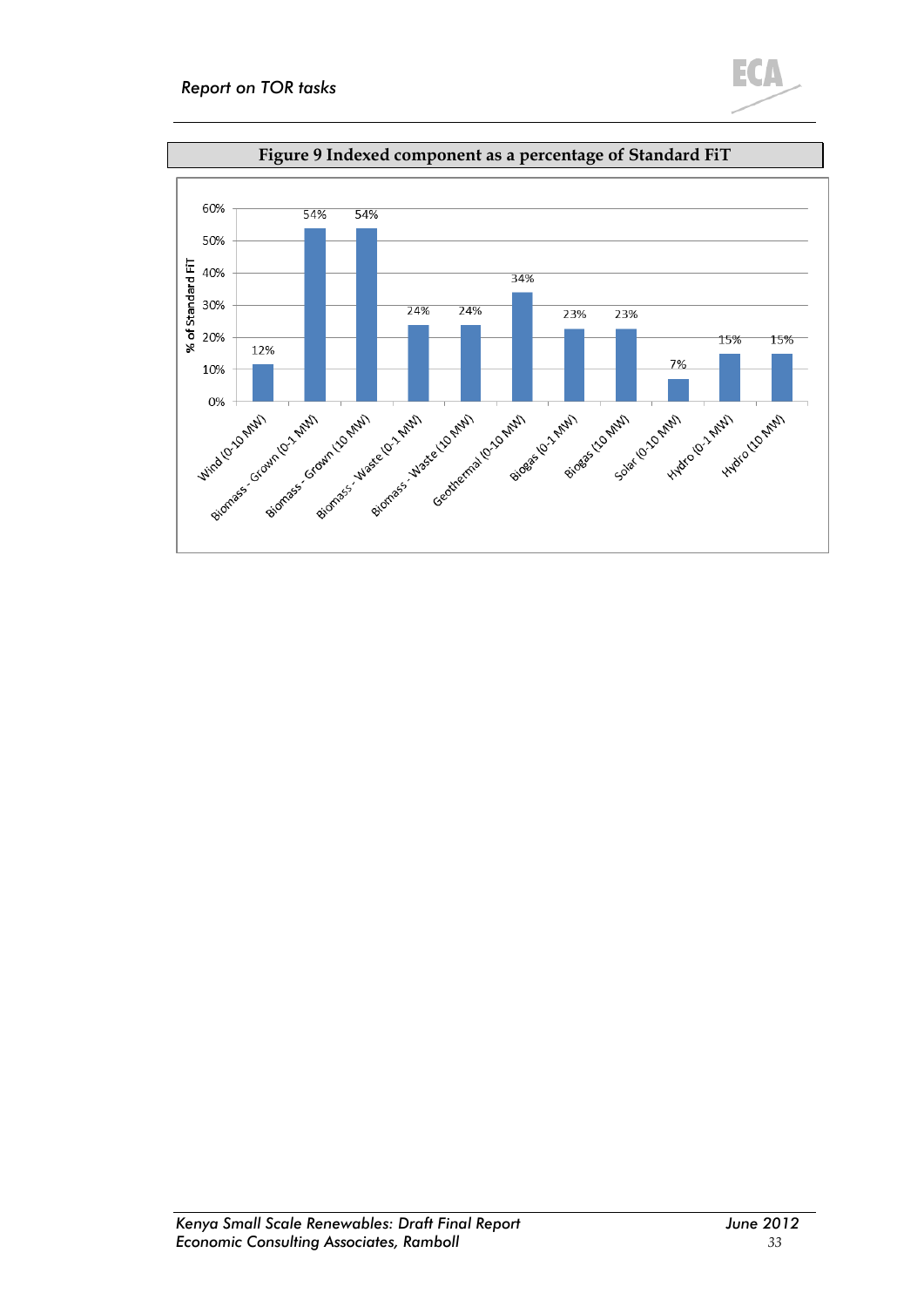**Figure 9 Indexed component as a percentage of Standard FiT**

% of Standard FiT

60%
50%
40%
30%
20%
10%
0%

Wind (0-10 MW) 12%
Biomass - Grown (0-1 MW) 54%
Biomass - Grown (10 MW) 54%
Biomass - Waste (0-1 MW) 24%
Biomass - Waste (10 MW) 24%
Geothermal (0-10 MW) 34%
Biogas (0-1 MW) 23%
Biogas (10 MW) 23%
Solar (0-10 MW) 7%
Hydro (0-1 MW) 15%
Hydro (10 MW) 15%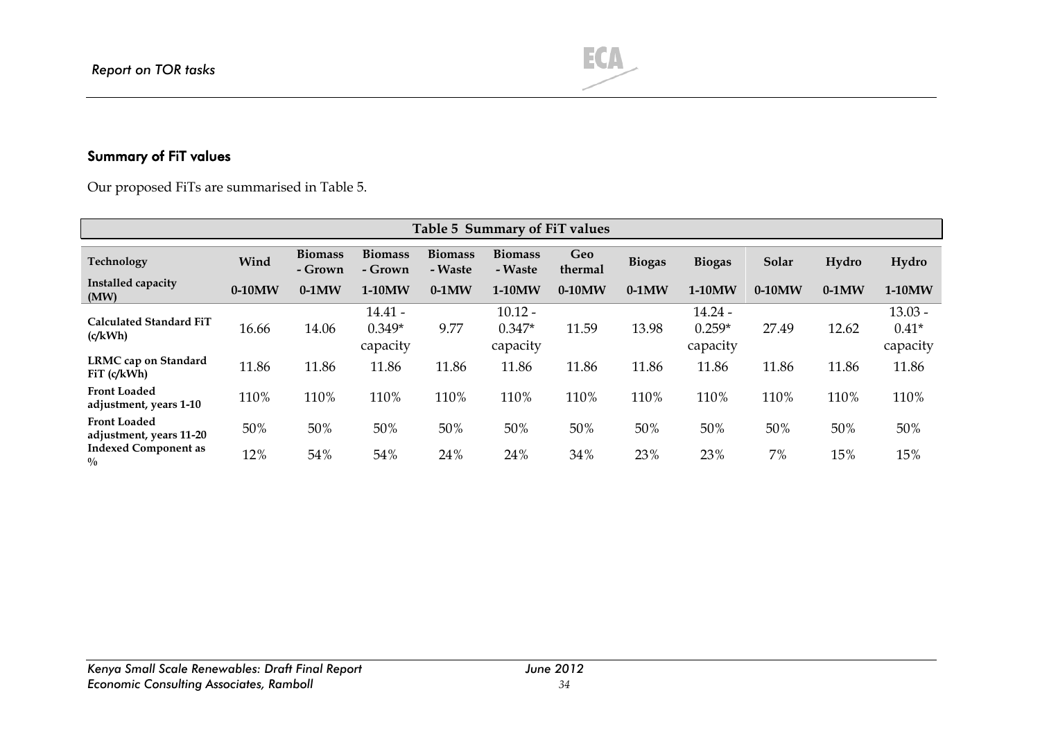## Summary of FiT values

Our proposed FiTs are summarised in Table 5.

**Table 5 Summary of FiT values**

| Technology | Wind | Biomass - Grown | Biomass - Grown | Biomass - Waste | Biomass - Waste | Geo thermal | Biogas | Biogas | Solar | Hydro | Hydro |
|---|---|---|---|---|---|---|---|---|---|---|---|
| Installed capacity (MW) | 0-10MW | 0-1MW | 1-10MW | 0-1MW | 1-10MW | 0-10MW | 0-1MW | 1-10MW | 0-10MW | 0-1MW | 1-10MW |
| Calculated Standard FiT (c/kWh) | 16.66 | 14.06 | 14.41 - 0.349* capacity | 9.77 | 10.12 - 0.347* capacity | 11.59 | 13.98 | 14.24 - 0.259* capacity | 27.49 | 12.62 | 13.03 - 0.41* capacity |
| LRMC cap on Standard FiT (c/kWh) | 11.86 | 11.86 | 11.86 | 11.86 | 11.86 | 11.86 | 11.86 | 11.86 | 11.86 | 11.86 | 11.86 |
| Front Loaded adjustment, years 1-10 | 110% | 110% | 110% | 110% | 110% | 110% | 110% | 110% | 110% | 110% | 110% |
| Front Loaded adjustment, years 11-20 | 50% | 50% | 50% | 50% | 50% | 50% | 50% | 50% | 50% | 50% | 50% |
| Indexed Component as % | 12% | 54% | 54% | 24% | 24% | 34% | 23% | 23% | 7% | 15% | 15% |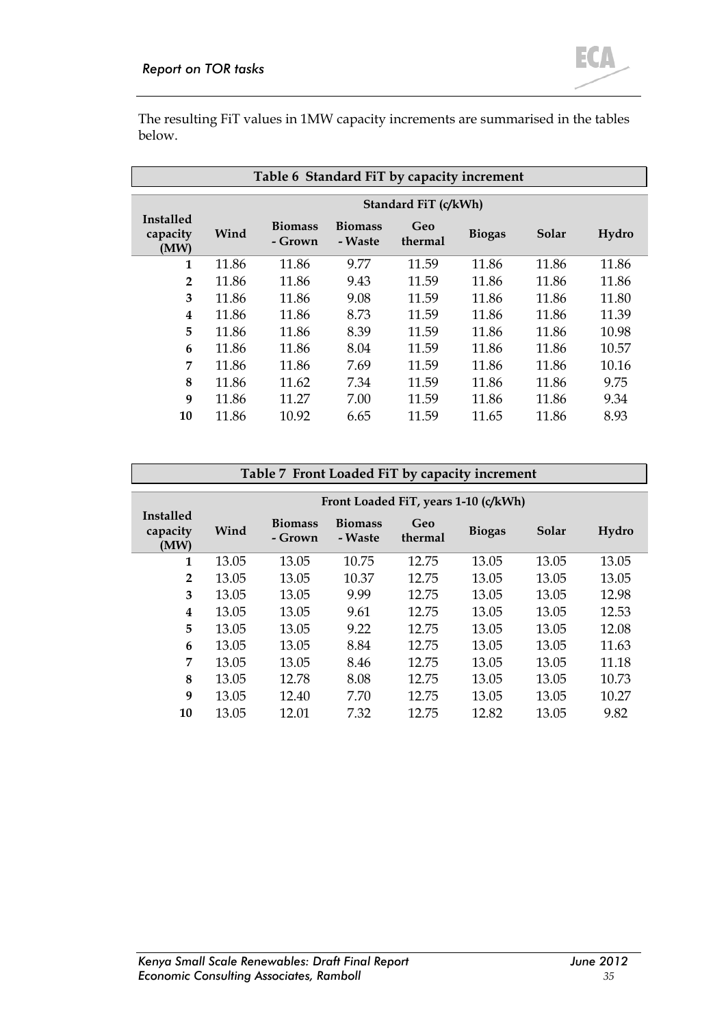The resulting FiT values in 1MW capacity increments are summarised in the tables below.

**Table 6 Standard FiT by capacity increment**

| Installed capacity (MW) | Standard FiT (¢/kWh) | | | | | | |
|---|---|---|---|---|---|---|---|
| | Wind | Biomass - Grown | Biomass - Waste | Geo thermal | Biogas | Solar | Hydro |
| 1 | 11.86 | 11.86 | 9.77 | 11.59 | 11.86 | 11.86 | 11.86 |
| 2 | 11.86 | 11.86 | 9.43 | 11.59 | 11.86 | 11.86 | 11.86 |
| 3 | 11.86 | 11.86 | 9.08 | 11.59 | 11.86 | 11.86 | 11.80 |
| 4 | 11.86 | 11.86 | 8.73 | 11.59 | 11.86 | 11.86 | 11.39 |
| 5 | 11.86 | 11.86 | 8.39 | 11.59 | 11.86 | 11.86 | 10.98 |
| 6 | 11.86 | 11.86 | 8.04 | 11.59 | 11.86 | 11.86 | 10.57 |
| 7 | 11.86 | 11.86 | 7.69 | 11.59 | 11.86 | 11.86 | 10.16 |
| 8 | 11.86 | 11.62 | 7.34 | 11.59 | 11.86 | 11.86 | 9.75 |
| 9 | 11.86 | 11.27 | 7.00 | 11.59 | 11.86 | 11.86 | 9.34 |
| 10 | 11.86 | 10.92 | 6.65 | 11.59 | 11.65 | 11.86 | 8.93 |

**Table 7 Front Loaded FiT by capacity increment**

| Installed capacity (MW) | Front Loaded FiT, years 1-10 (¢/kWh) | | | | | | |
|---|---|---|---|---|---|---|---|
| | Wind | Biomass - Grown | Biomass - Waste | Geo thermal | Biogas | Solar | Hydro |
| 1 | 13.05 | 13.05 | 10.75 | 12.75 | 13.05 | 13.05 | 13.05 |
| 2 | 13.05 | 13.05 | 10.37 | 12.75 | 13.05 | 13.05 | 13.05 |
| 3 | 13.05 | 13.05 | 9.99 | 12.75 | 13.05 | 13.05 | 12.98 |
| 4 | 13.05 | 13.05 | 9.61 | 12.75 | 13.05 | 13.05 | 12.53 |
| 5 | 13.05 | 13.05 | 9.22 | 12.75 | 13.05 | 13.05 | 12.08 |
| 6 | 13.05 | 13.05 | 8.84 | 12.75 | 13.05 | 13.05 | 11.63 |
| 7 | 13.05 | 13.05 | 8.46 | 12.75 | 13.05 | 13.05 | 11.18 |
| 8 | 13.05 | 12.78 | 8.08 | 12.75 | 13.05 | 13.05 | 10.73 |
| 9 | 13.05 | 12.40 | 7.70 | 12.75 | 13.05 | 13.05 | 10.27 |
| 10 | 13.05 | 12.01 | 7.32 | 12.75 | 12.82 | 13.05 | 9.82 |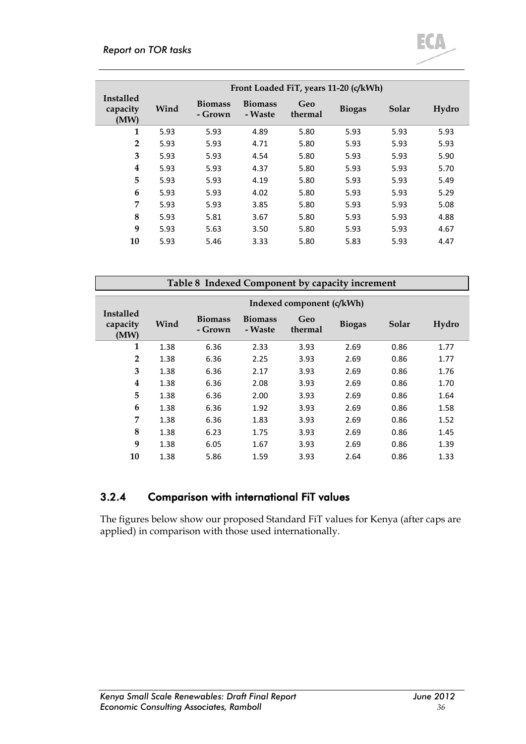| Installed capacity (MW) | Front Loaded FiT, years 11-20 (c/kWh) | | | | | | |
|---|---|---|---|---|---|---|---|
| | Wind | Biomass - Grown | Biomass - Waste | Geo thermal | Biogas | Solar | Hydro |
| 1 | 5.93 | 5.93 | 4.89 | 5.80 | 5.93 | 5.93 | 5.93 |
| 2 | 5.93 | 5.93 | 4.71 | 5.80 | 5.93 | 5.93 | 5.93 |
| 3 | 5.93 | 5.93 | 4.54 | 5.80 | 5.93 | 5.93 | 5.90 |
| 4 | 5.93 | 5.93 | 4.37 | 5.80 | 5.93 | 5.93 | 5.70 |
| 5 | 5.93 | 5.93 | 4.19 | 5.80 | 5.93 | 5.93 | 5.49 |
| 6 | 5.93 | 5.93 | 4.02 | 5.80 | 5.93 | 5.93 | 5.29 |
| 7 | 5.93 | 5.93 | 3.85 | 5.80 | 5.93 | 5.93 | 5.08 |
| 8 | 5.93 | 5.81 | 3.67 | 5.80 | 5.93 | 5.93 | 4.88 |
| 9 | 5.93 | 5.63 | 3.50 | 5.80 | 5.93 | 5.93 | 4.67 |
| 10 | 5.93 | 5.46 | 3.33 | 5.80 | 5.83 | 5.93 | 4.47 |

**Table 8 Indexed Component by capacity increment**

| Installed capacity (MW) | Indexed component (c/kWh) | | | | | | |
|---|---|---|---|---|---|---|---|
| | Wind | Biomass - Grown | Biomass - Waste | Geo thermal | Biogas | Solar | Hydro |
| 1 | 1.38 | 6.36 | 2.33 | 3.93 | 2.69 | 0.86 | 1.77 |
| 2 | 1.38 | 6.36 | 2.25 | 3.93 | 2.69 | 0.86 | 1.77 |
| 3 | 1.38 | 6.36 | 2.17 | 3.93 | 2.69 | 0.86 | 1.76 |
| 4 | 1.38 | 6.36 | 2.08 | 3.93 | 2.69 | 0.86 | 1.70 |
| 5 | 1.38 | 6.36 | 2.00 | 3.93 | 2.69 | 0.86 | 1.64 |
| 6 | 1.38 | 6.36 | 1.92 | 3.93 | 2.69 | 0.86 | 1.58 |
| 7 | 1.38 | 6.36 | 1.83 | 3.93 | 2.69 | 0.86 | 1.52 |
| 8 | 1.38 | 6.23 | 1.75 | 3.93 | 2.69 | 0.86 | 1.45 |
| 9 | 1.38 | 6.05 | 1.67 | 3.93 | 2.69 | 0.86 | 1.39 |
| 10 | 1.38 | 5.86 | 1.59 | 3.93 | 2.64 | 0.86 | 1.33 |

### 3.2.4 Comparison with international FiT values

The figures below show our proposed Standard FiT values for Kenya (after caps are applied) in comparison with those used internationally.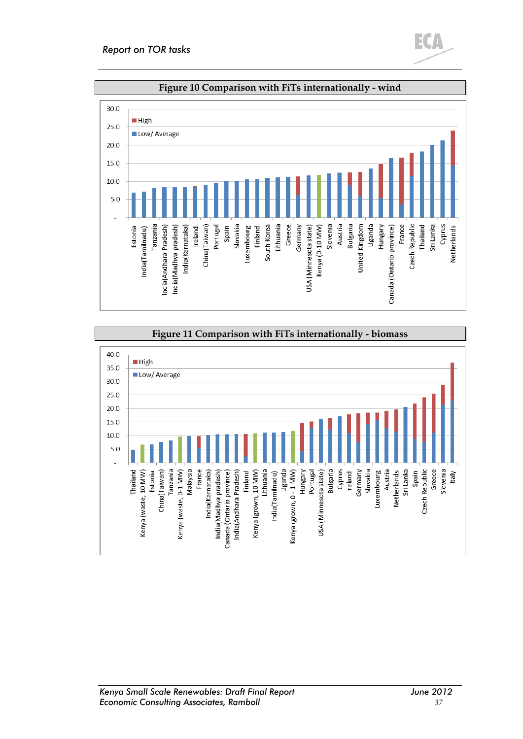**Figure 10 Comparison with FiTs internationally - wind**

30.0
25.0
20.0
15.0
10.0
5.0
-

High
Low/ Average

Estonia, India(Tamilnadu), Tanzania, India(Andhara Pradesh), India(Madhya pradesh), India(Karnataka), Ireland, China(Taiwan), Portugal, Spain, Slovakia, Luxembourg, Finland, South Korea, Lithuania, Greece, Germany, USA (Minnesota state), Kenya (0-10 MW), Slovenia, Austria, Bulgaria, United Kingdom, Uganda, Hungary, Canada (Ontario province), France, Czech Republic, Thailand, Sri Lanka, Cyprus, Netherlands

**Figure 11 Comparison with FiTs internationally - biomass**

40.0
35.0
30.0
25.0
20.0
15.0
10.0
5.0
-

High
Low/ Average

Thailand, Kenya (waste, 10 MW), Estonia, China(Taiwan), Tanzania, Kenya (waste, 0-1 MW), Malaysia, France, India(Karnataka), India(Madhya pradesh), Canada (Ontario province), India(Andhara Pradesh), Finland, Kenya (grown, 10 MW), Lithuania, India(Tamilnadu), Uganda, Kenya (grown, 0 - 1 MW), Hungary, Portugal, USA (Minnesota state), Bulgaria, Cyprus, Ireland, Germany, Slovakia, Luxembourg, Austria, Netherlands, Sri Lanka, Spain, Czech Republic, Greece, Slovenia, Italy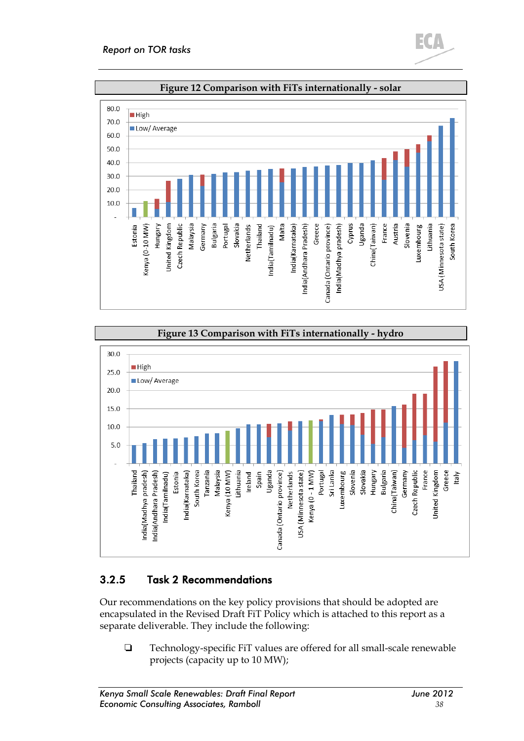**Figure 12 Comparison with FiTs internationally - solar**

80.0
70.0
60.0
50.0
40.0
30.0
20.0
10.0
-

High
Low/ Average

Estonia, Kenya (0-10 MW), Hungary, United Kingdom, Czech Republic, Malaysia, Germany, Bulgaria, Portugal, Slovakia, Netherlands, Thailand, India(Tamilnadu), Malta, India(Karnataka), India(Andhara Pradesh), Greece, Canada (Ontario province), India(Madhya pradesh), Cyprus, Uganda, China(Taiwan), France, Austria, Slovenia, Luxembourg, Lithuania, USA (Minnesota state), South Korea

**Figure 13 Comparison with FiTs internationally - hydro**

30.0
25.0
20.0
15.0
10.0
5.0
-

High
Low/ Average

Thailand, India(Madhya pradesh), India(Andhara Pradesh), India(Tamilnadu), Estonia, India(Karnataka), South Korea, Tanzania, Malaysia, Kenya (10 MW), Lithuania, Ireland, Spain, Uganda, Canada (Ontario province), Netherlands, USA (Minnesota state), Kenya (0 - 1 MW), Portugal, Sri Lanka, Luxembourg, Slovenia, Slovakia, Hungary, Bulgaria, China(Taiwan), Germany, Czech Republic, France, United Kingdom, Greece, Italy

### 3.2.5 Task 2 Recommendations

Our recommendations on the key policy provisions that should be adopted are encapsulated in the Revised Draft FiT Policy which is attached to this report as a separate deliverable. They include the following:

- Technology-specific FiT values are offered for all small-scale renewable projects (capacity up to 10 MW);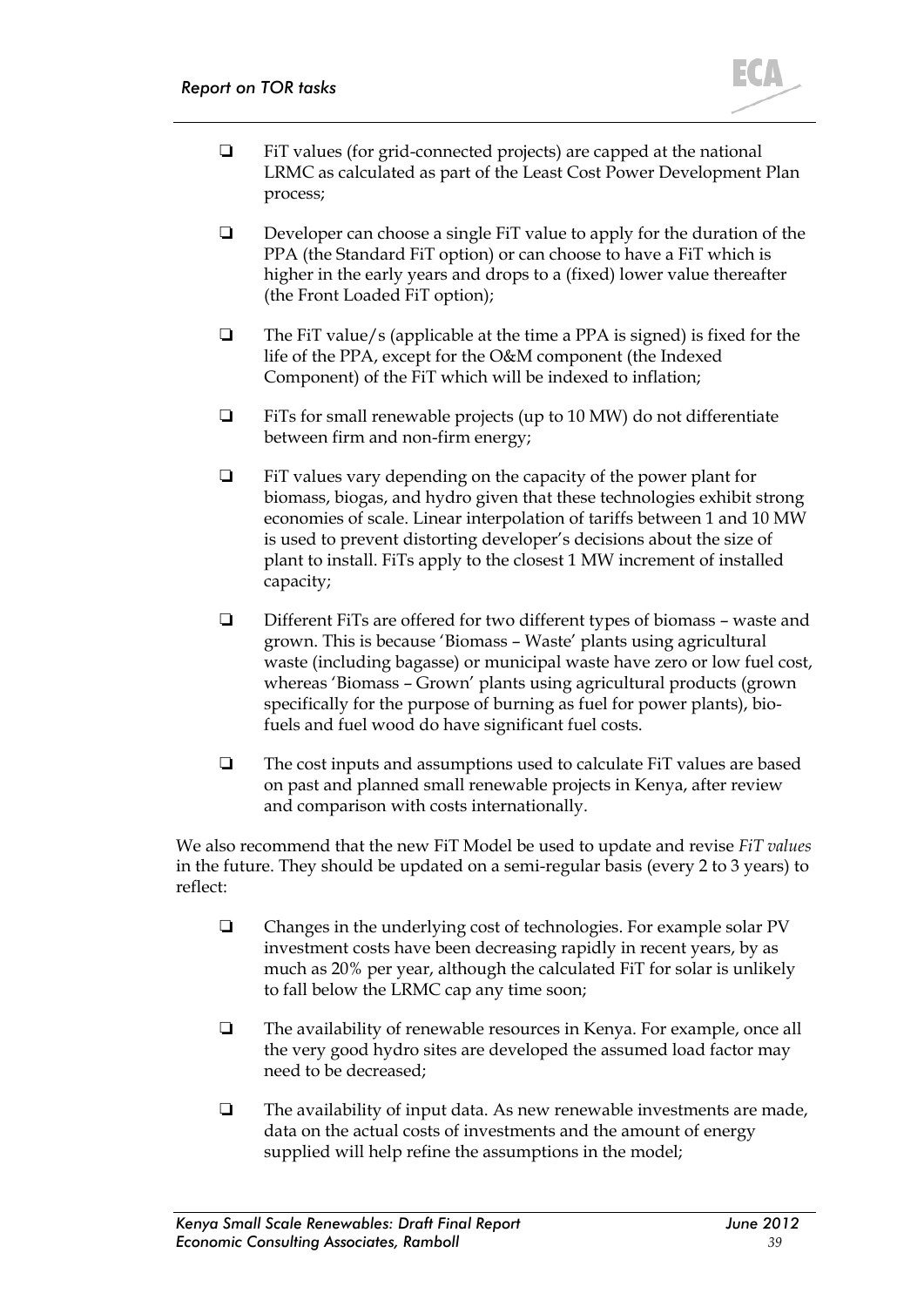- FiT values (for grid-connected projects) are capped at the national LRMC as calculated as part of the Least Cost Power Development Plan process;
- Developer can choose a single FiT value to apply for the duration of the PPA (the Standard FiT option) or can choose to have a FiT which is higher in the early years and drops to a (fixed) lower value thereafter (the Front Loaded FiT option);
- The FiT value/s (applicable at the time a PPA is signed) is fixed for the life of the PPA, except for the O&M component (the Indexed Component) of the FiT which will be indexed to inflation;
- FiTs for small renewable projects (up to 10 MW) do not differentiate between firm and non-firm energy;
- FiT values vary depending on the capacity of the power plant for biomass, biogas, and hydro given that these technologies exhibit strong economies of scale. Linear interpolation of tariffs between 1 and 10 MW is used to prevent distorting developer's decisions about the size of plant to install. FiTs apply to the closest 1 MW increment of installed capacity;
- Different FiTs are offered for two different types of biomass – waste and grown. This is because 'Biomass – Waste' plants using agricultural waste (including bagasse) or municipal waste have zero or low fuel cost, whereas 'Biomass – Grown' plants using agricultural products (grown specifically for the purpose of burning as fuel for power plants), bio-fuels and fuel wood do have significant fuel costs.
- The cost inputs and assumptions used to calculate FiT values are based on past and planned small renewable projects in Kenya, after review and comparison with costs internationally.

We also recommend that the new FiT Model be used to update and revise *FiT values* in the future. They should be updated on a semi-regular basis (every 2 to 3 years) to reflect:

- Changes in the underlying cost of technologies. For example solar PV investment costs have been decreasing rapidly in recent years, by as much as 20% per year, although the calculated FiT for solar is unlikely to fall below the LRMC cap any time soon;
- The availability of renewable resources in Kenya. For example, once all the very good hydro sites are developed the assumed load factor may need to be decreased;
- The availability of input data. As new renewable investments are made, data on the actual costs of investments and the amount of energy supplied will help refine the assumptions in the model;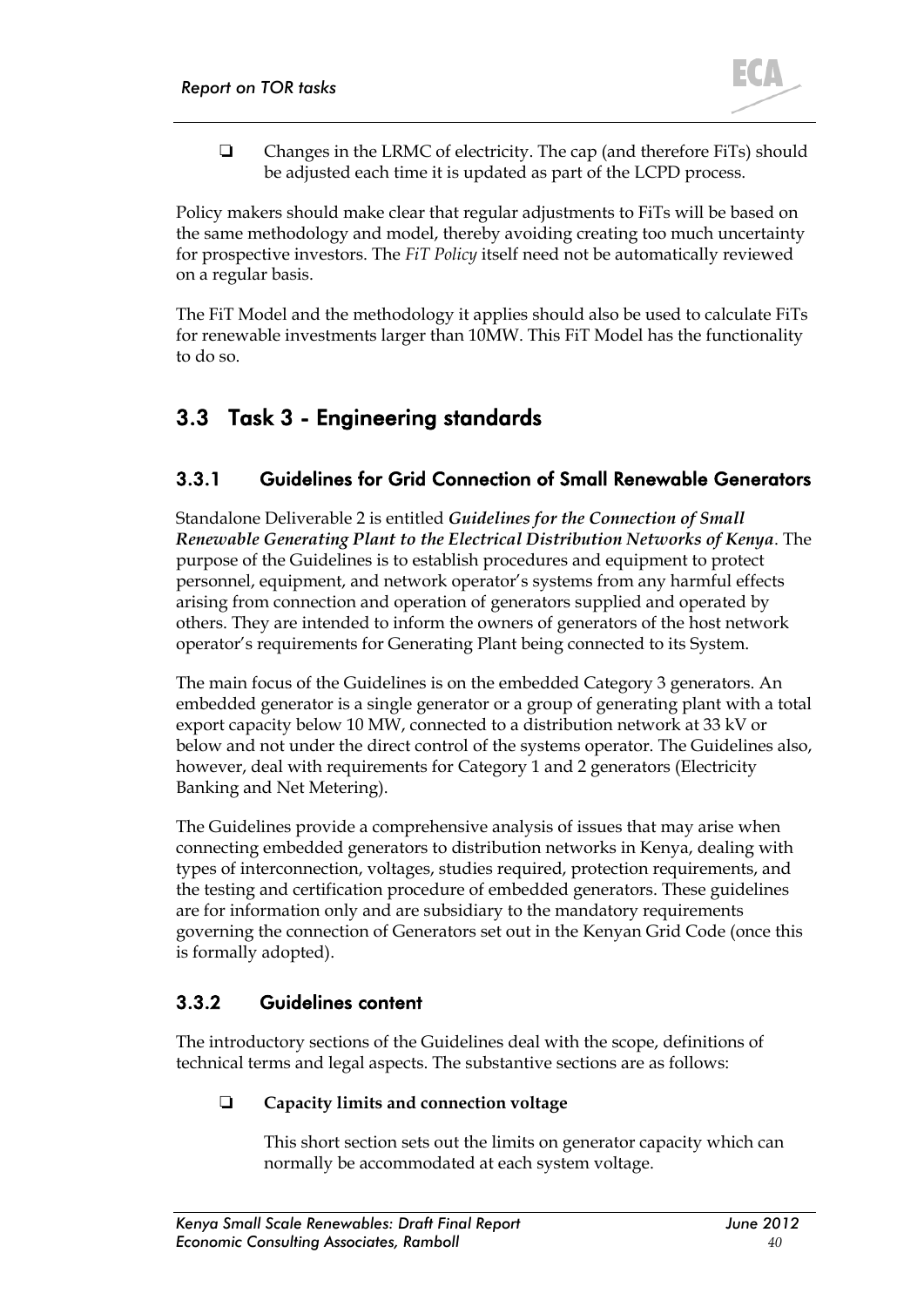- Changes in the LRMC of electricity. The cap (and therefore FiTs) should be adjusted each time it is updated as part of the LCPD process.

Policy makers should make clear that regular adjustments to FiTs will be based on the same methodology and model, thereby avoiding creating too much uncertainty for prospective investors. The *FiT Policy* itself need not be automatically reviewed on a regular basis.

The FiT Model and the methodology it applies should also be used to calculate FiTs for renewable investments larger than 10MW. This FiT Model has the functionality to do so.

## 3.3 Task 3 - Engineering standards

### 3.3.1 Guidelines for Grid Connection of Small Renewable Generators

Standalone Deliverable 2 is entitled ***Guidelines for the Connection of Small Renewable Generating Plant to the Electrical Distribution Networks of Kenya***. The purpose of the Guidelines is to establish procedures and equipment to protect personnel, equipment, and network operator's systems from any harmful effects arising from connection and operation of generators supplied and operated by others. They are intended to inform the owners of generators of the host network operator's requirements for Generating Plant being connected to its System.

The main focus of the Guidelines is on the embedded Category 3 generators. An embedded generator is a single generator or a group of generating plant with a total export capacity below 10 MW, connected to a distribution network at 33 kV or below and not under the direct control of the systems operator. The Guidelines also, however, deal with requirements for Category 1 and 2 generators (Electricity Banking and Net Metering).

The Guidelines provide a comprehensive analysis of issues that may arise when connecting embedded generators to distribution networks in Kenya, dealing with types of interconnection, voltages, studies required, protection requirements, and the testing and certification procedure of embedded generators. These guidelines are for information only and are subsidiary to the mandatory requirements governing the connection of Generators set out in the Kenyan Grid Code (once this is formally adopted).

### 3.3.2 Guidelines content

The introductory sections of the Guidelines deal with the scope, definitions of technical terms and legal aspects. The substantive sections are as follows:

- **Capacity limits and connection voltage**

  This short section sets out the limits on generator capacity which can normally be accommodated at each system voltage.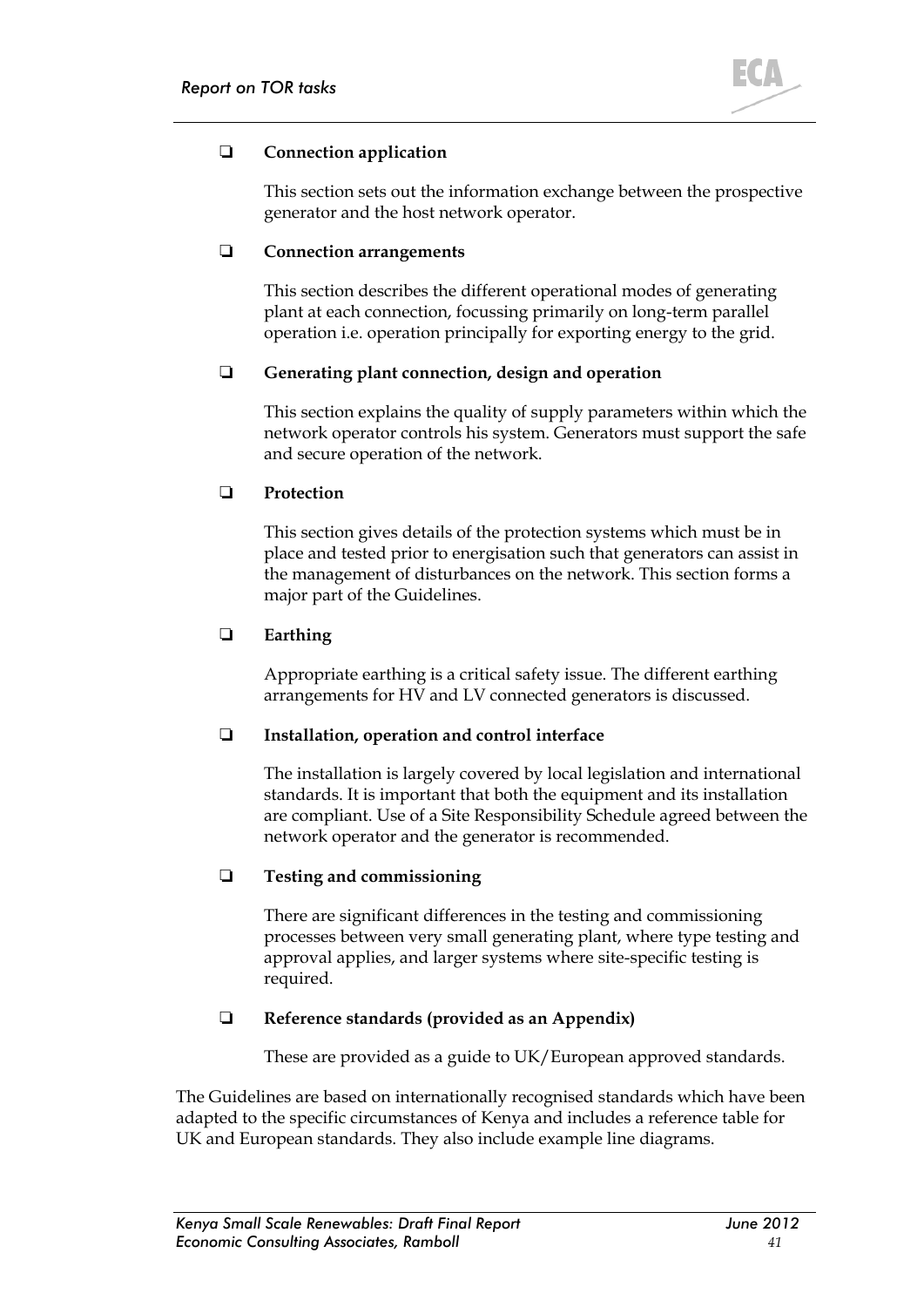- **Connection application**

  This section sets out the information exchange between the prospective generator and the host network operator.

- **Connection arrangements**

  This section describes the different operational modes of generating plant at each connection, focussing primarily on long-term parallel operation i.e. operation principally for exporting energy to the grid.

- **Generating plant connection, design and operation**

  This section explains the quality of supply parameters within which the network operator controls his system. Generators must support the safe and secure operation of the network.

- **Protection**

  This section gives details of the protection systems which must be in place and tested prior to energisation such that generators can assist in the management of disturbances on the network. This section forms a major part of the Guidelines.

- **Earthing**

  Appropriate earthing is a critical safety issue. The different earthing arrangements for HV and LV connected generators is discussed.

- **Installation, operation and control interface**

  The installation is largely covered by local legislation and international standards. It is important that both the equipment and its installation are compliant. Use of a Site Responsibility Schedule agreed between the network operator and the generator is recommended.

- **Testing and commissioning**

  There are significant differences in the testing and commissioning processes between very small generating plant, where type testing and approval applies, and larger systems where site-specific testing is required.

- **Reference standards (provided as an Appendix)**

  These are provided as a guide to UK/European approved standards.

The Guidelines are based on internationally recognised standards which have been adapted to the specific circumstances of Kenya and includes a reference table for UK and European standards. They also include example line diagrams.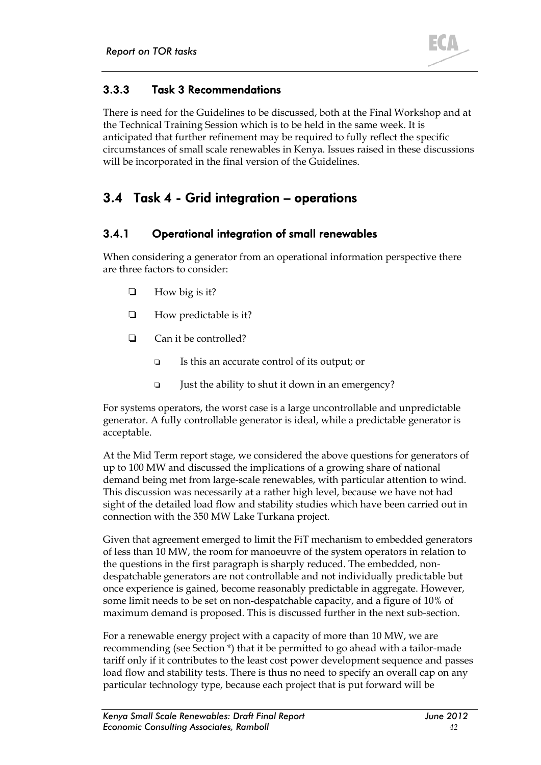### 3.3.3 Task 3 Recommendations

There is need for the Guidelines to be discussed, both at the Final Workshop and at the Technical Training Session which is to be held in the same week. It is anticipated that further refinement may be required to fully reflect the specific circumstances of small scale renewables in Kenya. Issues raised in these discussions will be incorporated in the final version of the Guidelines.

## 3.4 Task 4 - Grid integration – operations

### 3.4.1 Operational integration of small renewables

When considering a generator from an operational information perspective there are three factors to consider:

- How big is it?
- How predictable is it?
- Can it be controlled?
  - Is this an accurate control of its output; or
  - Just the ability to shut it down in an emergency?

For systems operators, the worst case is a large uncontrollable and unpredictable generator. A fully controllable generator is ideal, while a predictable generator is acceptable.

At the Mid Term report stage, we considered the above questions for generators of up to 100 MW and discussed the implications of a growing share of national demand being met from large-scale renewables, with particular attention to wind. This discussion was necessarily at a rather high level, because we have not had sight of the detailed load flow and stability studies which have been carried out in connection with the 350 MW Lake Turkana project.

Given that agreement emerged to limit the FiT mechanism to embedded generators of less than 10 MW, the room for manoeuvre of the system operators in relation to the questions in the first paragraph is sharply reduced. The embedded, non-despatchable generators are not controllable and not individually predictable but once experience is gained, become reasonably predictable in aggregate. However, some limit needs to be set on non-despatchable capacity, and a figure of 10% of maximum demand is proposed. This is discussed further in the next sub-section.

For a renewable energy project with a capacity of more than 10 MW, we are recommending (see Section *) that it be permitted to go ahead with a tailor-made tariff only if it contributes to the least cost power development sequence and passes load flow and stability tests. There is thus no need to specify an overall cap on any particular technology type, because each project that is put forward will be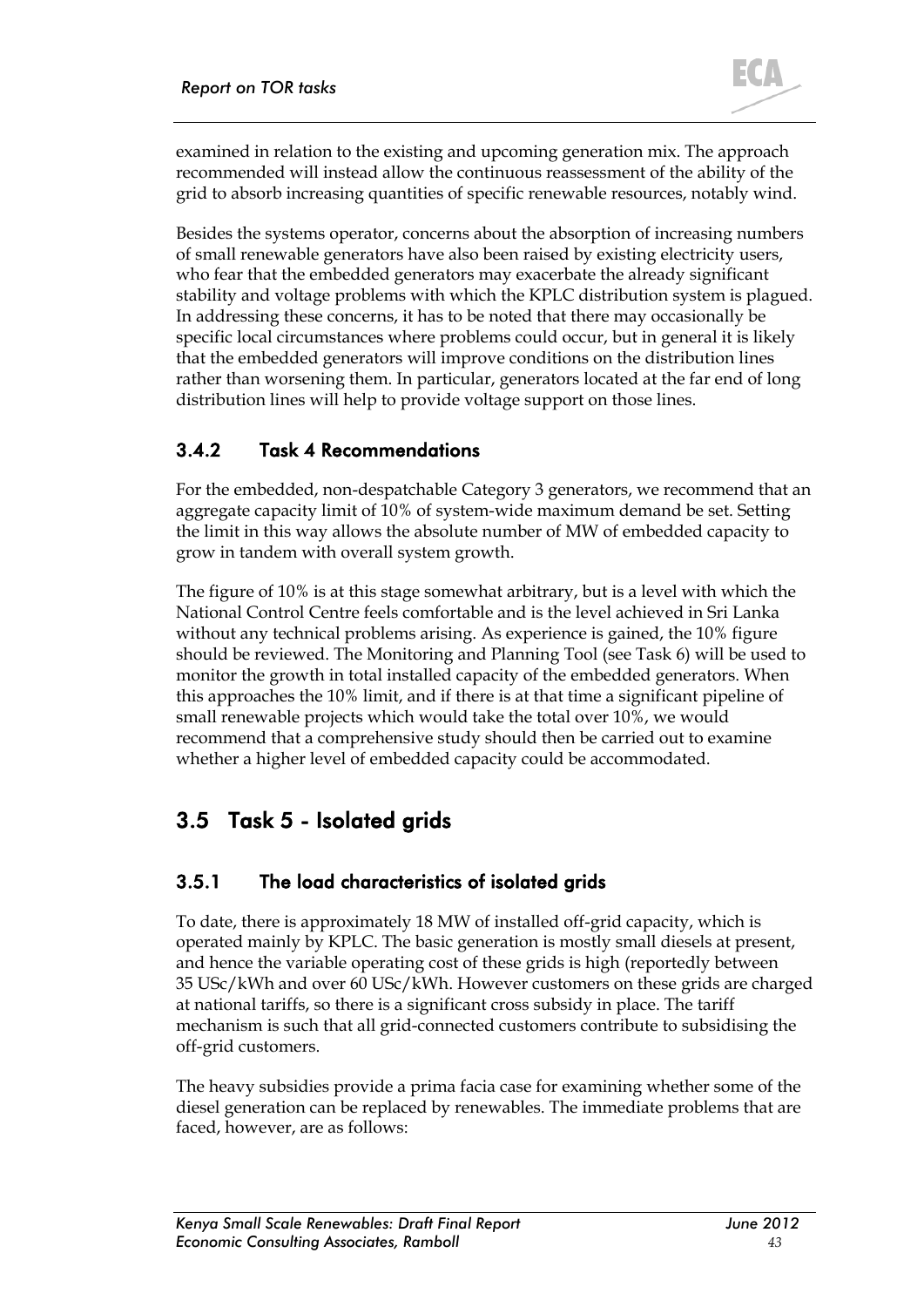examined in relation to the existing and upcoming generation mix. The approach recommended will instead allow the continuous reassessment of the ability of the grid to absorb increasing quantities of specific renewable resources, notably wind.

Besides the systems operator, concerns about the absorption of increasing numbers of small renewable generators have also been raised by existing electricity users, who fear that the embedded generators may exacerbate the already significant stability and voltage problems with which the KPLC distribution system is plagued. In addressing these concerns, it has to be noted that there may occasionally be specific local circumstances where problems could occur, but in general it is likely that the embedded generators will improve conditions on the distribution lines rather than worsening them. In particular, generators located at the far end of long distribution lines will help to provide voltage support on those lines.

### 3.4.2 Task 4 Recommendations

For the embedded, non-despatchable Category 3 generators, we recommend that an aggregate capacity limit of 10% of system-wide maximum demand be set. Setting the limit in this way allows the absolute number of MW of embedded capacity to grow in tandem with overall system growth.

The figure of 10% is at this stage somewhat arbitrary, but is a level with which the National Control Centre feels comfortable and is the level achieved in Sri Lanka without any technical problems arising. As experience is gained, the 10% figure should be reviewed. The Monitoring and Planning Tool (see Task 6) will be used to monitor the growth in total installed capacity of the embedded generators. When this approaches the 10% limit, and if there is at that time a significant pipeline of small renewable projects which would take the total over 10%, we would recommend that a comprehensive study should then be carried out to examine whether a higher level of embedded capacity could be accommodated.

## 3.5 Task 5 - Isolated grids

### 3.5.1 The load characteristics of isolated grids

To date, there is approximately 18 MW of installed off-grid capacity, which is operated mainly by KPLC. The basic generation is mostly small diesels at present, and hence the variable operating cost of these grids is high (reportedly between 35 USc/kWh and over 60 USc/kWh. However customers on these grids are charged at national tariffs, so there is a significant cross subsidy in place. The tariff mechanism is such that all grid-connected customers contribute to subsidising the off-grid customers.

The heavy subsidies provide a prima facia case for examining whether some of the diesel generation can be replaced by renewables. The immediate problems that are faced, however, are as follows: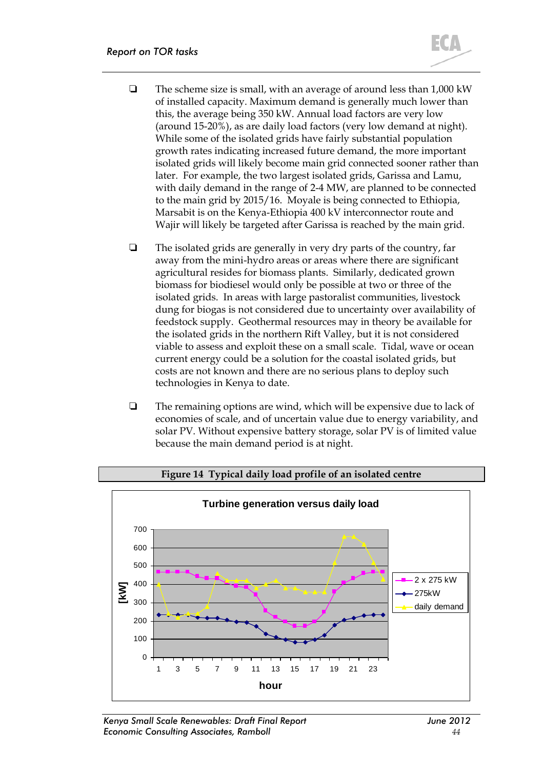- The scheme size is small, with an average of around less than 1,000 kW of installed capacity. Maximum demand is generally much lower than this, the average being 350 kW. Annual load factors are very low (around 15-20%), as are daily load factors (very low demand at night). While some of the isolated grids have fairly substantial population growth rates indicating increased future demand, the more important isolated grids will likely become main grid connected sooner rather than later. For example, the two largest isolated grids, Garissa and Lamu, with daily demand in the range of 2-4 MW, are planned to be connected to the main grid by 2015/16. Moyale is being connected to Ethiopia, Marsabit is on the Kenya-Ethiopia 400 kV interconnector route and Wajir will likely be targeted after Garissa is reached by the main grid.

- The isolated grids are generally in very dry parts of the country, far away from the mini-hydro areas or areas where there are significant agricultural resides for biomass plants. Similarly, dedicated grown biomass for biodiesel would only be possible at two or three of the isolated grids. In areas with large pastoralist communities, livestock dung for biogas is not considered due to uncertainty over availability of feedstock supply. Geothermal resources may in theory be available for the isolated grids in the northern Rift Valley, but it is not considered viable to assess and exploit these on a small scale. Tidal, wave or ocean current energy could be a solution for the coastal isolated grids, but costs are not known and there are no serious plans to deploy such technologies in Kenya to date.

- The remaining options are wind, which will be expensive due to lack of economies of scale, and of uncertain value due to energy variability, and solar PV. Without expensive battery storage, solar PV is of limited value because the main demand period is at night.

**Figure 14 Typical daily load profile of an isolated centre**

Turbine generation versus daily load

[kW]

0
100
200
300
400
500
600
700

1 3 5 7 9 11 13 15 17 19 21 23

hour

2 x 275 kW
275kW
daily demand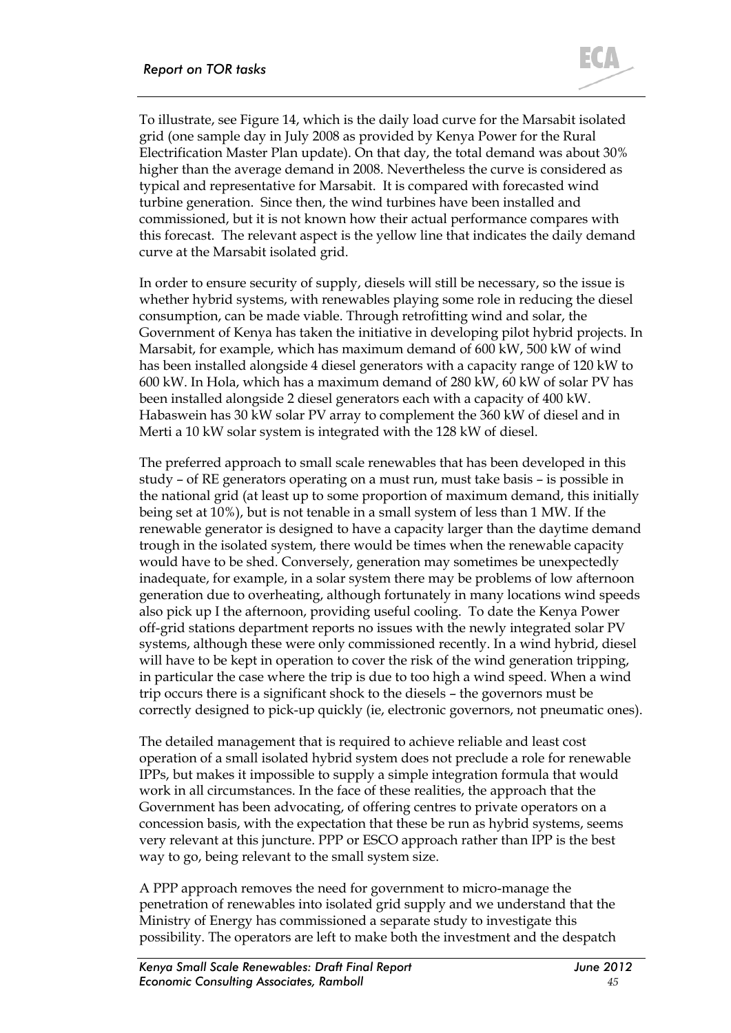To illustrate, see Figure 14, which is the daily load curve for the Marsabit isolated grid (one sample day in July 2008 as provided by Kenya Power for the Rural Electrification Master Plan update). On that day, the total demand was about 30% higher than the average demand in 2008. Nevertheless the curve is considered as typical and representative for Marsabit. It is compared with forecasted wind turbine generation. Since then, the wind turbines have been installed and commissioned, but it is not known how their actual performance compares with this forecast. The relevant aspect is the yellow line that indicates the daily demand curve at the Marsabit isolated grid.

In order to ensure security of supply, diesels will still be necessary, so the issue is whether hybrid systems, with renewables playing some role in reducing the diesel consumption, can be made viable. Through retrofitting wind and solar, the Government of Kenya has taken the initiative in developing pilot hybrid projects. In Marsabit, for example, which has maximum demand of 600 kW, 500 kW of wind has been installed alongside 4 diesel generators with a capacity range of 120 kW to 600 kW. In Hola, which has a maximum demand of 280 kW, 60 kW of solar PV has been installed alongside 2 diesel generators each with a capacity of 400 kW. Habaswein has 30 kW solar PV array to complement the 360 kW of diesel and in Merti a 10 kW solar system is integrated with the 128 kW of diesel.

The preferred approach to small scale renewables that has been developed in this study – of RE generators operating on a must run, must take basis – is possible in the national grid (at least up to some proportion of maximum demand, this initially being set at 10%), but is not tenable in a small system of less than 1 MW. If the renewable generator is designed to have a capacity larger than the daytime demand trough in the isolated system, there would be times when the renewable capacity would have to be shed. Conversely, generation may sometimes be unexpectedly inadequate, for example, in a solar system there may be problems of low afternoon generation due to overheating, although fortunately in many locations wind speeds also pick up I the afternoon, providing useful cooling. To date the Kenya Power off-grid stations department reports no issues with the newly integrated solar PV systems, although these were only commissioned recently. In a wind hybrid, diesel will have to be kept in operation to cover the risk of the wind generation tripping, in particular the case where the trip is due to too high a wind speed. When a wind trip occurs there is a significant shock to the diesels – the governors must be correctly designed to pick-up quickly (ie, electronic governors, not pneumatic ones).

The detailed management that is required to achieve reliable and least cost operation of a small isolated hybrid system does not preclude a role for renewable IPPs, but makes it impossible to supply a simple integration formula that would work in all circumstances. In the face of these realities, the approach that the Government has been advocating, of offering centres to private operators on a concession basis, with the expectation that these be run as hybrid systems, seems very relevant at this juncture. PPP or ESCO approach rather than IPP is the best way to go, being relevant to the small system size.

A PPP approach removes the need for government to micro-manage the penetration of renewables into isolated grid supply and we understand that the Ministry of Energy has commissioned a separate study to investigate this possibility. The operators are left to make both the investment and the despatch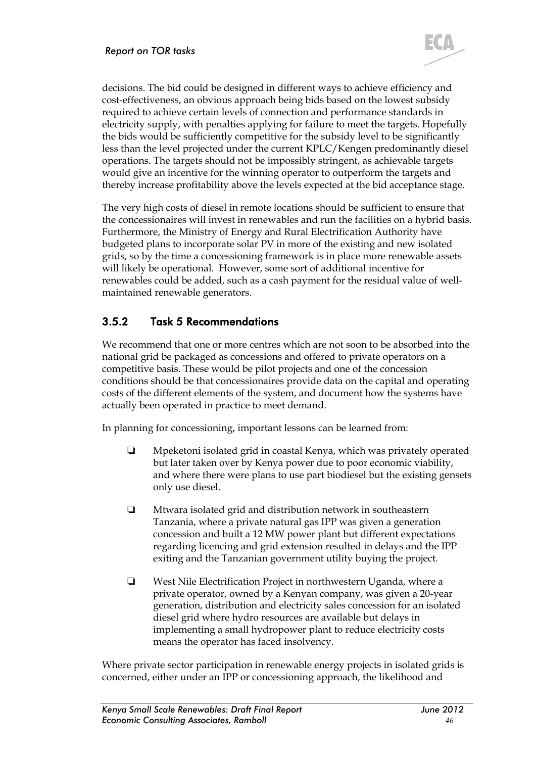decisions. The bid could be designed in different ways to achieve efficiency and cost-effectiveness, an obvious approach being bids based on the lowest subsidy required to achieve certain levels of connection and performance standards in electricity supply, with penalties applying for failure to meet the targets. Hopefully the bids would be sufficiently competitive for the subsidy level to be significantly less than the level projected under the current KPLC/Kengen predominantly diesel operations. The targets should not be impossibly stringent, as achievable targets would give an incentive for the winning operator to outperform the targets and thereby increase profitability above the levels expected at the bid acceptance stage.

The very high costs of diesel in remote locations should be sufficient to ensure that the concessionaires will invest in renewables and run the facilities on a hybrid basis. Furthermore, the Ministry of Energy and Rural Electrification Authority have budgeted plans to incorporate solar PV in more of the existing and new isolated grids, so by the time a concessioning framework is in place more renewable assets will likely be operational. However, some sort of additional incentive for renewables could be added, such as a cash payment for the residual value of well-maintained renewable generators.

### 3.5.2 Task 5 Recommendations

We recommend that one or more centres which are not soon to be absorbed into the national grid be packaged as concessions and offered to private operators on a competitive basis. These would be pilot projects and one of the concession conditions should be that concessionaires provide data on the capital and operating costs of the different elements of the system, and document how the systems have actually been operated in practice to meet demand.

In planning for concessioning, important lessons can be learned from:

- Mpeketoni isolated grid in coastal Kenya, which was privately operated but later taken over by Kenya power due to poor economic viability, and where there were plans to use part biodiesel but the existing gensets only use diesel.
- Mtwara isolated grid and distribution network in southeastern Tanzania, where a private natural gas IPP was given a generation concession and built a 12 MW power plant but different expectations regarding licencing and grid extension resulted in delays and the IPP exiting and the Tanzanian government utility buying the project.
- West Nile Electrification Project in northwestern Uganda, where a private operator, owned by a Kenyan company, was given a 20-year generation, distribution and electricity sales concession for an isolated diesel grid where hydro resources are available but delays in implementing a small hydropower plant to reduce electricity costs means the operator has faced insolvency.

Where private sector participation in renewable energy projects in isolated grids is concerned, either under an IPP or concessioning approach, the likelihood and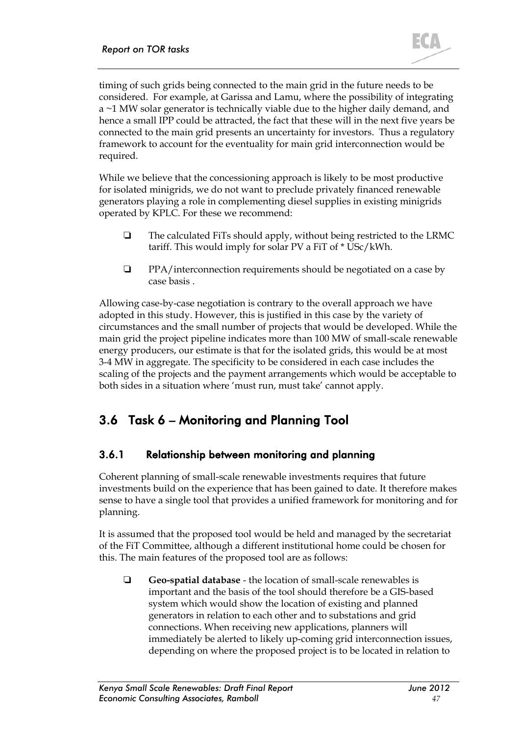timing of such grids being connected to the main grid in the future needs to be considered. For example, at Garissa and Lamu, where the possibility of integrating a ~1 MW solar generator is technically viable due to the higher daily demand, and hence a small IPP could be attracted, the fact that these will in the next five years be connected to the main grid presents an uncertainty for investors. Thus a regulatory framework to account for the eventuality for main grid interconnection would be required.

While we believe that the concessioning approach is likely to be most productive for isolated minigrids, we do not want to preclude privately financed renewable generators playing a role in complementing diesel supplies in existing minigrids operated by KPLC. For these we recommend:

- The calculated FiTs should apply, without being restricted to the LRMC tariff. This would imply for solar PV a FiT of * USc/kWh.
- PPA/interconnection requirements should be negotiated on a case by case basis .

Allowing case-by-case negotiation is contrary to the overall approach we have adopted in this study. However, this is justified in this case by the variety of circumstances and the small number of projects that would be developed. While the main grid the project pipeline indicates more than 100 MW of small-scale renewable energy producers, our estimate is that for the isolated grids, this would be at most 3-4 MW in aggregate. The specificity to be considered in each case includes the scaling of the projects and the payment arrangements which would be acceptable to both sides in a situation where 'must run, must take' cannot apply.

## 3.6 Task 6 – Monitoring and Planning Tool

### 3.6.1 Relationship between monitoring and planning

Coherent planning of small-scale renewable investments requires that future investments build on the experience that has been gained to date. It therefore makes sense to have a single tool that provides a unified framework for monitoring and for planning.

It is assumed that the proposed tool would be held and managed by the secretariat of the FiT Committee, although a different institutional home could be chosen for this. The main features of the proposed tool are as follows:

- **Geo-spatial database** - the location of small-scale renewables is important and the basis of the tool should therefore be a GIS-based system which would show the location of existing and planned generators in relation to each other and to substations and grid connections. When receiving new applications, planners will immediately be alerted to likely up-coming grid interconnection issues, depending on where the proposed project is to be located in relation to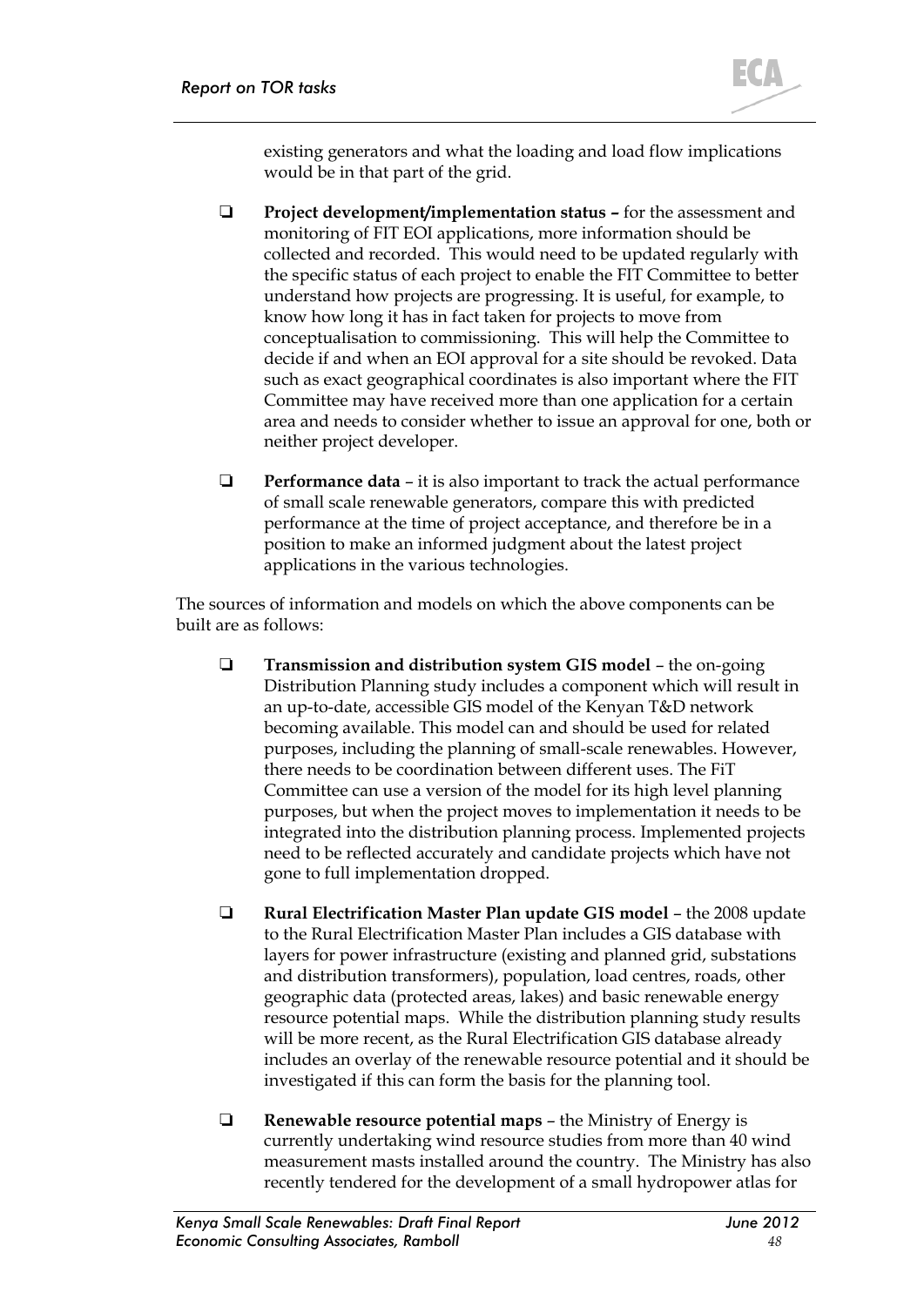existing generators and what the loading and load flow implications would be in that part of the grid.

- **Project development/implementation status –** for the assessment and monitoring of FIT EOI applications, more information should be collected and recorded. This would need to be updated regularly with the specific status of each project to enable the FIT Committee to better understand how projects are progressing. It is useful, for example, to know how long it has in fact taken for projects to move from conceptualisation to commissioning. This will help the Committee to decide if and when an EOI approval for a site should be revoked. Data such as exact geographical coordinates is also important where the FIT Committee may have received more than one application for a certain area and needs to consider whether to issue an approval for one, both or neither project developer.

- **Performance data** – it is also important to track the actual performance of small scale renewable generators, compare this with predicted performance at the time of project acceptance, and therefore be in a position to make an informed judgment about the latest project applications in the various technologies.

The sources of information and models on which the above components can be built are as follows:

- **Transmission and distribution system GIS model** – the on-going Distribution Planning study includes a component which will result in an up-to-date, accessible GIS model of the Kenyan T&D network becoming available. This model can and should be used for related purposes, including the planning of small-scale renewables. However, there needs to be coordination between different uses. The FiT Committee can use a version of the model for its high level planning purposes, but when the project moves to implementation it needs to be integrated into the distribution planning process. Implemented projects need to be reflected accurately and candidate projects which have not gone to full implementation dropped.

- **Rural Electrification Master Plan update GIS model** – the 2008 update to the Rural Electrification Master Plan includes a GIS database with layers for power infrastructure (existing and planned grid, substations and distribution transformers), population, load centres, roads, other geographic data (protected areas, lakes) and basic renewable energy resource potential maps. While the distribution planning study results will be more recent, as the Rural Electrification GIS database already includes an overlay of the renewable resource potential and it should be investigated if this can form the basis for the planning tool.

- **Renewable resource potential maps** – the Ministry of Energy is currently undertaking wind resource studies from more than 40 wind measurement masts installed around the country. The Ministry has also recently tendered for the development of a small hydropower atlas for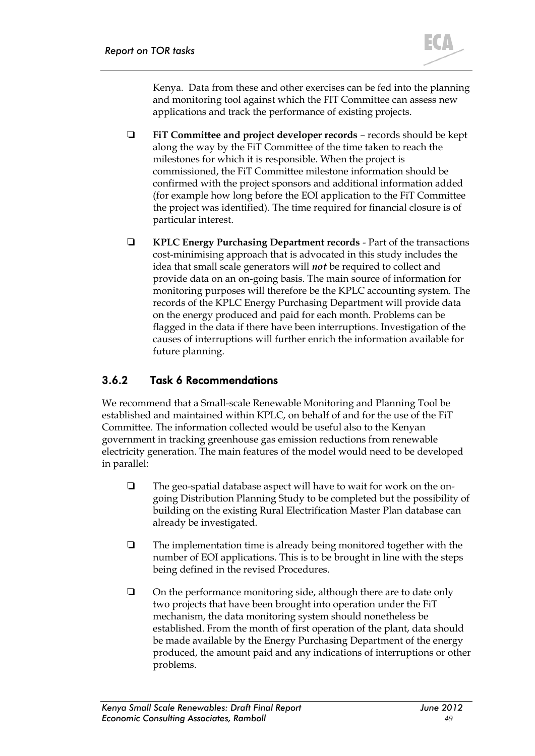Kenya. Data from these and other exercises can be fed into the planning and monitoring tool against which the FIT Committee can assess new applications and track the performance of existing projects.

- **FiT Committee and project developer records** – records should be kept along the way by the FiT Committee of the time taken to reach the milestones for which it is responsible. When the project is commissioned, the FiT Committee milestone information should be confirmed with the project sponsors and additional information added (for example how long before the EOI application to the FiT Committee the project was identified). The time required for financial closure is of particular interest.

- **KPLC Energy Purchasing Department records** - Part of the transactions cost-minimising approach that is advocated in this study includes the idea that small scale generators will ***not*** be required to collect and provide data on an on-going basis. The main source of information for monitoring purposes will therefore be the KPLC accounting system. The records of the KPLC Energy Purchasing Department will provide data on the energy produced and paid for each month. Problems can be flagged in the data if there have been interruptions. Investigation of the causes of interruptions will further enrich the information available for future planning.

### 3.6.2 Task 6 Recommendations

We recommend that a Small-scale Renewable Monitoring and Planning Tool be established and maintained within KPLC, on behalf of and for the use of the FiT Committee. The information collected would be useful also to the Kenyan government in tracking greenhouse gas emission reductions from renewable electricity generation. The main features of the model would need to be developed in parallel:

- The geo-spatial database aspect will have to wait for work on the on-going Distribution Planning Study to be completed but the possibility of building on the existing Rural Electrification Master Plan database can already be investigated.

- The implementation time is already being monitored together with the number of EOI applications. This is to be brought in line with the steps being defined in the revised Procedures.

- On the performance monitoring side, although there are to date only two projects that have been brought into operation under the FiT mechanism, the data monitoring system should nonetheless be established. From the month of first operation of the plant, data should be made available by the Energy Purchasing Department of the energy produced, the amount paid and any indications of interruptions or other problems.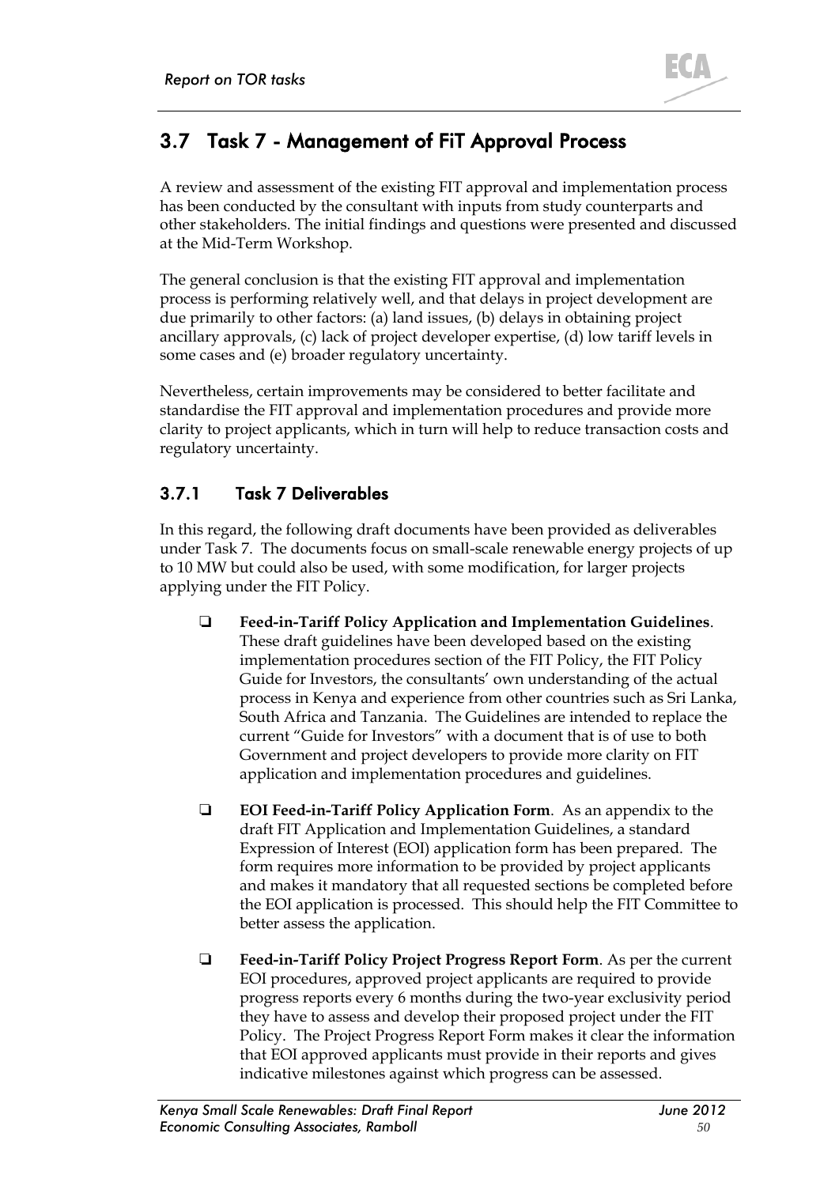## 3.7 Task 7 - Management of FiT Approval Process

A review and assessment of the existing FIT approval and implementation process has been conducted by the consultant with inputs from study counterparts and other stakeholders. The initial findings and questions were presented and discussed at the Mid-Term Workshop.

The general conclusion is that the existing FIT approval and implementation process is performing relatively well, and that delays in project development are due primarily to other factors: (a) land issues, (b) delays in obtaining project ancillary approvals, (c) lack of project developer expertise, (d) low tariff levels in some cases and (e) broader regulatory uncertainty.

Nevertheless, certain improvements may be considered to better facilitate and standardise the FIT approval and implementation procedures and provide more clarity to project applicants, which in turn will help to reduce transaction costs and regulatory uncertainty.

### 3.7.1 Task 7 Deliverables

In this regard, the following draft documents have been provided as deliverables under Task 7. The documents focus on small-scale renewable energy projects of up to 10 MW but could also be used, with some modification, for larger projects applying under the FIT Policy.

- **Feed-in-Tariff Policy Application and Implementation Guidelines**. These draft guidelines have been developed based on the existing implementation procedures section of the FIT Policy, the FIT Policy Guide for Investors, the consultants' own understanding of the actual process in Kenya and experience from other countries such as Sri Lanka, South Africa and Tanzania. The Guidelines are intended to replace the current "Guide for Investors" with a document that is of use to both Government and project developers to provide more clarity on FIT application and implementation procedures and guidelines.

- **EOI Feed-in-Tariff Policy Application Form**. As an appendix to the draft FIT Application and Implementation Guidelines, a standard Expression of Interest (EOI) application form has been prepared. The form requires more information to be provided by project applicants and makes it mandatory that all requested sections be completed before the EOI application is processed. This should help the FIT Committee to better assess the application.

- **Feed-in-Tariff Policy Project Progress Report Form**. As per the current EOI procedures, approved project applicants are required to provide progress reports every 6 months during the two-year exclusivity period they have to assess and develop their proposed project under the FIT Policy. The Project Progress Report Form makes it clear the information that EOI approved applicants must provide in their reports and gives indicative milestones against which progress can be assessed.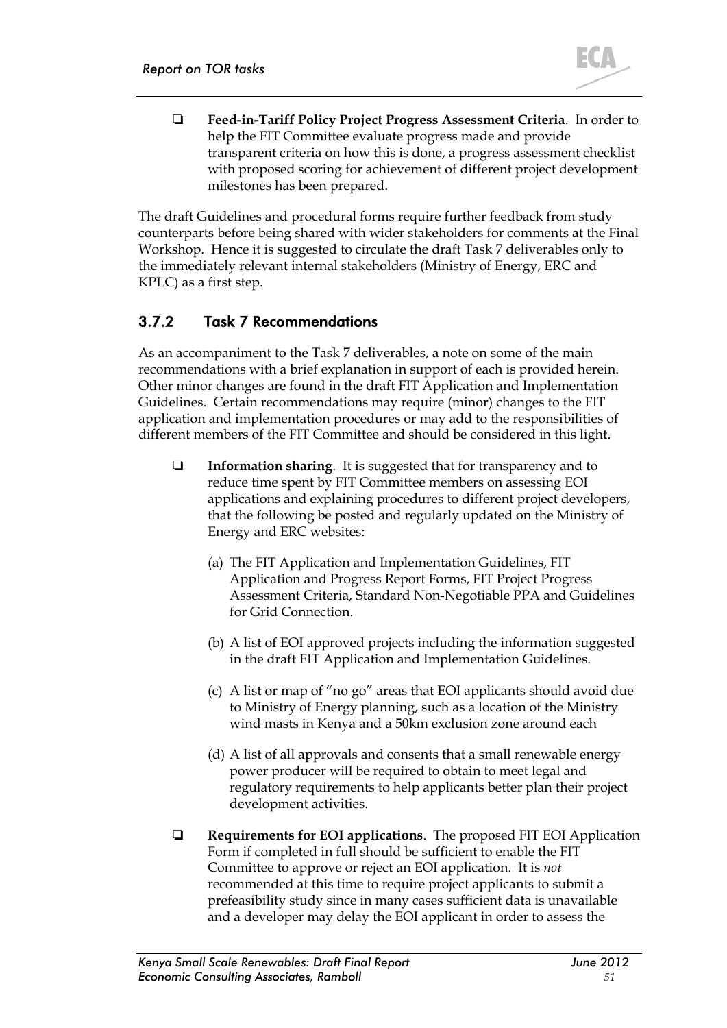- **Feed-in-Tariff Policy Project Progress Assessment Criteria**. In order to help the FIT Committee evaluate progress made and provide transparent criteria on how this is done, a progress assessment checklist with proposed scoring for achievement of different project development milestones has been prepared.

The draft Guidelines and procedural forms require further feedback from study counterparts before being shared with wider stakeholders for comments at the Final Workshop. Hence it is suggested to circulate the draft Task 7 deliverables only to the immediately relevant internal stakeholders (Ministry of Energy, ERC and KPLC) as a first step.

### 3.7.2 Task 7 Recommendations

As an accompaniment to the Task 7 deliverables, a note on some of the main recommendations with a brief explanation in support of each is provided herein. Other minor changes are found in the draft FIT Application and Implementation Guidelines. Certain recommendations may require (minor) changes to the FIT application and implementation procedures or may add to the responsibilities of different members of the FIT Committee and should be considered in this light.

- **Information sharing**. It is suggested that for transparency and to reduce time spent by FIT Committee members on assessing EOI applications and explaining procedures to different project developers, that the following be posted and regularly updated on the Ministry of Energy and ERC websites:

  (a) The FIT Application and Implementation Guidelines, FIT Application and Progress Report Forms, FIT Project Progress Assessment Criteria, Standard Non-Negotiable PPA and Guidelines for Grid Connection.

  (b) A list of EOI approved projects including the information suggested in the draft FIT Application and Implementation Guidelines.

  (c) A list or map of "no go" areas that EOI applicants should avoid due to Ministry of Energy planning, such as a location of the Ministry wind masts in Kenya and a 50km exclusion zone around each

  (d) A list of all approvals and consents that a small renewable energy power producer will be required to obtain to meet legal and regulatory requirements to help applicants better plan their project development activities.

- **Requirements for EOI applications**. The proposed FIT EOI Application Form if completed in full should be sufficient to enable the FIT Committee to approve or reject an EOI application. It is *not* recommended at this time to require project applicants to submit a prefeasibility study since in many cases sufficient data is unavailable and a developer may delay the EOI applicant in order to assess the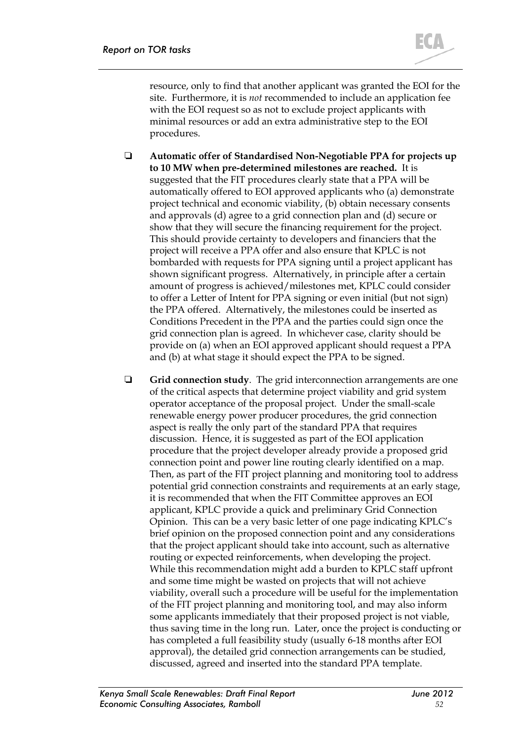resource, only to find that another applicant was granted the EOI for the site. Furthermore, it is *not* recommended to include an application fee with the EOI request so as not to exclude project applicants with minimal resources or add an extra administrative step to the EOI procedures.

- **Automatic offer of Standardised Non-Negotiable PPA for projects up to 10 MW when pre-determined milestones are reached.** It is suggested that the FIT procedures clearly state that a PPA will be automatically offered to EOI approved applicants who (a) demonstrate project technical and economic viability, (b) obtain necessary consents and approvals (d) agree to a grid connection plan and (d) secure or show that they will secure the financing requirement for the project. This should provide certainty to developers and financiers that the project will receive a PPA offer and also ensure that KPLC is not bombarded with requests for PPA signing until a project applicant has shown significant progress. Alternatively, in principle after a certain amount of progress is achieved/milestones met, KPLC could consider to offer a Letter of Intent for PPA signing or even initial (but not sign) the PPA offered. Alternatively, the milestones could be inserted as Conditions Precedent in the PPA and the parties could sign once the grid connection plan is agreed. In whichever case, clarity should be provide on (a) when an EOI approved applicant should request a PPA and (b) at what stage it should expect the PPA to be signed.

- **Grid connection study**. The grid interconnection arrangements are one of the critical aspects that determine project viability and grid system operator acceptance of the proposal project. Under the small-scale renewable energy power producer procedures, the grid connection aspect is really the only part of the standard PPA that requires discussion. Hence, it is suggested as part of the EOI application procedure that the project developer already provide a proposed grid connection point and power line routing clearly identified on a map. Then, as part of the FIT project planning and monitoring tool to address potential grid connection constraints and requirements at an early stage, it is recommended that when the FIT Committee approves an EOI applicant, KPLC provide a quick and preliminary Grid Connection Opinion. This can be a very basic letter of one page indicating KPLC's brief opinion on the proposed connection point and any considerations that the project applicant should take into account, such as alternative routing or expected reinforcements, when developing the project. While this recommendation might add a burden to KPLC staff upfront and some time might be wasted on projects that will not achieve viability, overall such a procedure will be useful for the implementation of the FIT project planning and monitoring tool, and may also inform some applicants immediately that their proposed project is not viable, thus saving time in the long run. Later, once the project is conducting or has completed a full feasibility study (usually 6-18 months after EOI approval), the detailed grid connection arrangements can be studied, discussed, agreed and inserted into the standard PPA template.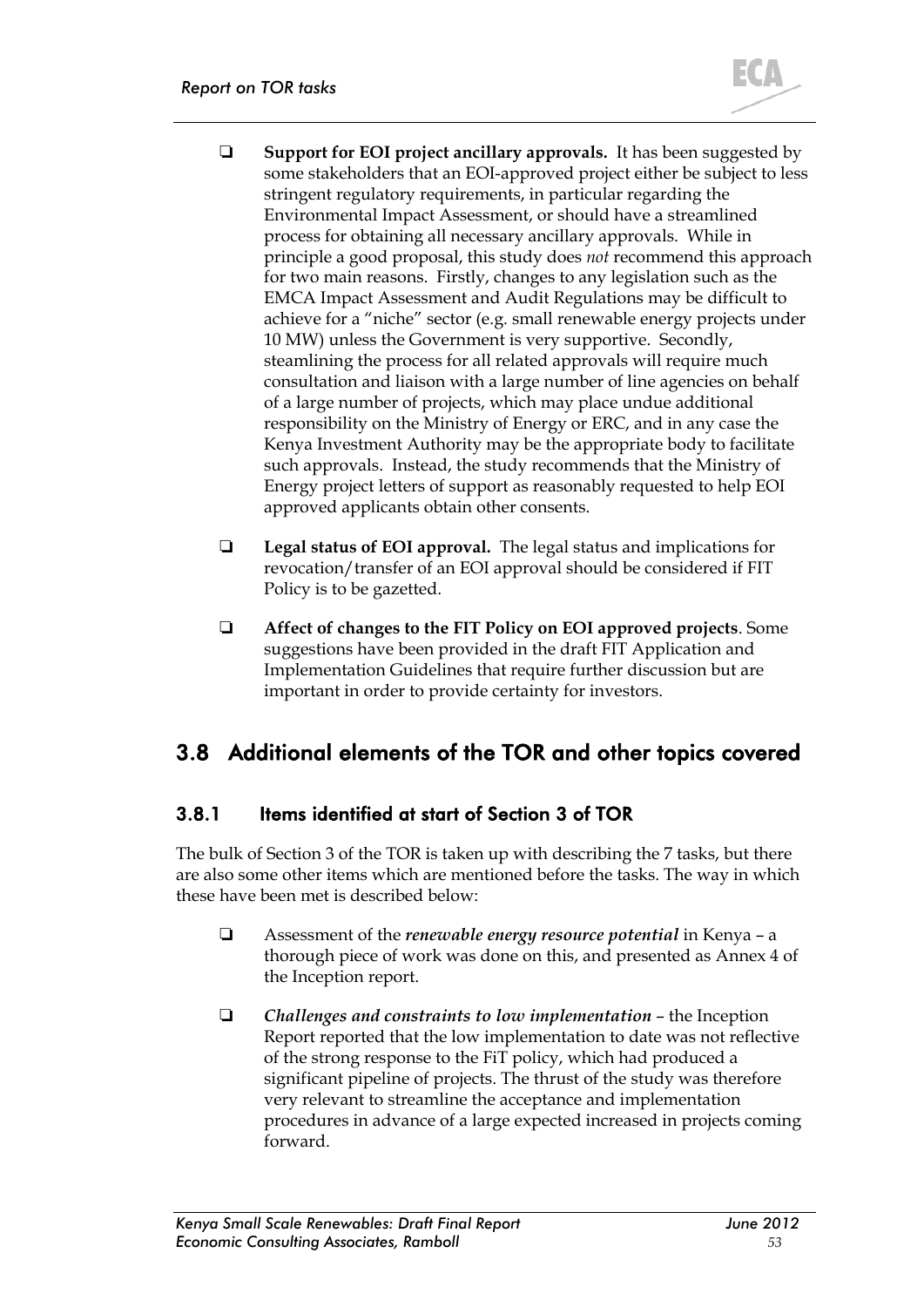- **Support for EOI project ancillary approvals.** It has been suggested by some stakeholders that an EOI-approved project either be subject to less stringent regulatory requirements, in particular regarding the Environmental Impact Assessment, or should have a streamlined process for obtaining all necessary ancillary approvals. While in principle a good proposal, this study does *not* recommend this approach for two main reasons. Firstly, changes to any legislation such as the EMCA Impact Assessment and Audit Regulations may be difficult to achieve for a "niche" sector (e.g. small renewable energy projects under 10 MW) unless the Government is very supportive. Secondly, steamlining the process for all related approvals will require much consultation and liaison with a large number of line agencies on behalf of a large number of projects, which may place undue additional responsibility on the Ministry of Energy or ERC, and in any case the Kenya Investment Authority may be the appropriate body to facilitate such approvals. Instead, the study recommends that the Ministry of Energy project letters of support as reasonably requested to help EOI approved applicants obtain other consents.

- **Legal status of EOI approval.** The legal status and implications for revocation/transfer of an EOI approval should be considered if FIT Policy is to be gazetted.

- **Affect of changes to the FIT Policy on EOI approved projects**. Some suggestions have been provided in the draft FIT Application and Implementation Guidelines that require further discussion but are important in order to provide certainty for investors.

## 3.8 Additional elements of the TOR and other topics covered

### 3.8.1 Items identified at start of Section 3 of TOR

The bulk of Section 3 of the TOR is taken up with describing the 7 tasks, but there are also some other items which are mentioned before the tasks. The way in which these have been met is described below:

- Assessment of the ***renewable energy resource potential*** in Kenya – a thorough piece of work was done on this, and presented as Annex 4 of the Inception report.

- ***Challenges and constraints to low implementation*** – the Inception Report reported that the low implementation to date was not reflective of the strong response to the FiT policy, which had produced a significant pipeline of projects. The thrust of the study was therefore very relevant to streamline the acceptance and implementation procedures in advance of a large expected increased in projects coming forward.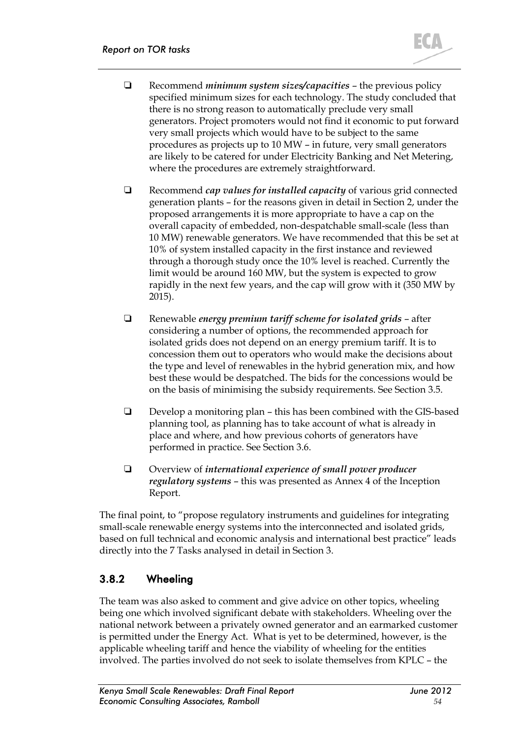- Recommend ***minimum system sizes/capacities*** – the previous policy specified minimum sizes for each technology. The study concluded that there is no strong reason to automatically preclude very small generators. Project promoters would not find it economic to put forward very small projects which would have to be subject to the same procedures as projects up to 10 MW – in future, very small generators are likely to be catered for under Electricity Banking and Net Metering, where the procedures are extremely straightforward.

- Recommend ***cap values for installed capacity*** of various grid connected generation plants – for the reasons given in detail in Section 2, under the proposed arrangements it is more appropriate to have a cap on the overall capacity of embedded, non-despatchable small-scale (less than 10 MW) renewable generators. We have recommended that this be set at 10% of system installed capacity in the first instance and reviewed through a thorough study once the 10% level is reached. Currently the limit would be around 160 MW, but the system is expected to grow rapidly in the next few years, and the cap will grow with it (350 MW by 2015).

- Renewable ***energy premium tariff scheme for isolated grids*** – after considering a number of options, the recommended approach for isolated grids does not depend on an energy premium tariff. It is to concession them out to operators who would make the decisions about the type and level of renewables in the hybrid generation mix, and how best these would be despatched. The bids for the concessions would be on the basis of minimising the subsidy requirements. See Section 3.5.

- Develop a monitoring plan – this has been combined with the GIS-based planning tool, as planning has to take account of what is already in place and where, and how previous cohorts of generators have performed in practice. See Section 3.6.

- Overview of ***international experience of small power producer regulatory systems*** – this was presented as Annex 4 of the Inception Report.

The final point, to "propose regulatory instruments and guidelines for integrating small-scale renewable energy systems into the interconnected and isolated grids, based on full technical and economic analysis and international best practice" leads directly into the 7 Tasks analysed in detail in Section 3.

### 3.8.2 Wheeling

The team was also asked to comment and give advice on other topics, wheeling being one which involved significant debate with stakeholders. Wheeling over the national network between a privately owned generator and an earmarked customer is permitted under the Energy Act. What is yet to be determined, however, is the applicable wheeling tariff and hence the viability of wheeling for the entities involved. The parties involved do not seek to isolate themselves from KPLC – the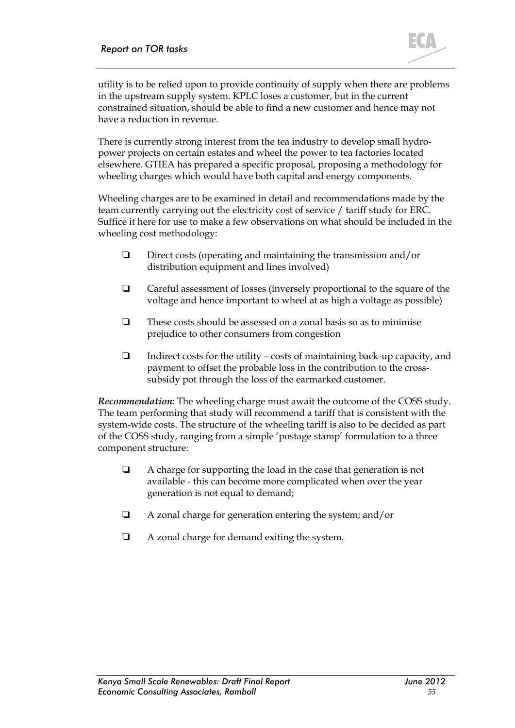utility is to be relied upon to provide continuity of supply when there are problems in the upstream supply system. KPLC loses a customer, but in the current constrained situation, should be able to find a new customer and hence may not have a reduction in revenue.

There is currently strong interest from the tea industry to develop small hydro-power projects on certain estates and wheel the power to tea factories located elsewhere. GTIEA has prepared a specific proposal, proposing a methodology for wheeling charges which would have both capital and energy components.

Wheeling charges are to be examined in detail and recommendations made by the team currently carrying out the electricity cost of service / tariff study for ERC. Suffice it here for use to make a few observations on what should be included in the wheeling cost methodology:

- Direct costs (operating and maintaining the transmission and/or distribution equipment and lines involved)
- Careful assessment of losses (inversely proportional to the square of the voltage and hence important to wheel at as high a voltage as possible)
- These costs should be assessed on a zonal basis so as to minimise prejudice to other consumers from congestion
- Indirect costs for the utility – costs of maintaining back-up capacity, and payment to offset the probable loss in the contribution to the cross-subsidy pot through the loss of the earmarked customer.

***Recommendation:*** The wheeling charge must await the outcome of the COSS study. The team performing that study will recommend a tariff that is consistent with the system-wide costs. The structure of the wheeling tariff is also to be decided as part of the COSS study, ranging from a simple 'postage stamp' formulation to a three component structure:

- A charge for supporting the load in the case that generation is not available - this can become more complicated when over the year generation is not equal to demand;
- A zonal charge for generation entering the system; and/or
- A zonal charge for demand exiting the system.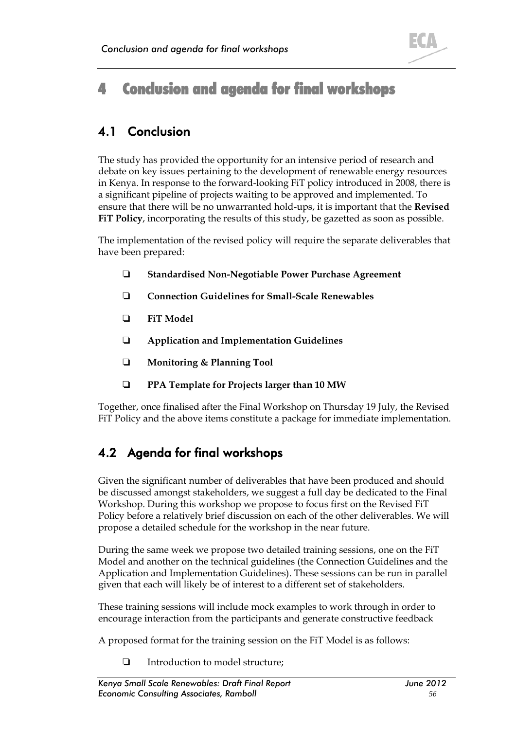# 4 Conclusion and agenda for final workshops

## 4.1 Conclusion

The study has provided the opportunity for an intensive period of research and debate on key issues pertaining to the development of renewable energy resources in Kenya. In response to the forward-looking FiT policy introduced in 2008, there is a significant pipeline of projects waiting to be approved and implemented. To ensure that there will be no unwarranted hold-ups, it is important that the **Revised FiT Policy**, incorporating the results of this study, be gazetted as soon as possible.

The implementation of the revised policy will require the separate deliverables that have been prepared:

- **Standardised Non-Negotiable Power Purchase Agreement**
- **Connection Guidelines for Small-Scale Renewables**
- **FiT Model**
- **Application and Implementation Guidelines**
- **Monitoring & Planning Tool**
- **PPA Template for Projects larger than 10 MW**

Together, once finalised after the Final Workshop on Thursday 19 July, the Revised FiT Policy and the above items constitute a package for immediate implementation.

## 4.2 Agenda for final workshops

Given the significant number of deliverables that have been produced and should be discussed amongst stakeholders, we suggest a full day be dedicated to the Final Workshop. During this workshop we propose to focus first on the Revised FiT Policy before a relatively brief discussion on each of the other deliverables. We will propose a detailed schedule for the workshop in the near future.

During the same week we propose two detailed training sessions, one on the FiT Model and another on the technical guidelines (the Connection Guidelines and the Application and Implementation Guidelines). These sessions can be run in parallel given that each will likely be of interest to a different set of stakeholders.

These training sessions will include mock examples to work through in order to encourage interaction from the participants and generate constructive feedback

A proposed format for the training session on the FiT Model is as follows:

- Introduction to model structure;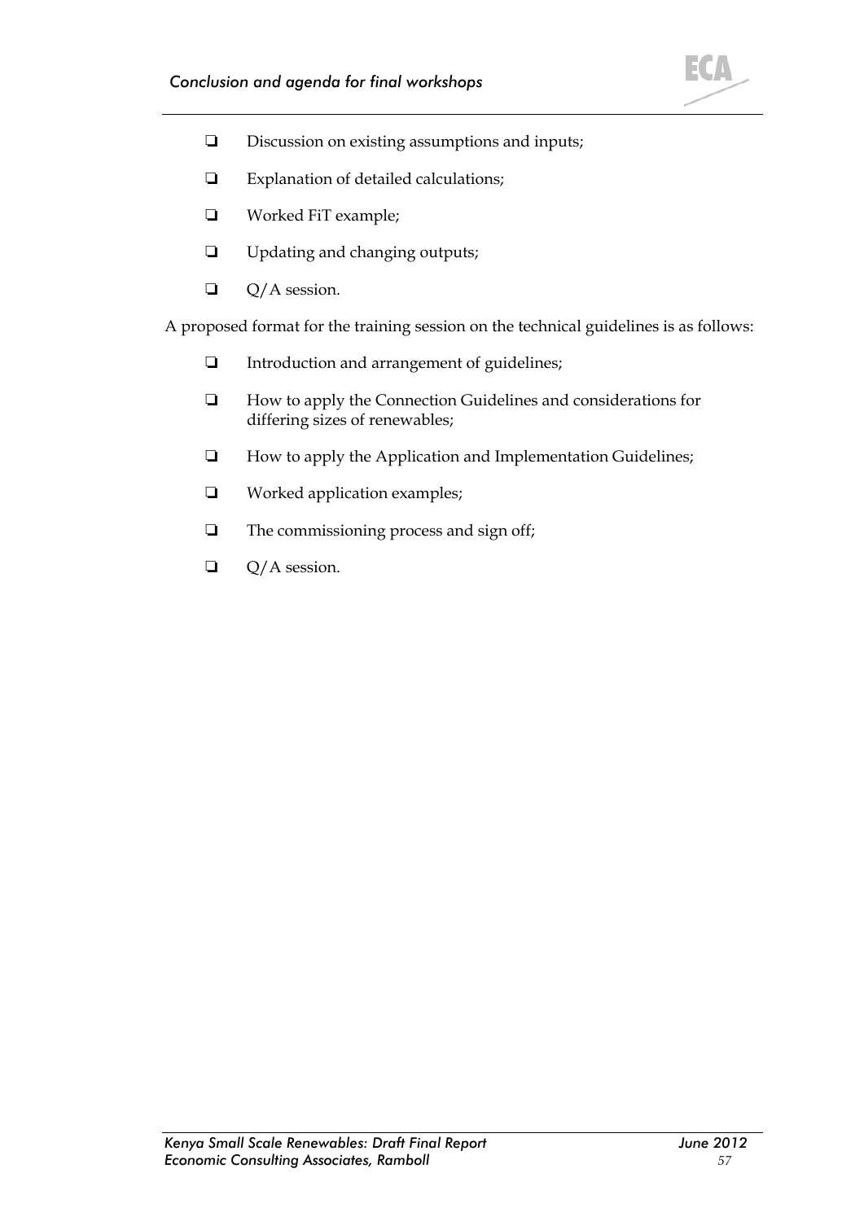- Discussion on existing assumptions and inputs;
- Explanation of detailed calculations;
- Worked FiT example;
- Updating and changing outputs;
- Q/A session.

A proposed format for the training session on the technical guidelines is as follows:

- Introduction and arrangement of guidelines;
- How to apply the Connection Guidelines and considerations for differing sizes of renewables;
- How to apply the Application and Implementation Guidelines;
- Worked application examples;
- The commissioning process and sign off;
- Q/A session.